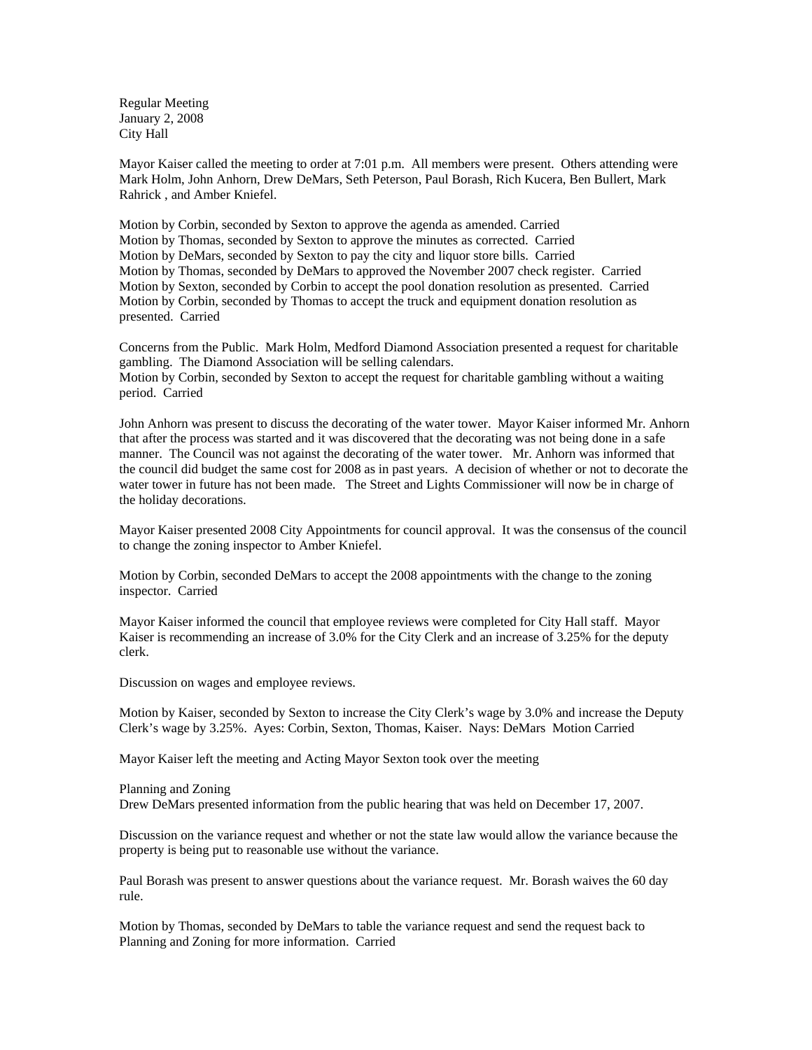Regular Meeting
January 2, 2008
City Hall

Mayor Kaiser called the meeting to order at 7:01 p.m. All members were present. Others attending were Mark Holm, John Anhorn, Drew DeMars, Seth Peterson, Paul Borash, Rich Kucera, Ben Bullert, Mark Rahrick , and Amber Kniefel.

Motion by Corbin, seconded by Sexton to approve the agenda as amended. Carried
Motion by Thomas, seconded by Sexton to approve the minutes as corrected. Carried
Motion by DeMars, seconded by Sexton to pay the city and liquor store bills. Carried
Motion by Thomas, seconded by DeMars to approved the November 2007 check register. Carried
Motion by Sexton, seconded by Corbin to accept the pool donation resolution as presented. Carried
Motion by Corbin, seconded by Thomas to accept the truck and equipment donation resolution as presented. Carried

Concerns from the Public. Mark Holm, Medford Diamond Association presented a request for charitable gambling. The Diamond Association will be selling calendars.
Motion by Corbin, seconded by Sexton to accept the request for charitable gambling without a waiting period. Carried

John Anhorn was present to discuss the decorating of the water tower. Mayor Kaiser informed Mr. Anhorn that after the process was started and it was discovered that the decorating was not being done in a safe manner. The Council was not against the decorating of the water tower. Mr. Anhorn was informed that the council did budget the same cost for 2008 as in past years. A decision of whether or not to decorate the water tower in future has not been made. The Street and Lights Commissioner will now be in charge of the holiday decorations.

Mayor Kaiser presented 2008 City Appointments for council approval. It was the consensus of the council to change the zoning inspector to Amber Kniefel.

Motion by Corbin, seconded DeMars to accept the 2008 appointments with the change to the zoning inspector. Carried

Mayor Kaiser informed the council that employee reviews were completed for City Hall staff. Mayor Kaiser is recommending an increase of 3.0% for the City Clerk and an increase of 3.25% for the deputy clerk.

Discussion on wages and employee reviews.

Motion by Kaiser, seconded by Sexton to increase the City Clerk's wage by 3.0% and increase the Deputy Clerk's wage by 3.25%. Ayes: Corbin, Sexton, Thomas, Kaiser. Nays: DeMars Motion Carried

Mayor Kaiser left the meeting and Acting Mayor Sexton took over the meeting

Planning and Zoning
Drew DeMars presented information from the public hearing that was held on December 17, 2007.

Discussion on the variance request and whether or not the state law would allow the variance because the property is being put to reasonable use without the variance.

Paul Borash was present to answer questions about the variance request. Mr. Borash waives the 60 day rule.

Motion by Thomas, seconded by DeMars to table the variance request and send the request back to Planning and Zoning for more information. Carried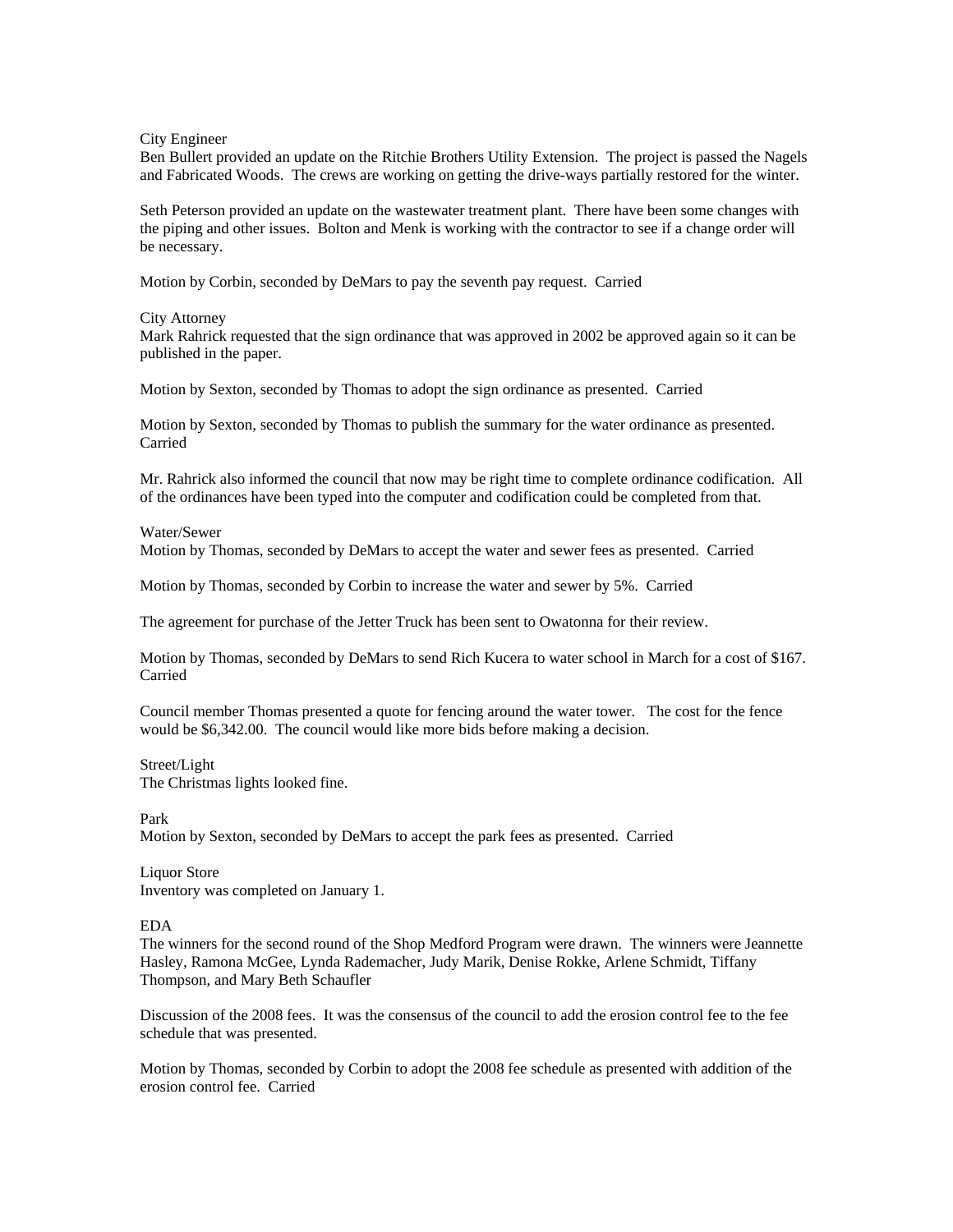City Engineer

Ben Bullert provided an update on the Ritchie Brothers Utility Extension. The project is passed the Nagels and Fabricated Woods. The crews are working on getting the drive-ways partially restored for the winter.

Seth Peterson provided an update on the wastewater treatment plant. There have been some changes with the piping and other issues. Bolton and Menk is working with the contractor to see if a change order will be necessary.

Motion by Corbin, seconded by DeMars to pay the seventh pay request. Carried

City Attorney

Mark Rahrick requested that the sign ordinance that was approved in 2002 be approved again so it can be published in the paper.

Motion by Sexton, seconded by Thomas to adopt the sign ordinance as presented. Carried

Motion by Sexton, seconded by Thomas to publish the summary for the water ordinance as presented. Carried

Mr. Rahrick also informed the council that now may be right time to complete ordinance codification. All of the ordinances have been typed into the computer and codification could be completed from that.

Water/Sewer

Motion by Thomas, seconded by DeMars to accept the water and sewer fees as presented. Carried

Motion by Thomas, seconded by Corbin to increase the water and sewer by 5%. Carried

The agreement for purchase of the Jetter Truck has been sent to Owatonna for their review.

Motion by Thomas, seconded by DeMars to send Rich Kucera to water school in March for a cost of $167. Carried

Council member Thomas presented a quote for fencing around the water tower. The cost for the fence would be $6,342.00. The council would like more bids before making a decision.

Street/Light

The Christmas lights looked fine.

Park

Motion by Sexton, seconded by DeMars to accept the park fees as presented. Carried

Liquor Store

Inventory was completed on January 1.

EDA

The winners for the second round of the Shop Medford Program were drawn. The winners were Jeannette Hasley, Ramona McGee, Lynda Rademacher, Judy Marik, Denise Rokke, Arlene Schmidt, Tiffany Thompson, and Mary Beth Schaufler

Discussion of the 2008 fees. It was the consensus of the council to add the erosion control fee to the fee schedule that was presented.

Motion by Thomas, seconded by Corbin to adopt the 2008 fee schedule as presented with addition of the erosion control fee. Carried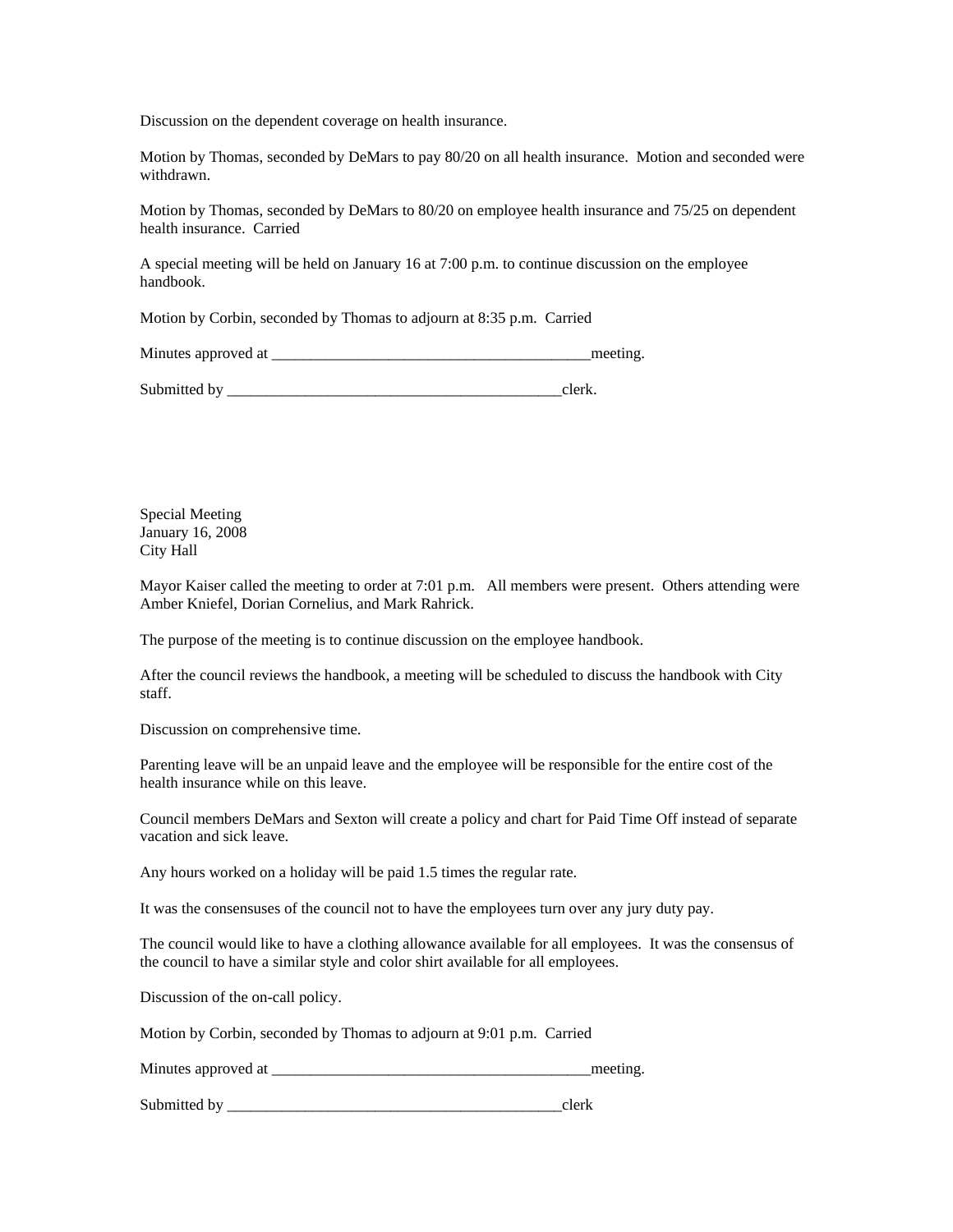Discussion on the dependent coverage on health insurance.

Motion by Thomas, seconded by DeMars to pay 80/20 on all health insurance. Motion and seconded were withdrawn.

Motion by Thomas, seconded by DeMars to 80/20 on employee health insurance and 75/25 on dependent health insurance. Carried

A special meeting will be held on January 16 at 7:00 p.m. to continue discussion on the employee handbook.

Motion by Corbin, seconded by Thomas to adjourn at 8:35 p.m. Carried

Minutes approved at __________________________________________meeting.

Submitted by ____________________________________________clerk.

Special Meeting
January 16, 2008
City Hall

Mayor Kaiser called the meeting to order at 7:01 p.m. All members were present. Others attending were Amber Kniefel, Dorian Cornelius, and Mark Rahrick.

The purpose of the meeting is to continue discussion on the employee handbook.

After the council reviews the handbook, a meeting will be scheduled to discuss the handbook with City staff.

Discussion on comprehensive time.

Parenting leave will be an unpaid leave and the employee will be responsible for the entire cost of the health insurance while on this leave.

Council members DeMars and Sexton will create a policy and chart for Paid Time Off instead of separate vacation and sick leave.

Any hours worked on a holiday will be paid 1.5 times the regular rate.

It was the consensuses of the council not to have the employees turn over any jury duty pay.

The council would like to have a clothing allowance available for all employees. It was the consensus of the council to have a similar style and color shirt available for all employees.

Discussion of the on-call policy.

Motion by Corbin, seconded by Thomas to adjourn at 9:01 p.m. Carried

Minutes approved at __________________________________________meeting.

Submitted by ____________________________________________clerk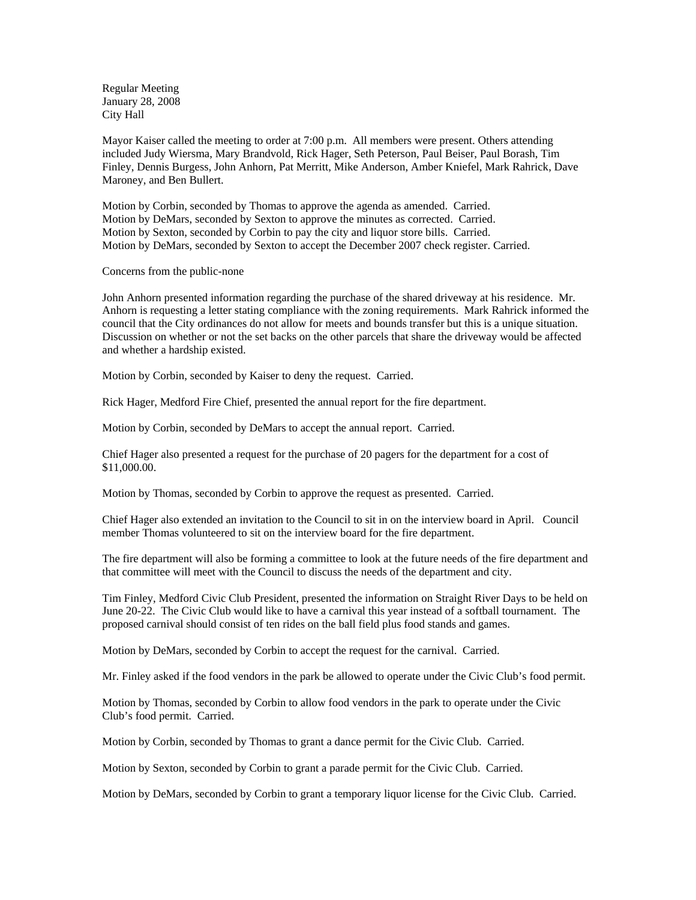Regular Meeting
January 28, 2008
City Hall

Mayor Kaiser called the meeting to order at 7:00 p.m. All members were present. Others attending included Judy Wiersma, Mary Brandvold, Rick Hager, Seth Peterson, Paul Beiser, Paul Borash, Tim Finley, Dennis Burgess, John Anhorn, Pat Merritt, Mike Anderson, Amber Kniefel, Mark Rahrick, Dave Maroney, and Ben Bullert.

Motion by Corbin, seconded by Thomas to approve the agenda as amended. Carried.
Motion by DeMars, seconded by Sexton to approve the minutes as corrected. Carried.
Motion by Sexton, seconded by Corbin to pay the city and liquor store bills. Carried.
Motion by DeMars, seconded by Sexton to accept the December 2007 check register. Carried.

Concerns from the public-none

John Anhorn presented information regarding the purchase of the shared driveway at his residence. Mr. Anhorn is requesting a letter stating compliance with the zoning requirements. Mark Rahrick informed the council that the City ordinances do not allow for meets and bounds transfer but this is a unique situation. Discussion on whether or not the set backs on the other parcels that share the driveway would be affected and whether a hardship existed.

Motion by Corbin, seconded by Kaiser to deny the request. Carried.

Rick Hager, Medford Fire Chief, presented the annual report for the fire department.

Motion by Corbin, seconded by DeMars to accept the annual report. Carried.

Chief Hager also presented a request for the purchase of 20 pagers for the department for a cost of $11,000.00.

Motion by Thomas, seconded by Corbin to approve the request as presented. Carried.

Chief Hager also extended an invitation to the Council to sit in on the interview board in April. Council member Thomas volunteered to sit on the interview board for the fire department.

The fire department will also be forming a committee to look at the future needs of the fire department and that committee will meet with the Council to discuss the needs of the department and city.

Tim Finley, Medford Civic Club President, presented the information on Straight River Days to be held on June 20-22. The Civic Club would like to have a carnival this year instead of a softball tournament. The proposed carnival should consist of ten rides on the ball field plus food stands and games.

Motion by DeMars, seconded by Corbin to accept the request for the carnival. Carried.

Mr. Finley asked if the food vendors in the park be allowed to operate under the Civic Club's food permit.

Motion by Thomas, seconded by Corbin to allow food vendors in the park to operate under the Civic Club's food permit. Carried.

Motion by Corbin, seconded by Thomas to grant a dance permit for the Civic Club. Carried.

Motion by Sexton, seconded by Corbin to grant a parade permit for the Civic Club. Carried.

Motion by DeMars, seconded by Corbin to grant a temporary liquor license for the Civic Club. Carried.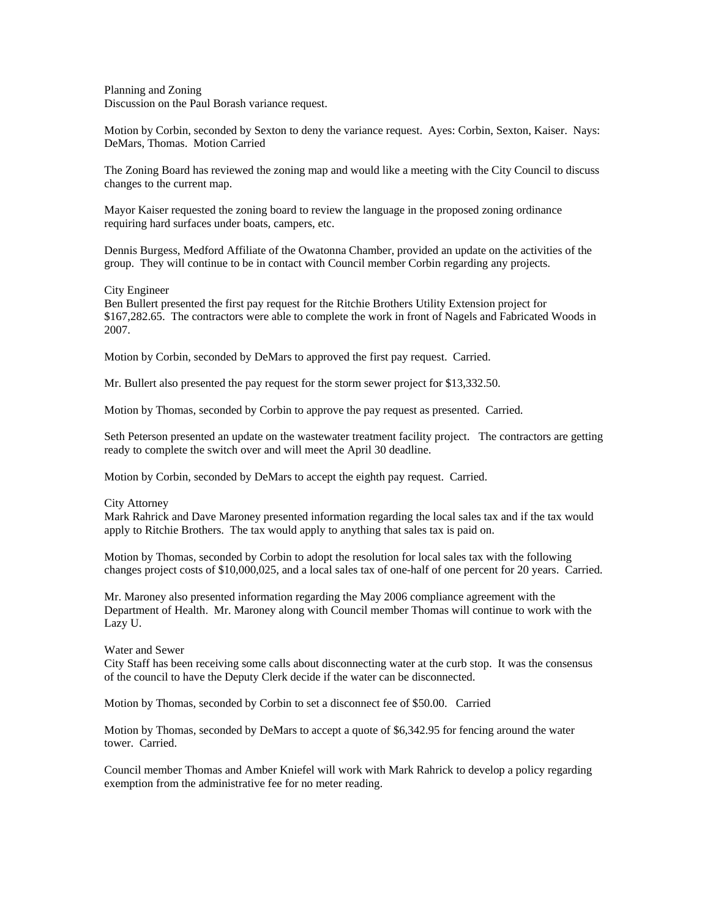Planning and Zoning
Discussion on the Paul Borash variance request.

Motion by Corbin, seconded by Sexton to deny the variance request. Ayes: Corbin, Sexton, Kaiser. Nays: DeMars, Thomas. Motion Carried

The Zoning Board has reviewed the zoning map and would like a meeting with the City Council to discuss changes to the current map.

Mayor Kaiser requested the zoning board to review the language in the proposed zoning ordinance requiring hard surfaces under boats, campers, etc.

Dennis Burgess, Medford Affiliate of the Owatonna Chamber, provided an update on the activities of the group. They will continue to be in contact with Council member Corbin regarding any projects.

City Engineer
Ben Bullert presented the first pay request for the Ritchie Brothers Utility Extension project for $167,282.65. The contractors were able to complete the work in front of Nagels and Fabricated Woods in 2007.

Motion by Corbin, seconded by DeMars to approved the first pay request. Carried.

Mr. Bullert also presented the pay request for the storm sewer project for $13,332.50.

Motion by Thomas, seconded by Corbin to approve the pay request as presented. Carried.

Seth Peterson presented an update on the wastewater treatment facility project. The contractors are getting ready to complete the switch over and will meet the April 30 deadline.

Motion by Corbin, seconded by DeMars to accept the eighth pay request. Carried.

City Attorney
Mark Rahrick and Dave Maroney presented information regarding the local sales tax and if the tax would apply to Ritchie Brothers. The tax would apply to anything that sales tax is paid on.

Motion by Thomas, seconded by Corbin to adopt the resolution for local sales tax with the following changes project costs of $10,000,025, and a local sales tax of one-half of one percent for 20 years. Carried.

Mr. Maroney also presented information regarding the May 2006 compliance agreement with the Department of Health. Mr. Maroney along with Council member Thomas will continue to work with the Lazy U.

Water and Sewer
City Staff has been receiving some calls about disconnecting water at the curb stop. It was the consensus of the council to have the Deputy Clerk decide if the water can be disconnected.

Motion by Thomas, seconded by Corbin to set a disconnect fee of $50.00. Carried

Motion by Thomas, seconded by DeMars to accept a quote of $6,342.95 for fencing around the water tower. Carried.

Council member Thomas and Amber Kniefel will work with Mark Rahrick to develop a policy regarding exemption from the administrative fee for no meter reading.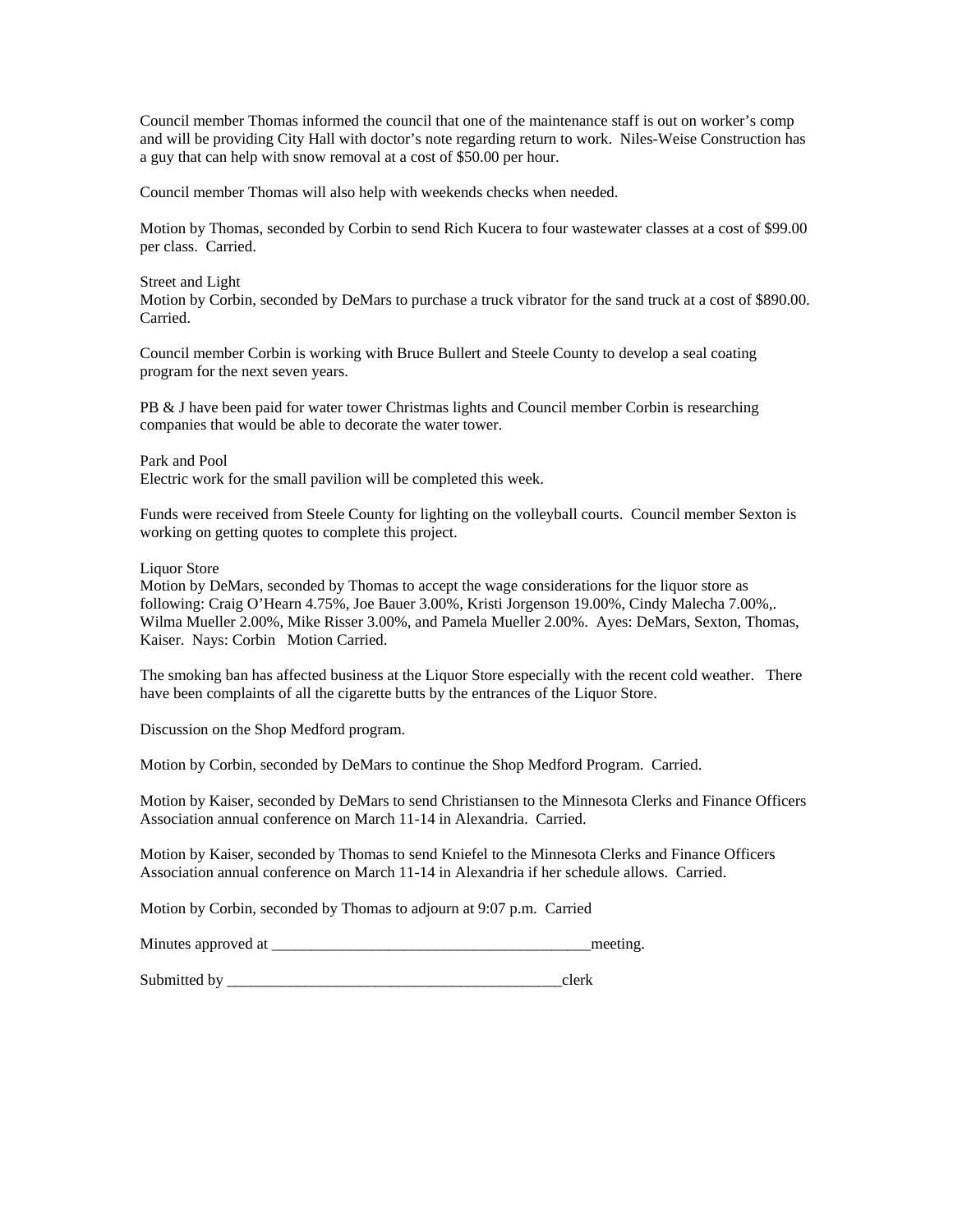Council member Thomas informed the council that one of the maintenance staff is out on worker's comp and will be providing City Hall with doctor's note regarding return to work. Niles-Weise Construction has a guy that can help with snow removal at a cost of $50.00 per hour.

Council member Thomas will also help with weekends checks when needed.

Motion by Thomas, seconded by Corbin to send Rich Kucera to four wastewater classes at a cost of $99.00 per class. Carried.

Street and Light
Motion by Corbin, seconded by DeMars to purchase a truck vibrator for the sand truck at a cost of $890.00. Carried.

Council member Corbin is working with Bruce Bullert and Steele County to develop a seal coating program for the next seven years.

PB & J have been paid for water tower Christmas lights and Council member Corbin is researching companies that would be able to decorate the water tower.

Park and Pool
Electric work for the small pavilion will be completed this week.

Funds were received from Steele County for lighting on the volleyball courts. Council member Sexton is working on getting quotes to complete this project.

Liquor Store
Motion by DeMars, seconded by Thomas to accept the wage considerations for the liquor store as following: Craig O'Hearn 4.75%, Joe Bauer 3.00%, Kristi Jorgenson 19.00%, Cindy Malecha 7.00%,. Wilma Mueller 2.00%, Mike Risser 3.00%, and Pamela Mueller 2.00%. Ayes: DeMars, Sexton, Thomas, Kaiser. Nays: Corbin Motion Carried.

The smoking ban has affected business at the Liquor Store especially with the recent cold weather. There have been complaints of all the cigarette butts by the entrances of the Liquor Store.

Discussion on the Shop Medford program.

Motion by Corbin, seconded by DeMars to continue the Shop Medford Program. Carried.

Motion by Kaiser, seconded by DeMars to send Christiansen to the Minnesota Clerks and Finance Officers Association annual conference on March 11-14 in Alexandria. Carried.

Motion by Kaiser, seconded by Thomas to send Kniefel to the Minnesota Clerks and Finance Officers Association annual conference on March 11-14 in Alexandria if her schedule allows. Carried.

Motion by Corbin, seconded by Thomas to adjourn at 9:07 p.m. Carried

Minutes approved at ________________________________________meeting.

Submitted by ___________________________________________clerk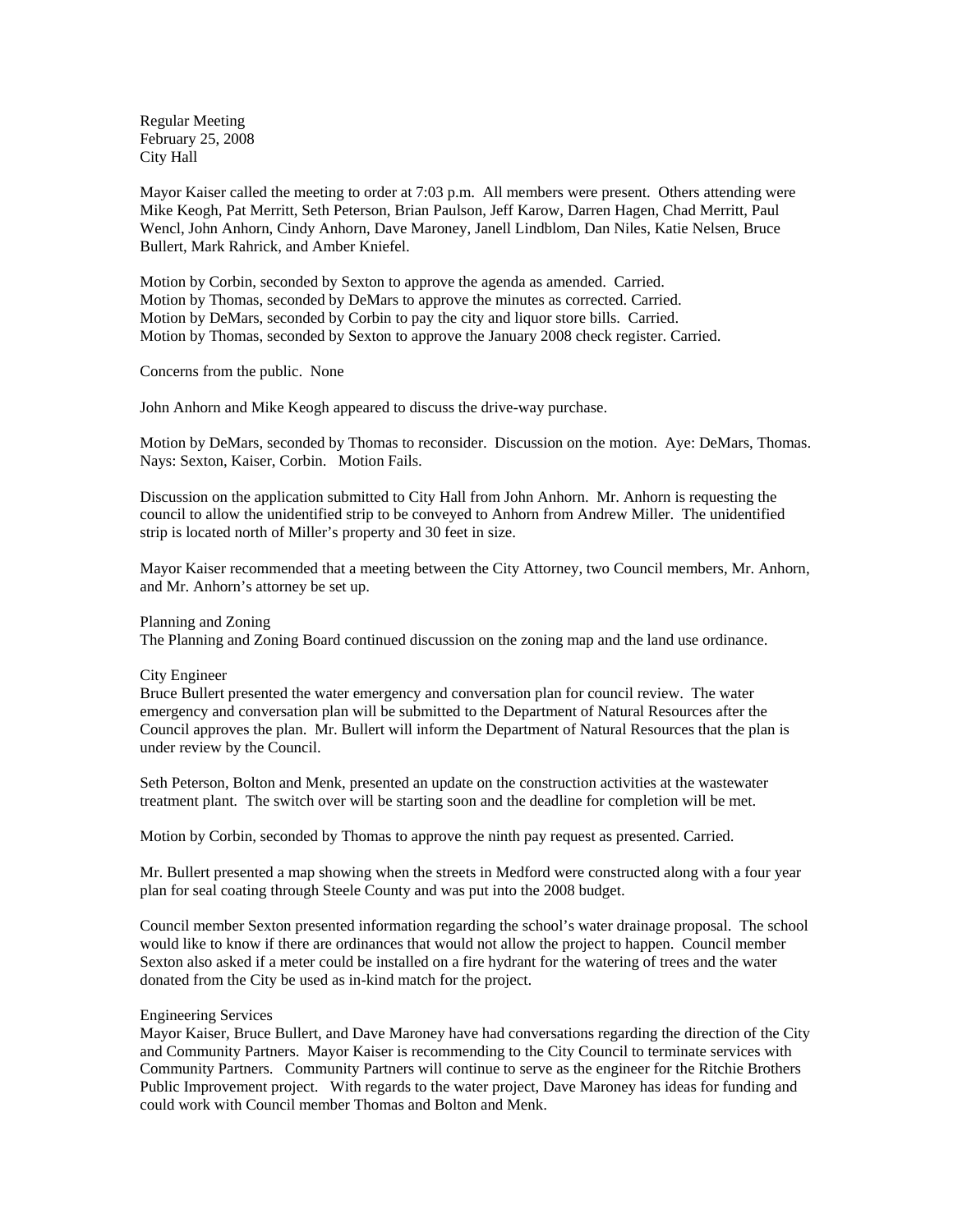Regular Meeting
February 25, 2008
City Hall

Mayor Kaiser called the meeting to order at 7:03 p.m. All members were present. Others attending were Mike Keogh, Pat Merritt, Seth Peterson, Brian Paulson, Jeff Karow, Darren Hagen, Chad Merritt, Paul Wencl, John Anhorn, Cindy Anhorn, Dave Maroney, Janell Lindblom, Dan Niles, Katie Nelsen, Bruce Bullert, Mark Rahrick, and Amber Kniefel.

Motion by Corbin, seconded by Sexton to approve the agenda as amended. Carried.
Motion by Thomas, seconded by DeMars to approve the minutes as corrected. Carried.
Motion by DeMars, seconded by Corbin to pay the city and liquor store bills. Carried.
Motion by Thomas, seconded by Sexton to approve the January 2008 check register. Carried.

Concerns from the public. None

John Anhorn and Mike Keogh appeared to discuss the drive-way purchase.

Motion by DeMars, seconded by Thomas to reconsider. Discussion on the motion. Aye: DeMars, Thomas. Nays: Sexton, Kaiser, Corbin. Motion Fails.

Discussion on the application submitted to City Hall from John Anhorn. Mr. Anhorn is requesting the council to allow the unidentified strip to be conveyed to Anhorn from Andrew Miller. The unidentified strip is located north of Miller's property and 30 feet in size.

Mayor Kaiser recommended that a meeting between the City Attorney, two Council members, Mr. Anhorn, and Mr. Anhorn's attorney be set up.

Planning and Zoning
The Planning and Zoning Board continued discussion on the zoning map and the land use ordinance.

City Engineer
Bruce Bullert presented the water emergency and conversation plan for council review. The water emergency and conversation plan will be submitted to the Department of Natural Resources after the Council approves the plan. Mr. Bullert will inform the Department of Natural Resources that the plan is under review by the Council.

Seth Peterson, Bolton and Menk, presented an update on the construction activities at the wastewater treatment plant. The switch over will be starting soon and the deadline for completion will be met.

Motion by Corbin, seconded by Thomas to approve the ninth pay request as presented. Carried.

Mr. Bullert presented a map showing when the streets in Medford were constructed along with a four year plan for seal coating through Steele County and was put into the 2008 budget.

Council member Sexton presented information regarding the school's water drainage proposal. The school would like to know if there are ordinances that would not allow the project to happen. Council member Sexton also asked if a meter could be installed on a fire hydrant for the watering of trees and the water donated from the City be used as in-kind match for the project.

Engineering Services
Mayor Kaiser, Bruce Bullert, and Dave Maroney have had conversations regarding the direction of the City and Community Partners. Mayor Kaiser is recommending to the City Council to terminate services with Community Partners. Community Partners will continue to serve as the engineer for the Ritchie Brothers Public Improvement project. With regards to the water project, Dave Maroney has ideas for funding and could work with Council member Thomas and Bolton and Menk.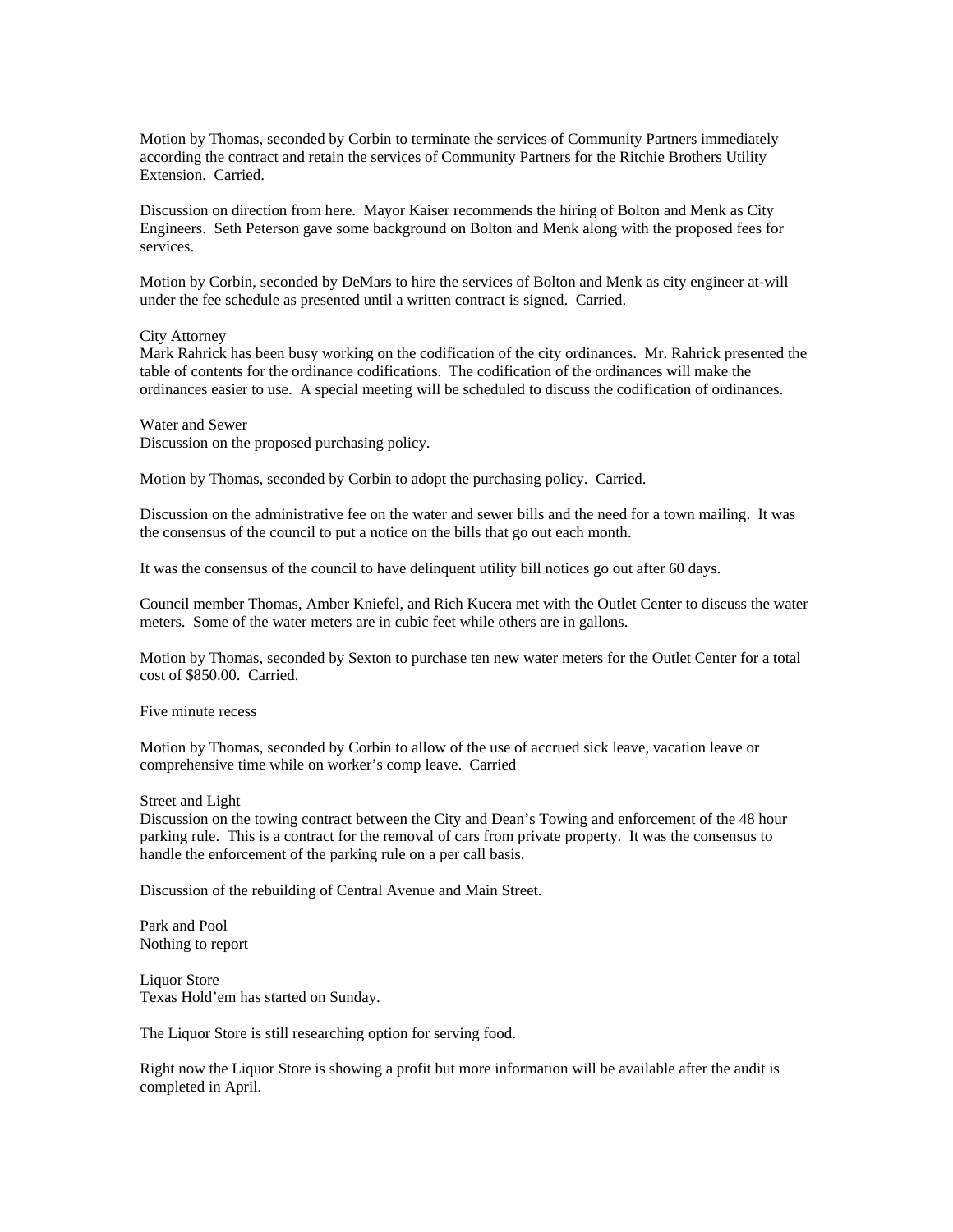Motion by Thomas, seconded by Corbin to terminate the services of Community Partners immediately according the contract and retain the services of Community Partners for the Ritchie Brothers Utility Extension. Carried.

Discussion on direction from here. Mayor Kaiser recommends the hiring of Bolton and Menk as City Engineers. Seth Peterson gave some background on Bolton and Menk along with the proposed fees for services.

Motion by Corbin, seconded by DeMars to hire the services of Bolton and Menk as city engineer at-will under the fee schedule as presented until a written contract is signed. Carried.

City Attorney
Mark Rahrick has been busy working on the codification of the city ordinances. Mr. Rahrick presented the table of contents for the ordinance codifications. The codification of the ordinances will make the ordinances easier to use. A special meeting will be scheduled to discuss the codification of ordinances.

Water and Sewer
Discussion on the proposed purchasing policy.

Motion by Thomas, seconded by Corbin to adopt the purchasing policy. Carried.

Discussion on the administrative fee on the water and sewer bills and the need for a town mailing. It was the consensus of the council to put a notice on the bills that go out each month.

It was the consensus of the council to have delinquent utility bill notices go out after 60 days.

Council member Thomas, Amber Kniefel, and Rich Kucera met with the Outlet Center to discuss the water meters. Some of the water meters are in cubic feet while others are in gallons.

Motion by Thomas, seconded by Sexton to purchase ten new water meters for the Outlet Center for a total cost of $850.00. Carried.

Five minute recess

Motion by Thomas, seconded by Corbin to allow of the use of accrued sick leave, vacation leave or comprehensive time while on worker's comp leave. Carried

Street and Light
Discussion on the towing contract between the City and Dean's Towing and enforcement of the 48 hour parking rule. This is a contract for the removal of cars from private property. It was the consensus to handle the enforcement of the parking rule on a per call basis.

Discussion of the rebuilding of Central Avenue and Main Street.

Park and Pool
Nothing to report

Liquor Store
Texas Hold'em has started on Sunday.

The Liquor Store is still researching option for serving food.

Right now the Liquor Store is showing a profit but more information will be available after the audit is completed in April.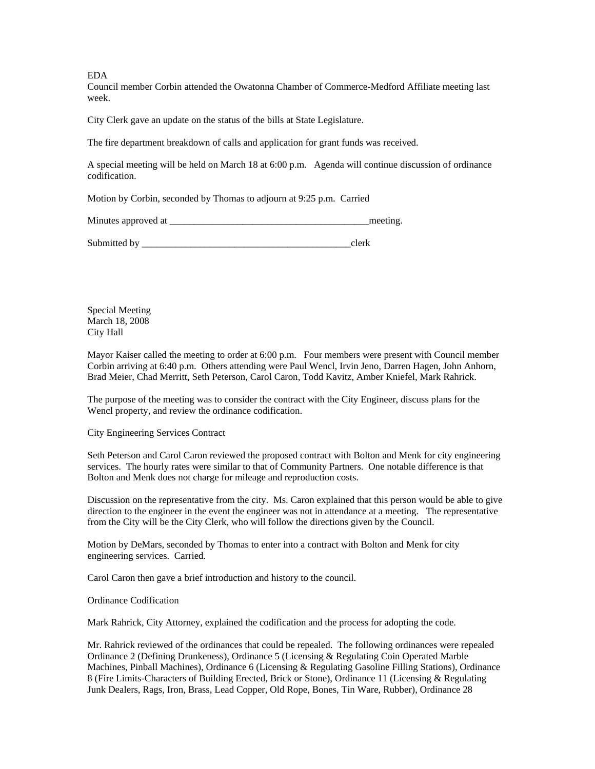EDA

Council member Corbin attended the Owatonna Chamber of Commerce-Medford Affiliate meeting last week.

City Clerk gave an update on the status of the bills at State Legislature.

The fire department breakdown of calls and application for grant funds was received.

A special meeting will be held on March 18 at 6:00 p.m. Agenda will continue discussion of ordinance codification.

Motion by Corbin, seconded by Thomas to adjourn at 9:25 p.m. Carried

Minutes approved at __________________________________________meeting.

Submitted by _____________________________________________clerk

Special Meeting
March 18, 2008
City Hall

Mayor Kaiser called the meeting to order at 6:00 p.m. Four members were present with Council member Corbin arriving at 6:40 p.m. Others attending were Paul Wencl, Irvin Jeno, Darren Hagen, John Anhorn, Brad Meier, Chad Merritt, Seth Peterson, Carol Caron, Todd Kavitz, Amber Kniefel, Mark Rahrick.

The purpose of the meeting was to consider the contract with the City Engineer, discuss plans for the Wencl property, and review the ordinance codification.

City Engineering Services Contract

Seth Peterson and Carol Caron reviewed the proposed contract with Bolton and Menk for city engineering services. The hourly rates were similar to that of Community Partners. One notable difference is that Bolton and Menk does not charge for mileage and reproduction costs.

Discussion on the representative from the city. Ms. Caron explained that this person would be able to give direction to the engineer in the event the engineer was not in attendance at a meeting. The representative from the City will be the City Clerk, who will follow the directions given by the Council.

Motion by DeMars, seconded by Thomas to enter into a contract with Bolton and Menk for city engineering services. Carried.

Carol Caron then gave a brief introduction and history to the council.

Ordinance Codification

Mark Rahrick, City Attorney, explained the codification and the process for adopting the code.

Mr. Rahrick reviewed of the ordinances that could be repealed. The following ordinances were repealed Ordinance 2 (Defining Drunkeness), Ordinance 5 (Licensing & Regulating Coin Operated Marble Machines, Pinball Machines), Ordinance 6 (Licensing & Regulating Gasoline Filling Stations), Ordinance 8 (Fire Limits-Characters of Building Erected, Brick or Stone), Ordinance 11 (Licensing & Regulating Junk Dealers, Rags, Iron, Brass, Lead Copper, Old Rope, Bones, Tin Ware, Rubber), Ordinance 28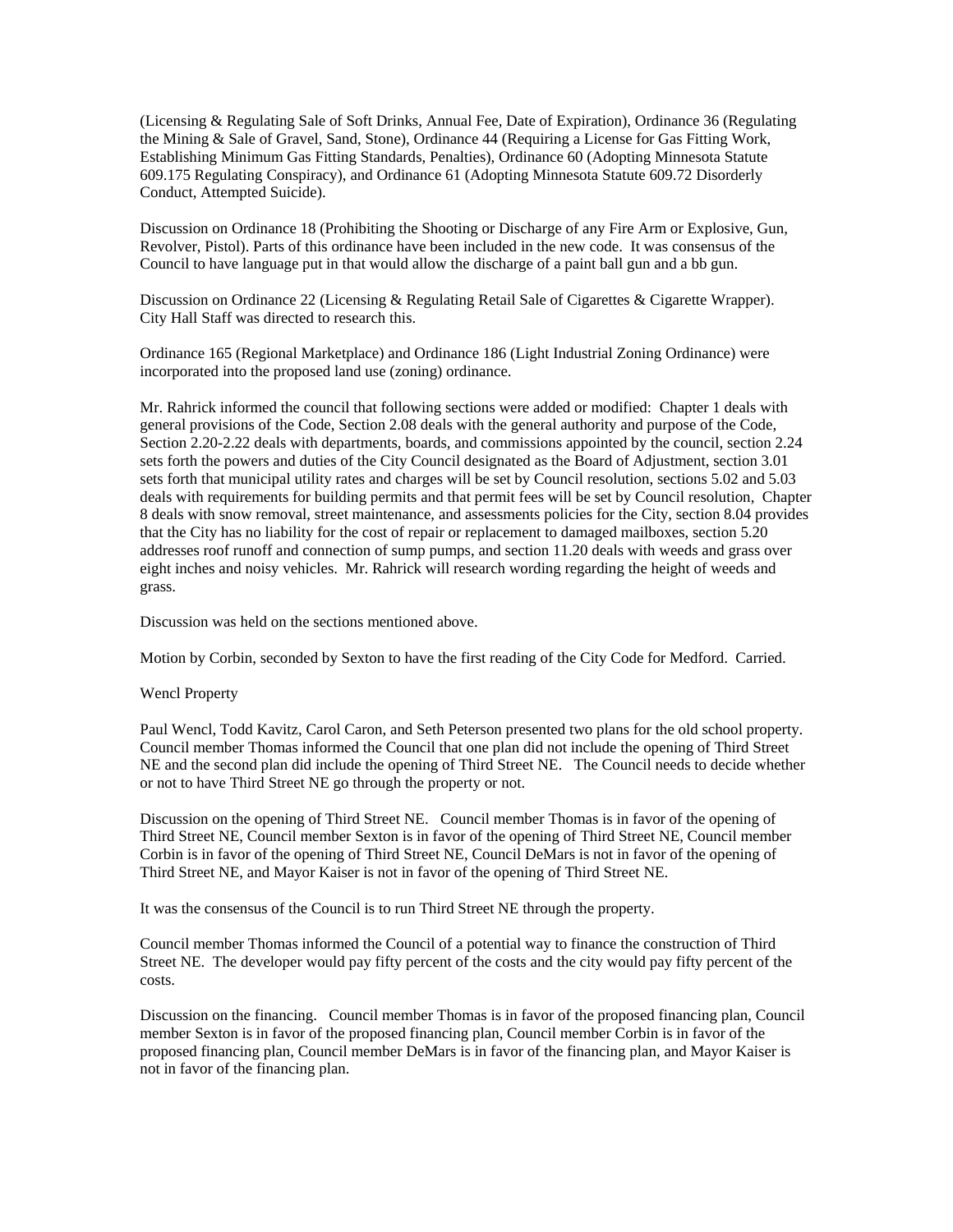(Licensing & Regulating Sale of Soft Drinks, Annual Fee, Date of Expiration), Ordinance 36 (Regulating the Mining & Sale of Gravel, Sand, Stone), Ordinance 44 (Requiring a License for Gas Fitting Work, Establishing Minimum Gas Fitting Standards, Penalties), Ordinance 60 (Adopting Minnesota Statute 609.175 Regulating Conspiracy), and Ordinance 61 (Adopting Minnesota Statute 609.72 Disorderly Conduct, Attempted Suicide).

Discussion on Ordinance 18 (Prohibiting the Shooting or Discharge of any Fire Arm or Explosive, Gun, Revolver, Pistol). Parts of this ordinance have been included in the new code. It was consensus of the Council to have language put in that would allow the discharge of a paint ball gun and a bb gun.

Discussion on Ordinance 22 (Licensing & Regulating Retail Sale of Cigarettes & Cigarette Wrapper). City Hall Staff was directed to research this.

Ordinance 165 (Regional Marketplace) and Ordinance 186 (Light Industrial Zoning Ordinance) were incorporated into the proposed land use (zoning) ordinance.

Mr. Rahrick informed the council that following sections were added or modified: Chapter 1 deals with general provisions of the Code, Section 2.08 deals with the general authority and purpose of the Code, Section 2.20-2.22 deals with departments, boards, and commissions appointed by the council, section 2.24 sets forth the powers and duties of the City Council designated as the Board of Adjustment, section 3.01 sets forth that municipal utility rates and charges will be set by Council resolution, sections 5.02 and 5.03 deals with requirements for building permits and that permit fees will be set by Council resolution, Chapter 8 deals with snow removal, street maintenance, and assessments policies for the City, section 8.04 provides that the City has no liability for the cost of repair or replacement to damaged mailboxes, section 5.20 addresses roof runoff and connection of sump pumps, and section 11.20 deals with weeds and grass over eight inches and noisy vehicles. Mr. Rahrick will research wording regarding the height of weeds and grass.

Discussion was held on the sections mentioned above.

Motion by Corbin, seconded by Sexton to have the first reading of the City Code for Medford. Carried.

Wencl Property

Paul Wencl, Todd Kavitz, Carol Caron, and Seth Peterson presented two plans for the old school property. Council member Thomas informed the Council that one plan did not include the opening of Third Street NE and the second plan did include the opening of Third Street NE. The Council needs to decide whether or not to have Third Street NE go through the property or not.

Discussion on the opening of Third Street NE. Council member Thomas is in favor of the opening of Third Street NE, Council member Sexton is in favor of the opening of Third Street NE, Council member Corbin is in favor of the opening of Third Street NE, Council DeMars is not in favor of the opening of Third Street NE, and Mayor Kaiser is not in favor of the opening of Third Street NE.

It was the consensus of the Council is to run Third Street NE through the property.

Council member Thomas informed the Council of a potential way to finance the construction of Third Street NE. The developer would pay fifty percent of the costs and the city would pay fifty percent of the costs.

Discussion on the financing. Council member Thomas is in favor of the proposed financing plan, Council member Sexton is in favor of the proposed financing plan, Council member Corbin is in favor of the proposed financing plan, Council member DeMars is in favor of the financing plan, and Mayor Kaiser is not in favor of the financing plan.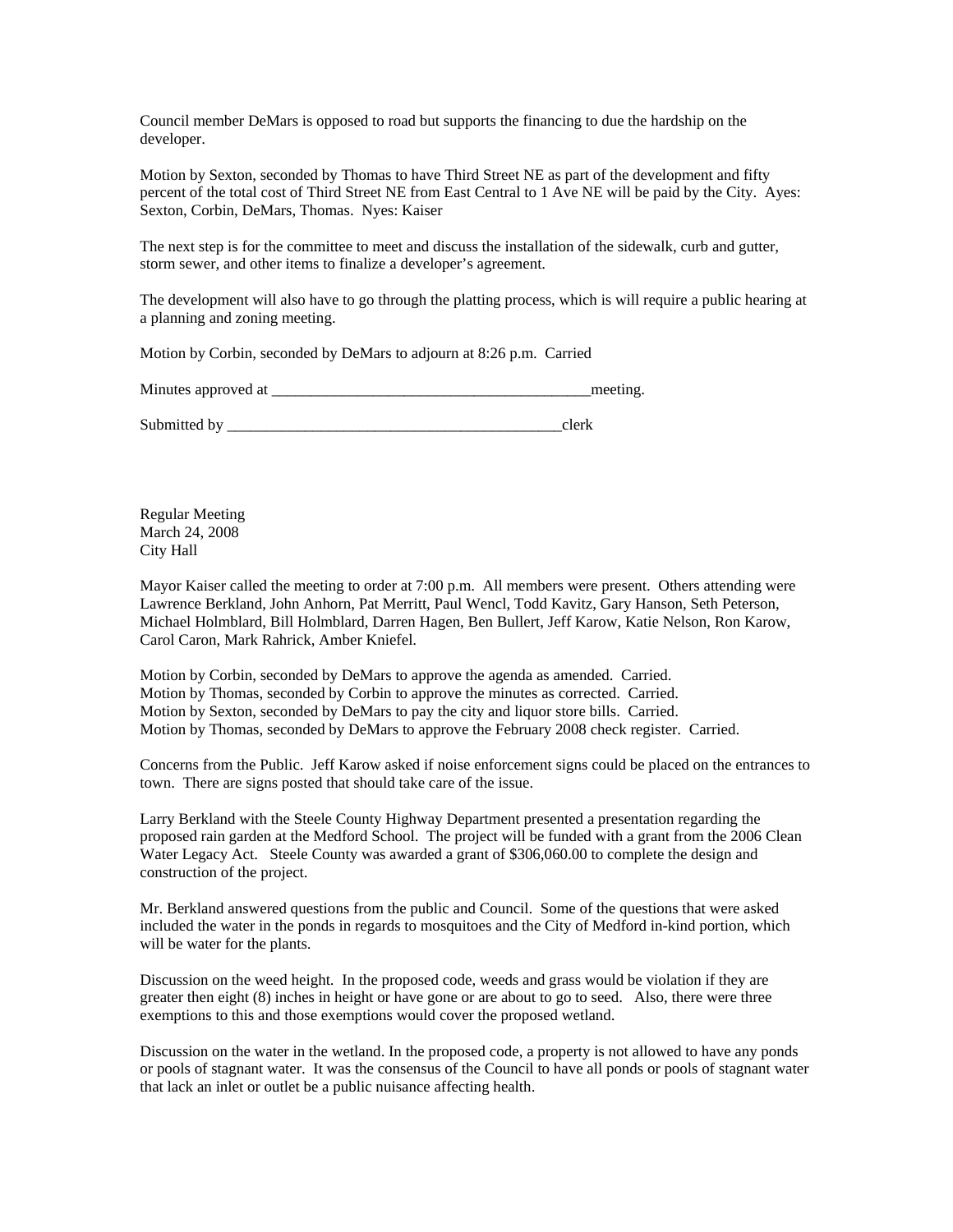Council member DeMars is opposed to road but supports the financing to due the hardship on the developer.

Motion by Sexton, seconded by Thomas to have Third Street NE as part of the development and fifty percent of the total cost of Third Street NE from East Central to 1 Ave NE will be paid by the City. Ayes: Sexton, Corbin, DeMars, Thomas. Nyes: Kaiser

The next step is for the committee to meet and discuss the installation of the sidewalk, curb and gutter, storm sewer, and other items to finalize a developer's agreement.

The development will also have to go through the platting process, which is will require a public hearing at a planning and zoning meeting.

Motion by Corbin, seconded by DeMars to adjourn at 8:26 p.m. Carried

Minutes approved at ___________________________________________meeting.

Submitted by _____________________________________________clerk

Regular Meeting
March 24, 2008
City Hall

Mayor Kaiser called the meeting to order at 7:00 p.m. All members were present. Others attending were Lawrence Berkland, John Anhorn, Pat Merritt, Paul Wencl, Todd Kavitz, Gary Hanson, Seth Peterson, Michael Holmblard, Bill Holmblard, Darren Hagen, Ben Bullert, Jeff Karow, Katie Nelson, Ron Karow, Carol Caron, Mark Rahrick, Amber Kniefel.

Motion by Corbin, seconded by DeMars to approve the agenda as amended. Carried.
Motion by Thomas, seconded by Corbin to approve the minutes as corrected. Carried.
Motion by Sexton, seconded by DeMars to pay the city and liquor store bills. Carried.
Motion by Thomas, seconded by DeMars to approve the February 2008 check register. Carried.

Concerns from the Public. Jeff Karow asked if noise enforcement signs could be placed on the entrances to town. There are signs posted that should take care of the issue.

Larry Berkland with the Steele County Highway Department presented a presentation regarding the proposed rain garden at the Medford School. The project will be funded with a grant from the 2006 Clean Water Legacy Act. Steele County was awarded a grant of $306,060.00 to complete the design and construction of the project.

Mr. Berkland answered questions from the public and Council. Some of the questions that were asked included the water in the ponds in regards to mosquitoes and the City of Medford in-kind portion, which will be water for the plants.

Discussion on the weed height. In the proposed code, weeds and grass would be violation if they are greater then eight (8) inches in height or have gone or are about to go to seed. Also, there were three exemptions to this and those exemptions would cover the proposed wetland.

Discussion on the water in the wetland. In the proposed code, a property is not allowed to have any ponds or pools of stagnant water. It was the consensus of the Council to have all ponds or pools of stagnant water that lack an inlet or outlet be a public nuisance affecting health.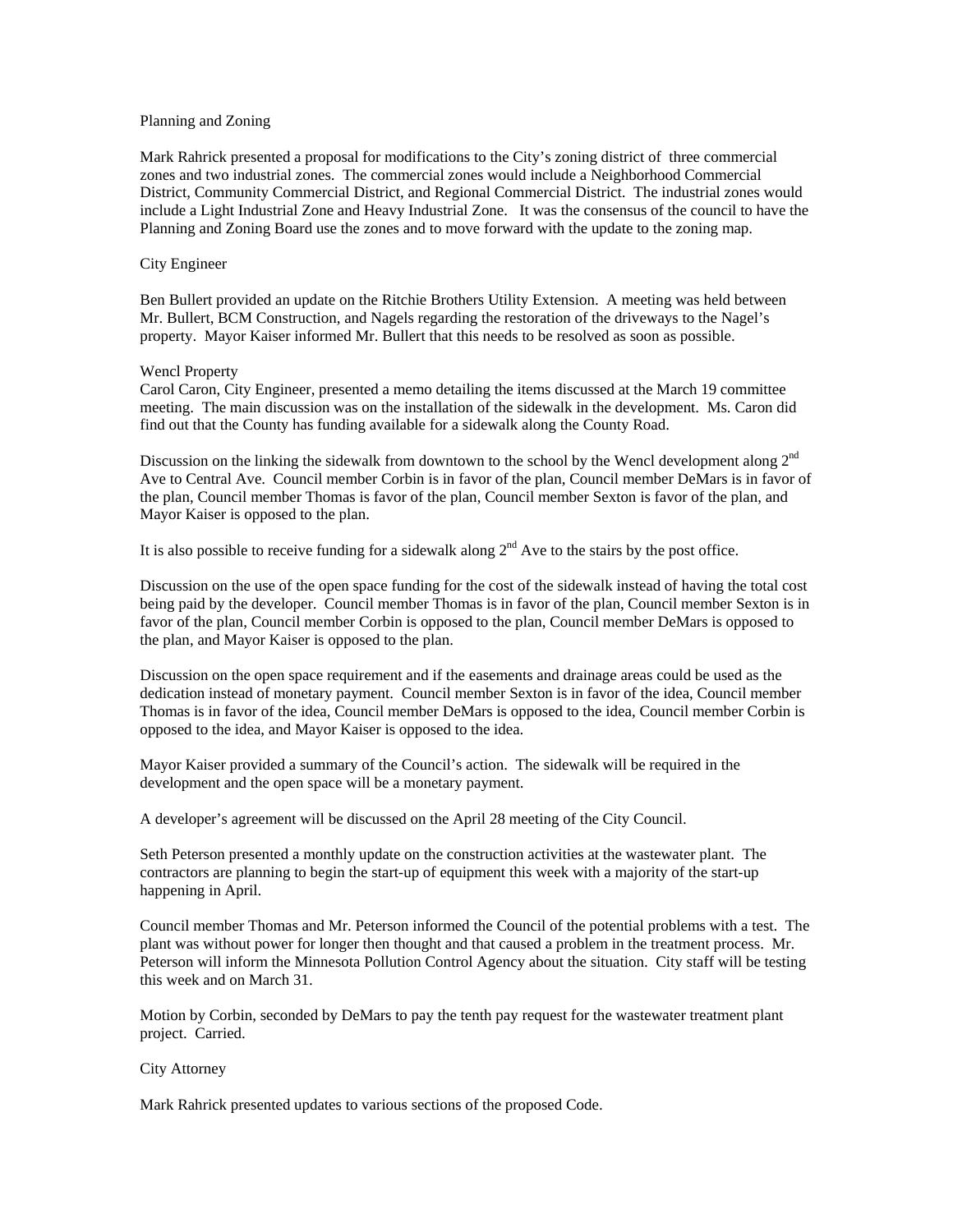Planning and Zoning

Mark Rahrick presented a proposal for modifications to the City's zoning district of three commercial zones and two industrial zones. The commercial zones would include a Neighborhood Commercial District, Community Commercial District, and Regional Commercial District. The industrial zones would include a Light Industrial Zone and Heavy Industrial Zone. It was the consensus of the council to have the Planning and Zoning Board use the zones and to move forward with the update to the zoning map.

City Engineer

Ben Bullert provided an update on the Ritchie Brothers Utility Extension. A meeting was held between Mr. Bullert, BCM Construction, and Nagels regarding the restoration of the driveways to the Nagel's property. Mayor Kaiser informed Mr. Bullert that this needs to be resolved as soon as possible.

Wencl Property

Carol Caron, City Engineer, presented a memo detailing the items discussed at the March 19 committee meeting. The main discussion was on the installation of the sidewalk in the development. Ms. Caron did find out that the County has funding available for a sidewalk along the County Road.

Discussion on the linking the sidewalk from downtown to the school by the Wencl development along 2nd Ave to Central Ave. Council member Corbin is in favor of the plan, Council member DeMars is in favor of the plan, Council member Thomas is favor of the plan, Council member Sexton is favor of the plan, and Mayor Kaiser is opposed to the plan.

It is also possible to receive funding for a sidewalk along 2nd Ave to the stairs by the post office.

Discussion on the use of the open space funding for the cost of the sidewalk instead of having the total cost being paid by the developer. Council member Thomas is in favor of the plan, Council member Sexton is in favor of the plan, Council member Corbin is opposed to the plan, Council member DeMars is opposed to the plan, and Mayor Kaiser is opposed to the plan.

Discussion on the open space requirement and if the easements and drainage areas could be used as the dedication instead of monetary payment. Council member Sexton is in favor of the idea, Council member Thomas is in favor of the idea, Council member DeMars is opposed to the idea, Council member Corbin is opposed to the idea, and Mayor Kaiser is opposed to the idea.

Mayor Kaiser provided a summary of the Council's action. The sidewalk will be required in the development and the open space will be a monetary payment.

A developer's agreement will be discussed on the April 28 meeting of the City Council.

Seth Peterson presented a monthly update on the construction activities at the wastewater plant. The contractors are planning to begin the start-up of equipment this week with a majority of the start-up happening in April.

Council member Thomas and Mr. Peterson informed the Council of the potential problems with a test. The plant was without power for longer then thought and that caused a problem in the treatment process. Mr. Peterson will inform the Minnesota Pollution Control Agency about the situation. City staff will be testing this week and on March 31.

Motion by Corbin, seconded by DeMars to pay the tenth pay request for the wastewater treatment plant project. Carried.

City Attorney

Mark Rahrick presented updates to various sections of the proposed Code.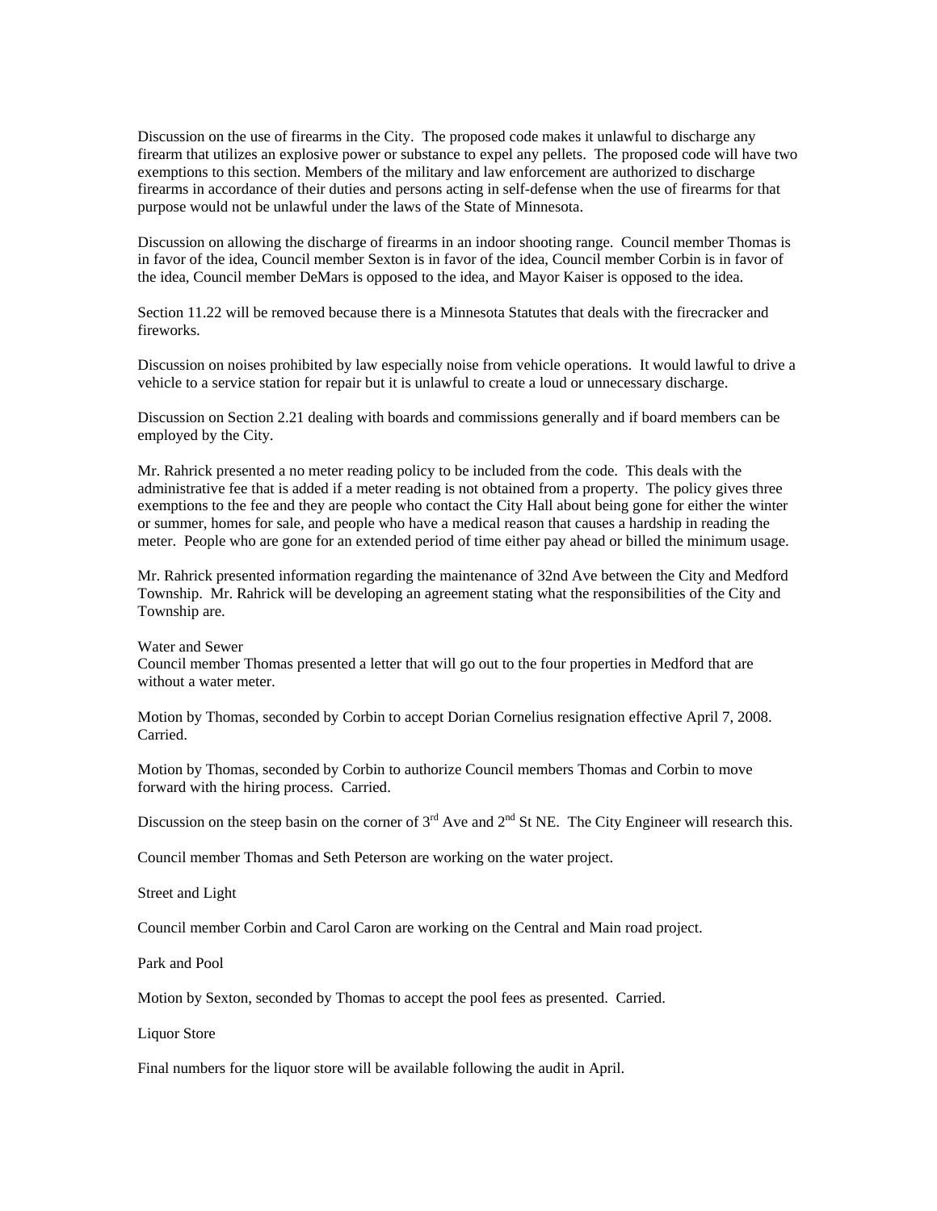Discussion on the use of firearms in the City. The proposed code makes it unlawful to discharge any firearm that utilizes an explosive power or substance to expel any pellets. The proposed code will have two exemptions to this section. Members of the military and law enforcement are authorized to discharge firearms in accordance of their duties and persons acting in self-defense when the use of firearms for that purpose would not be unlawful under the laws of the State of Minnesota.

Discussion on allowing the discharge of firearms in an indoor shooting range. Council member Thomas is in favor of the idea, Council member Sexton is in favor of the idea, Council member Corbin is in favor of the idea, Council member DeMars is opposed to the idea, and Mayor Kaiser is opposed to the idea.

Section 11.22 will be removed because there is a Minnesota Statutes that deals with the firecracker and fireworks.

Discussion on noises prohibited by law especially noise from vehicle operations. It would lawful to drive a vehicle to a service station for repair but it is unlawful to create a loud or unnecessary discharge.

Discussion on Section 2.21 dealing with boards and commissions generally and if board members can be employed by the City.

Mr. Rahrick presented a no meter reading policy to be included from the code. This deals with the administrative fee that is added if a meter reading is not obtained from a property. The policy gives three exemptions to the fee and they are people who contact the City Hall about being gone for either the winter or summer, homes for sale, and people who have a medical reason that causes a hardship in reading the meter. People who are gone for an extended period of time either pay ahead or billed the minimum usage.

Mr. Rahrick presented information regarding the maintenance of 32nd Ave between the City and Medford Township. Mr. Rahrick will be developing an agreement stating what the responsibilities of the City and Township are.

Water and Sewer
Council member Thomas presented a letter that will go out to the four properties in Medford that are without a water meter.

Motion by Thomas, seconded by Corbin to accept Dorian Cornelius resignation effective April 7, 2008. Carried.

Motion by Thomas, seconded by Corbin to authorize Council members Thomas and Corbin to move forward with the hiring process. Carried.

Discussion on the steep basin on the corner of 3rd Ave and 2nd St NE. The City Engineer will research this.

Council member Thomas and Seth Peterson are working on the water project.

Street and Light

Council member Corbin and Carol Caron are working on the Central and Main road project.

Park and Pool

Motion by Sexton, seconded by Thomas to accept the pool fees as presented. Carried.

Liquor Store

Final numbers for the liquor store will be available following the audit in April.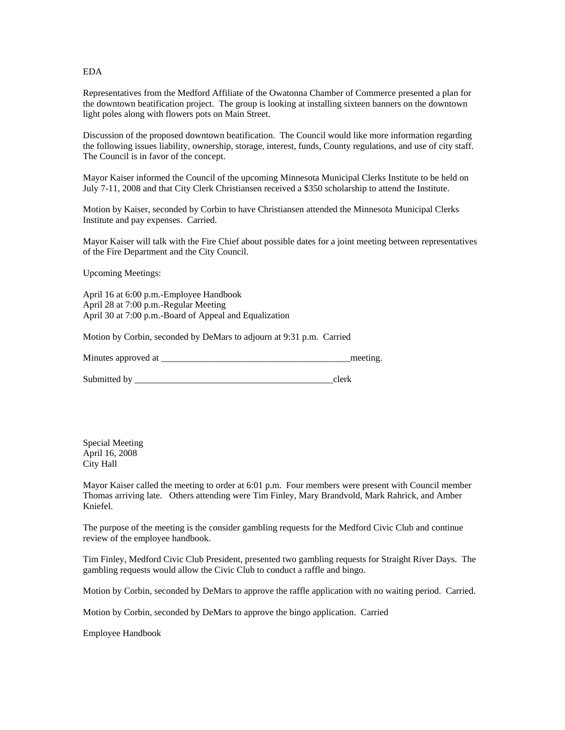EDA

Representatives from the Medford Affiliate of the Owatonna Chamber of Commerce presented a plan for the downtown beatification project. The group is looking at installing sixteen banners on the downtown light poles along with flowers pots on Main Street.

Discussion of the proposed downtown beatification. The Council would like more information regarding the following issues liability, ownership, storage, interest, funds, County regulations, and use of city staff. The Council is in favor of the concept.

Mayor Kaiser informed the Council of the upcoming Minnesota Municipal Clerks Institute to be held on July 7-11, 2008 and that City Clerk Christiansen received a $350 scholarship to attend the Institute.

Motion by Kaiser, seconded by Corbin to have Christiansen attended the Minnesota Municipal Clerks Institute and pay expenses. Carried.

Mayor Kaiser will talk with the Fire Chief about possible dates for a joint meeting between representatives of the Fire Department and the City Council.

Upcoming Meetings:

April 16 at 6:00 p.m.-Employee Handbook
April 28 at 7:00 p.m.-Regular Meeting
April 30 at 7:00 p.m.-Board of Appeal and Equalization

Motion by Corbin, seconded by DeMars to adjourn at 9:31 p.m. Carried

Minutes approved at ________________________________________meeting.

Submitted by ____________________________________________clerk

Special Meeting
April 16, 2008
City Hall

Mayor Kaiser called the meeting to order at 6:01 p.m. Four members were present with Council member Thomas arriving late. Others attending were Tim Finley, Mary Brandvold, Mark Rahrick, and Amber Kniefel.

The purpose of the meeting is the consider gambling requests for the Medford Civic Club and continue review of the employee handbook.

Tim Finley, Medford Civic Club President, presented two gambling requests for Straight River Days. The gambling requests would allow the Civic Club to conduct a raffle and bingo.

Motion by Corbin, seconded by DeMars to approve the raffle application with no waiting period. Carried.

Motion by Corbin, seconded by DeMars to approve the bingo application. Carried

Employee Handbook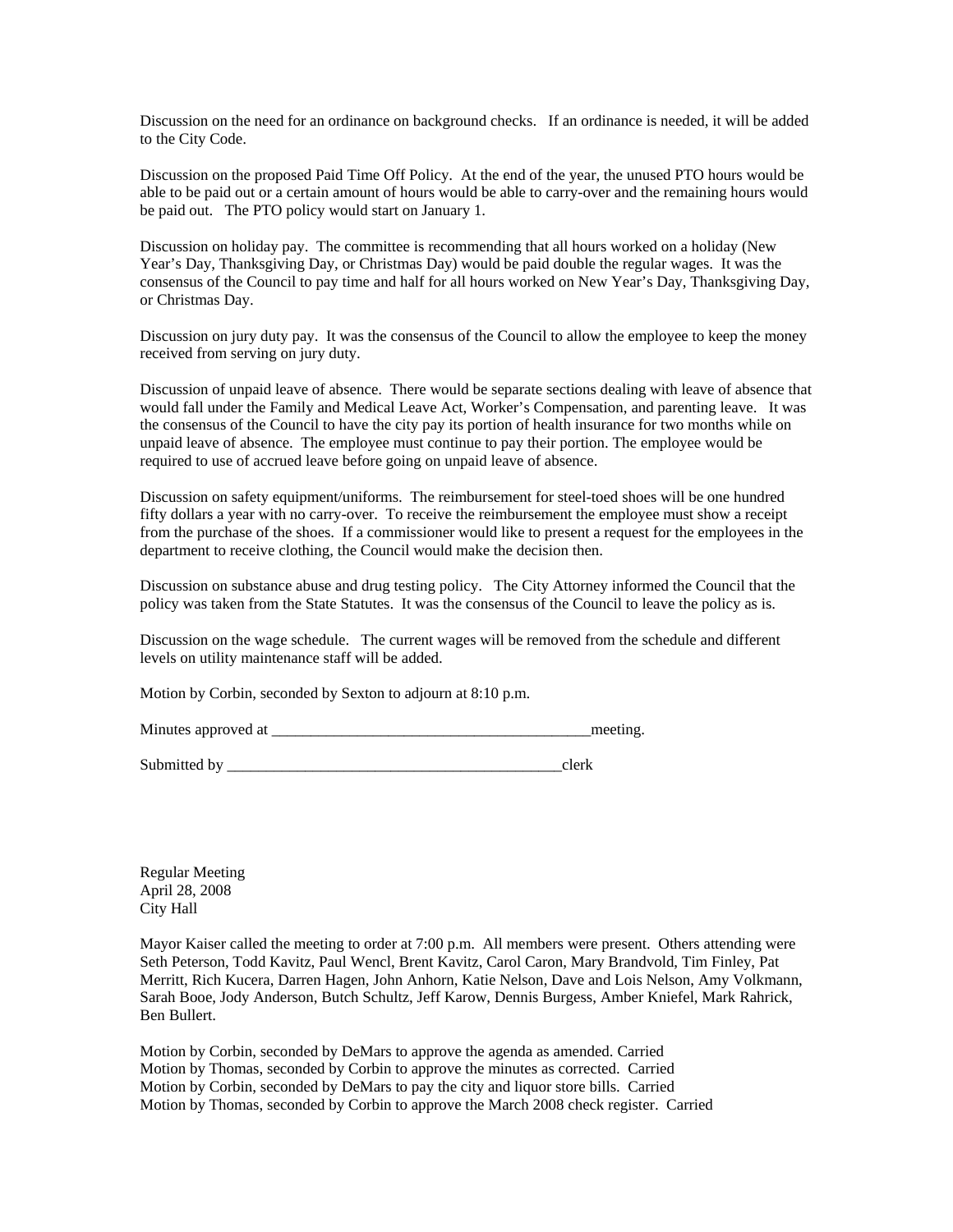Discussion on the need for an ordinance on background checks. If an ordinance is needed, it will be added to the City Code.

Discussion on the proposed Paid Time Off Policy. At the end of the year, the unused PTO hours would be able to be paid out or a certain amount of hours would be able to carry-over and the remaining hours would be paid out. The PTO policy would start on January 1.

Discussion on holiday pay. The committee is recommending that all hours worked on a holiday (New Year's Day, Thanksgiving Day, or Christmas Day) would be paid double the regular wages. It was the consensus of the Council to pay time and half for all hours worked on New Year's Day, Thanksgiving Day, or Christmas Day.

Discussion on jury duty pay. It was the consensus of the Council to allow the employee to keep the money received from serving on jury duty.

Discussion of unpaid leave of absence. There would be separate sections dealing with leave of absence that would fall under the Family and Medical Leave Act, Worker's Compensation, and parenting leave. It was the consensus of the Council to have the city pay its portion of health insurance for two months while on unpaid leave of absence. The employee must continue to pay their portion. The employee would be required to use of accrued leave before going on unpaid leave of absence.

Discussion on safety equipment/uniforms. The reimbursement for steel-toed shoes will be one hundred fifty dollars a year with no carry-over. To receive the reimbursement the employee must show a receipt from the purchase of the shoes. If a commissioner would like to present a request for the employees in the department to receive clothing, the Council would make the decision then.

Discussion on substance abuse and drug testing policy. The City Attorney informed the Council that the policy was taken from the State Statutes. It was the consensus of the Council to leave the policy as is.

Discussion on the wage schedule. The current wages will be removed from the schedule and different levels on utility maintenance staff will be added.

Motion by Corbin, seconded by Sexton to adjourn at 8:10 p.m.

Minutes approved at _________________________________________meeting.

Submitted by _____________________________________________clerk

Regular Meeting
April 28, 2008
City Hall

Mayor Kaiser called the meeting to order at 7:00 p.m. All members were present. Others attending were Seth Peterson, Todd Kavitz, Paul Wencl, Brent Kavitz, Carol Caron, Mary Brandvold, Tim Finley, Pat Merritt, Rich Kucera, Darren Hagen, John Anhorn, Katie Nelson, Dave and Lois Nelson, Amy Volkmann, Sarah Booe, Jody Anderson, Butch Schultz, Jeff Karow, Dennis Burgess, Amber Kniefel, Mark Rahrick, Ben Bullert.

Motion by Corbin, seconded by DeMars to approve the agenda as amended. Carried
Motion by Thomas, seconded by Corbin to approve the minutes as corrected. Carried
Motion by Corbin, seconded by DeMars to pay the city and liquor store bills. Carried
Motion by Thomas, seconded by Corbin to approve the March 2008 check register. Carried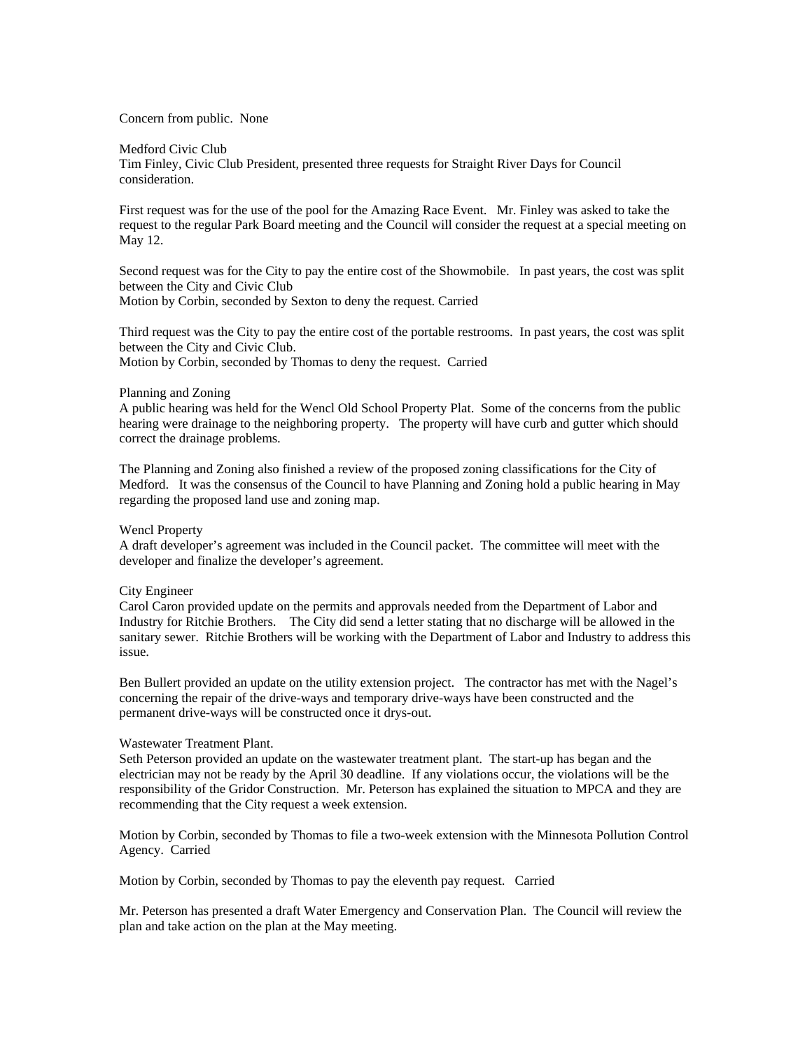Concern from public. None

Medford Civic Club
Tim Finley, Civic Club President, presented three requests for Straight River Days for Council consideration.

First request was for the use of the pool for the Amazing Race Event. Mr. Finley was asked to take the request to the regular Park Board meeting and the Council will consider the request at a special meeting on May 12.

Second request was for the City to pay the entire cost of the Showmobile. In past years, the cost was split between the City and Civic Club
Motion by Corbin, seconded by Sexton to deny the request. Carried

Third request was the City to pay the entire cost of the portable restrooms. In past years, the cost was split between the City and Civic Club.
Motion by Corbin, seconded by Thomas to deny the request. Carried

Planning and Zoning
A public hearing was held for the Wencl Old School Property Plat. Some of the concerns from the public hearing were drainage to the neighboring property. The property will have curb and gutter which should correct the drainage problems.

The Planning and Zoning also finished a review of the proposed zoning classifications for the City of Medford. It was the consensus of the Council to have Planning and Zoning hold a public hearing in May regarding the proposed land use and zoning map.

Wencl Property
A draft developer's agreement was included in the Council packet. The committee will meet with the developer and finalize the developer's agreement.

City Engineer
Carol Caron provided update on the permits and approvals needed from the Department of Labor and Industry for Ritchie Brothers. The City did send a letter stating that no discharge will be allowed in the sanitary sewer. Ritchie Brothers will be working with the Department of Labor and Industry to address this issue.

Ben Bullert provided an update on the utility extension project. The contractor has met with the Nagel's concerning the repair of the drive-ways and temporary drive-ways have been constructed and the permanent drive-ways will be constructed once it drys-out.

Wastewater Treatment Plant.
Seth Peterson provided an update on the wastewater treatment plant. The start-up has began and the electrician may not be ready by the April 30 deadline. If any violations occur, the violations will be the responsibility of the Gridor Construction. Mr. Peterson has explained the situation to MPCA and they are recommending that the City request a week extension.

Motion by Corbin, seconded by Thomas to file a two-week extension with the Minnesota Pollution Control Agency. Carried

Motion by Corbin, seconded by Thomas to pay the eleventh pay request. Carried

Mr. Peterson has presented a draft Water Emergency and Conservation Plan. The Council will review the plan and take action on the plan at the May meeting.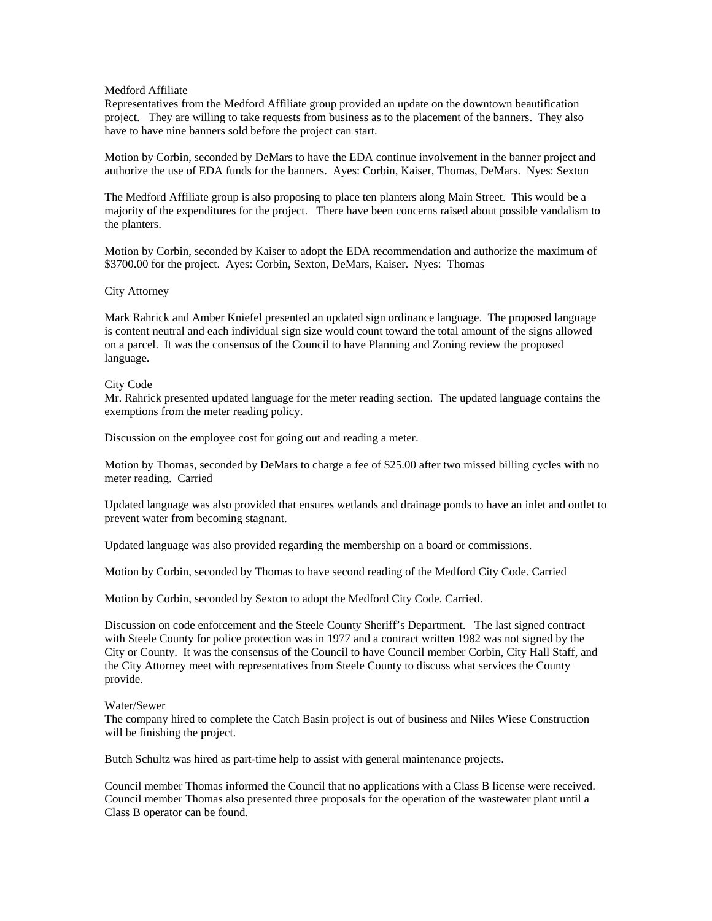Medford Affiliate

Representatives from the Medford Affiliate group provided an update on the downtown beautification project. They are willing to take requests from business as to the placement of the banners. They also have to have nine banners sold before the project can start.

Motion by Corbin, seconded by DeMars to have the EDA continue involvement in the banner project and authorize the use of EDA funds for the banners. Ayes: Corbin, Kaiser, Thomas, DeMars. Nyes: Sexton

The Medford Affiliate group is also proposing to place ten planters along Main Street. This would be a majority of the expenditures for the project. There have been concerns raised about possible vandalism to the planters.

Motion by Corbin, seconded by Kaiser to adopt the EDA recommendation and authorize the maximum of $3700.00 for the project. Ayes: Corbin, Sexton, DeMars, Kaiser. Nyes: Thomas

City Attorney

Mark Rahrick and Amber Kniefel presented an updated sign ordinance language. The proposed language is content neutral and each individual sign size would count toward the total amount of the signs allowed on a parcel. It was the consensus of the Council to have Planning and Zoning review the proposed language.

City Code

Mr. Rahrick presented updated language for the meter reading section. The updated language contains the exemptions from the meter reading policy.

Discussion on the employee cost for going out and reading a meter.

Motion by Thomas, seconded by DeMars to charge a fee of $25.00 after two missed billing cycles with no meter reading. Carried

Updated language was also provided that ensures wetlands and drainage ponds to have an inlet and outlet to prevent water from becoming stagnant.

Updated language was also provided regarding the membership on a board or commissions.

Motion by Corbin, seconded by Thomas to have second reading of the Medford City Code. Carried

Motion by Corbin, seconded by Sexton to adopt the Medford City Code. Carried.

Discussion on code enforcement and the Steele County Sheriff's Department. The last signed contract with Steele County for police protection was in 1977 and a contract written 1982 was not signed by the City or County. It was the consensus of the Council to have Council member Corbin, City Hall Staff, and the City Attorney meet with representatives from Steele County to discuss what services the County provide.

Water/Sewer

The company hired to complete the Catch Basin project is out of business and Niles Wiese Construction will be finishing the project.

Butch Schultz was hired as part-time help to assist with general maintenance projects.

Council member Thomas informed the Council that no applications with a Class B license were received. Council member Thomas also presented three proposals for the operation of the wastewater plant until a Class B operator can be found.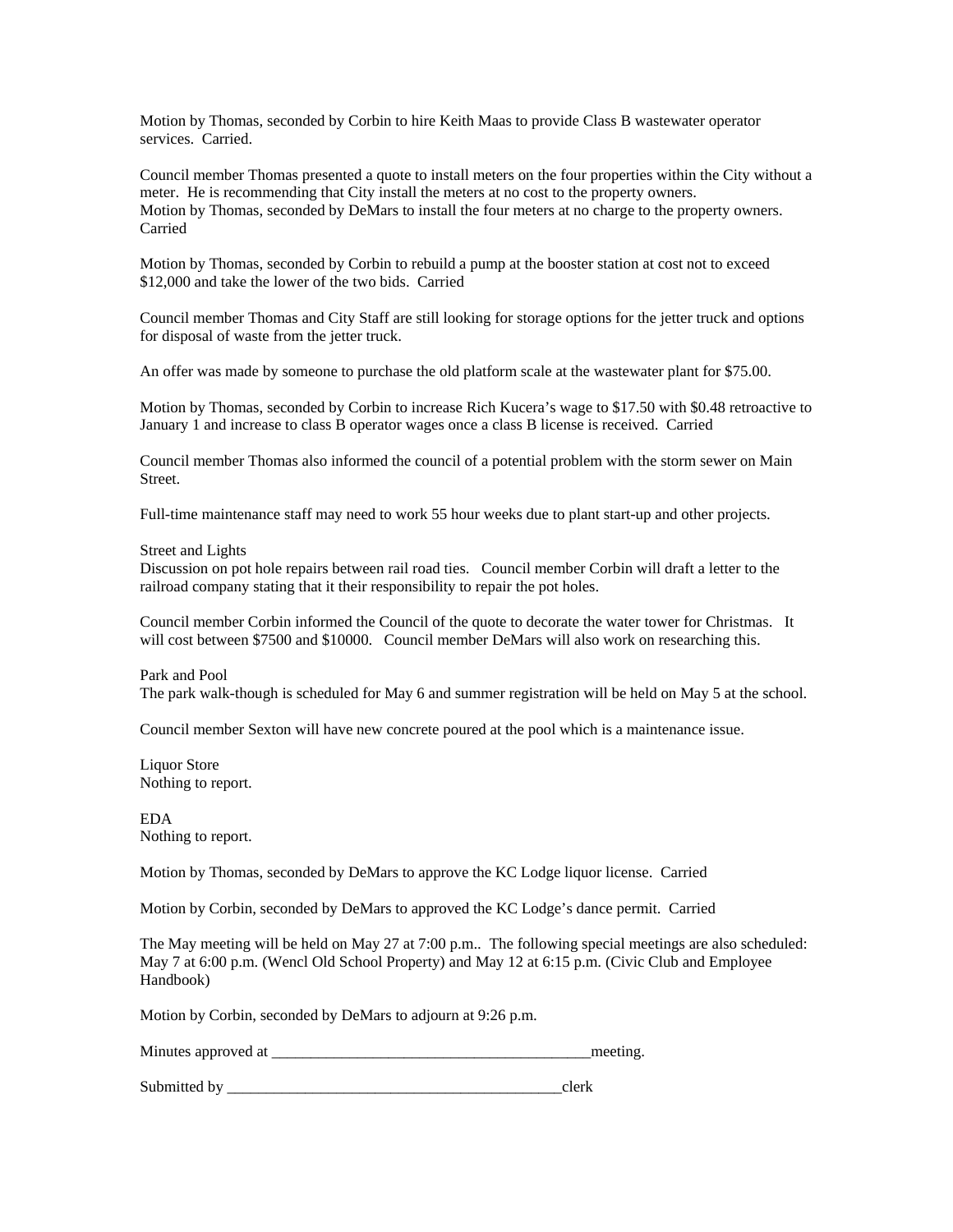Motion by Thomas, seconded by Corbin to hire Keith Maas to provide Class B wastewater operator services. Carried.

Council member Thomas presented a quote to install meters on the four properties within the City without a meter. He is recommending that City install the meters at no cost to the property owners.
Motion by Thomas, seconded by DeMars to install the four meters at no charge to the property owners. Carried

Motion by Thomas, seconded by Corbin to rebuild a pump at the booster station at cost not to exceed $12,000 and take the lower of the two bids. Carried

Council member Thomas and City Staff are still looking for storage options for the jetter truck and options for disposal of waste from the jetter truck.

An offer was made by someone to purchase the old platform scale at the wastewater plant for $75.00.

Motion by Thomas, seconded by Corbin to increase Rich Kucera's wage to $17.50 with $0.48 retroactive to January 1 and increase to class B operator wages once a class B license is received. Carried

Council member Thomas also informed the council of a potential problem with the storm sewer on Main Street.

Full-time maintenance staff may need to work 55 hour weeks due to plant start-up and other projects.

Street and Lights
Discussion on pot hole repairs between rail road ties. Council member Corbin will draft a letter to the railroad company stating that it their responsibility to repair the pot holes.

Council member Corbin informed the Council of the quote to decorate the water tower for Christmas. It will cost between $7500 and $10000. Council member DeMars will also work on researching this.

Park and Pool
The park walk-though is scheduled for May 6 and summer registration will be held on May 5 at the school.

Council member Sexton will have new concrete poured at the pool which is a maintenance issue.

Liquor Store
Nothing to report.

EDA
Nothing to report.

Motion by Thomas, seconded by DeMars to approve the KC Lodge liquor license. Carried

Motion by Corbin, seconded by DeMars to approved the KC Lodge's dance permit. Carried

The May meeting will be held on May 27 at 7:00 p.m.. The following special meetings are also scheduled: May 7 at 6:00 p.m. (Wencl Old School Property) and May 12 at 6:15 p.m. (Civic Club and Employee Handbook)

Motion by Corbin, seconded by DeMars to adjourn at 9:26 p.m.

Minutes approved at _________________________________________meeting.

Submitted by ____________________________________________clerk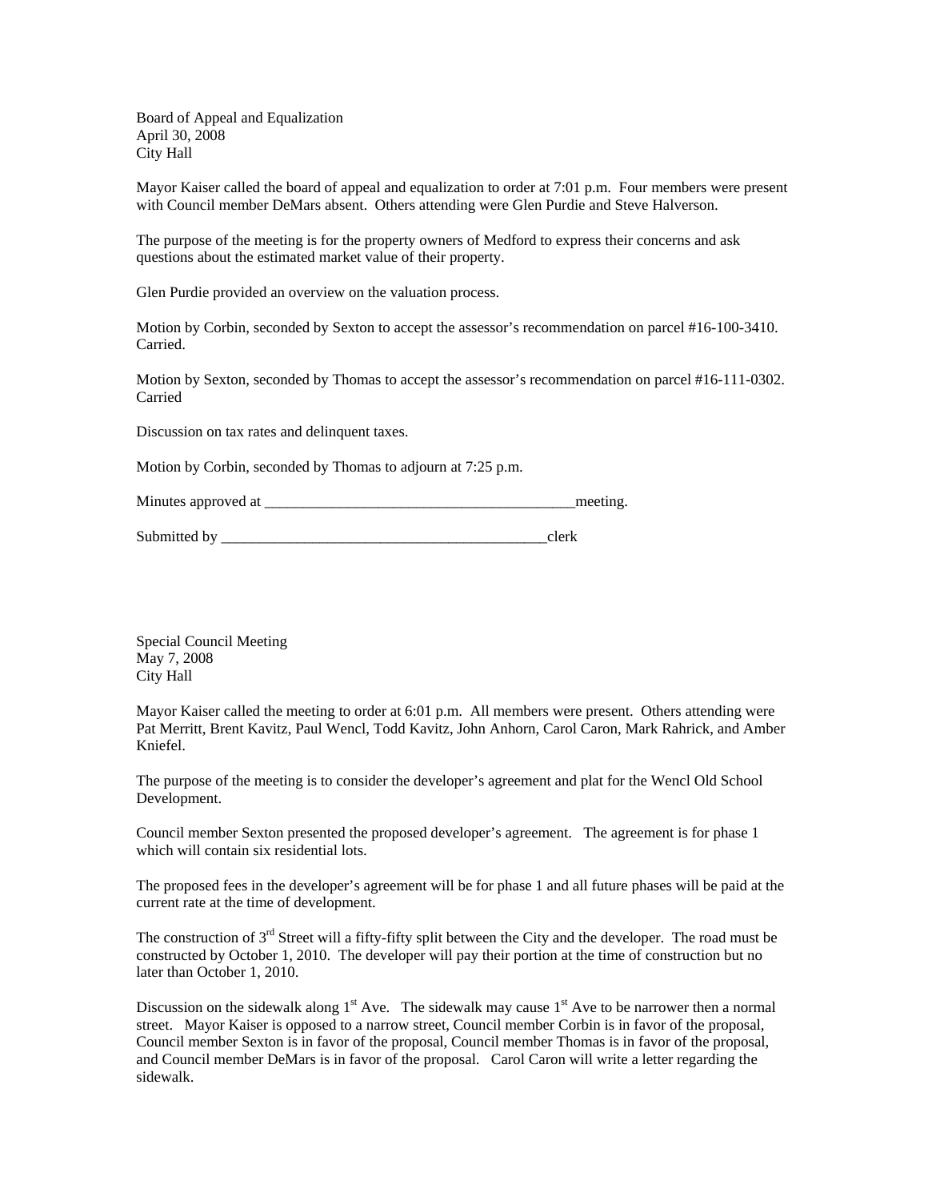Board of Appeal and Equalization
April 30, 2008
City Hall

Mayor Kaiser called the board of appeal and equalization to order at 7:01 p.m. Four members were present with Council member DeMars absent. Others attending were Glen Purdie and Steve Halverson.

The purpose of the meeting is for the property owners of Medford to express their concerns and ask questions about the estimated market value of their property.

Glen Purdie provided an overview on the valuation process.

Motion by Corbin, seconded by Sexton to accept the assessor's recommendation on parcel #16-100-3410. Carried.

Motion by Sexton, seconded by Thomas to accept the assessor's recommendation on parcel #16-111-0302. Carried

Discussion on tax rates and delinquent taxes.

Motion by Corbin, seconded by Thomas to adjourn at 7:25 p.m.

Minutes approved at ___________________________________________meeting.

Submitted by ____________________________________________clerk

Special Council Meeting
May 7, 2008
City Hall

Mayor Kaiser called the meeting to order at 6:01 p.m. All members were present. Others attending were Pat Merritt, Brent Kavitz, Paul Wencl, Todd Kavitz, John Anhorn, Carol Caron, Mark Rahrick, and Amber Kniefel.

The purpose of the meeting is to consider the developer's agreement and plat for the Wencl Old School Development.

Council member Sexton presented the proposed developer's agreement. The agreement is for phase 1 which will contain six residential lots.

The proposed fees in the developer's agreement will be for phase 1 and all future phases will be paid at the current rate at the time of development.

The construction of 3rd Street will a fifty-fifty split between the City and the developer. The road must be constructed by October 1, 2010. The developer will pay their portion at the time of construction but no later than October 1, 2010.

Discussion on the sidewalk along 1st Ave. The sidewalk may cause 1st Ave to be narrower then a normal street. Mayor Kaiser is opposed to a narrow street, Council member Corbin is in favor of the proposal, Council member Sexton is in favor of the proposal, Council member Thomas is in favor of the proposal, and Council member DeMars is in favor of the proposal. Carol Caron will write a letter regarding the sidewalk.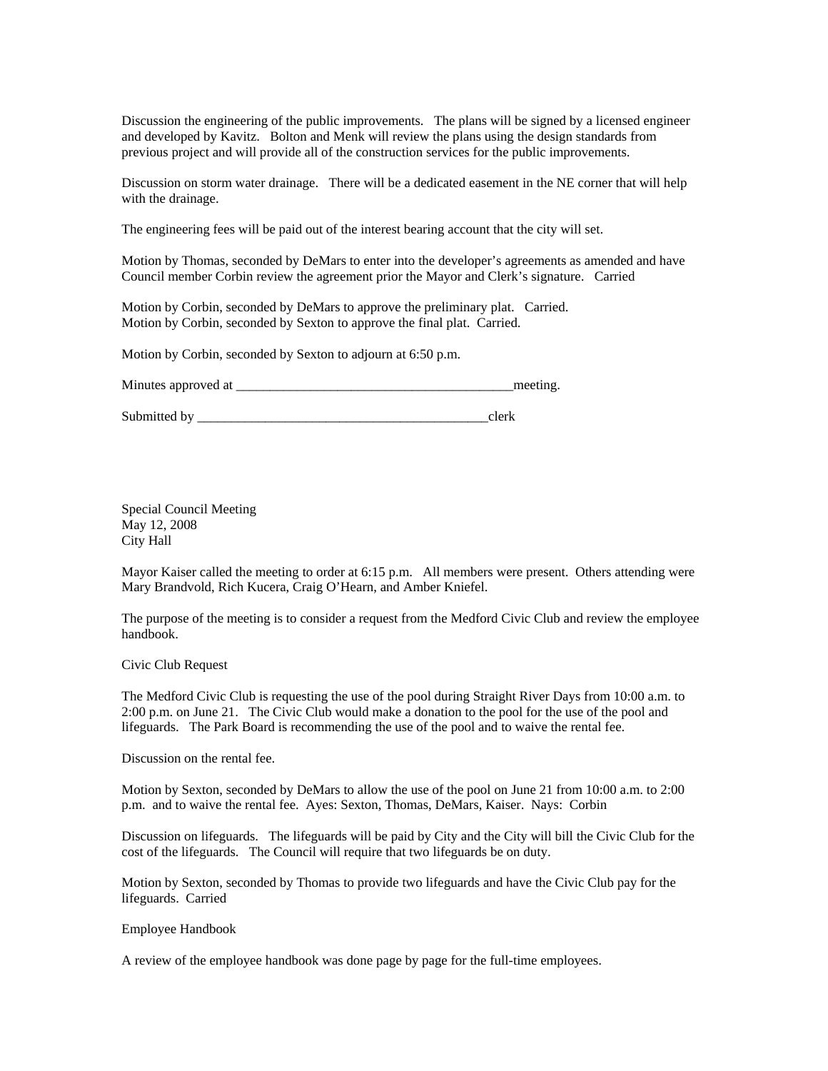Discussion the engineering of the public improvements. The plans will be signed by a licensed engineer and developed by Kavitz. Bolton and Menk will review the plans using the design standards from previous project and will provide all of the construction services for the public improvements.

Discussion on storm water drainage. There will be a dedicated easement in the NE corner that will help with the drainage.

The engineering fees will be paid out of the interest bearing account that the city will set.

Motion by Thomas, seconded by DeMars to enter into the developer's agreements as amended and have Council member Corbin review the agreement prior the Mayor and Clerk's signature. Carried

Motion by Corbin, seconded by DeMars to approve the preliminary plat. Carried.
Motion by Corbin, seconded by Sexton to approve the final plat. Carried.

Motion by Corbin, seconded by Sexton to adjourn at 6:50 p.m.

Minutes approved at ________________________________________meeting.

Submitted by ___________________________________________clerk

Special Council Meeting
May 12, 2008
City Hall

Mayor Kaiser called the meeting to order at 6:15 p.m. All members were present. Others attending were Mary Brandvold, Rich Kucera, Craig O'Hearn, and Amber Kniefel.

The purpose of the meeting is to consider a request from the Medford Civic Club and review the employee handbook.

Civic Club Request

The Medford Civic Club is requesting the use of the pool during Straight River Days from 10:00 a.m. to 2:00 p.m. on June 21. The Civic Club would make a donation to the pool for the use of the pool and lifeguards. The Park Board is recommending the use of the pool and to waive the rental fee.

Discussion on the rental fee.

Motion by Sexton, seconded by DeMars to allow the use of the pool on June 21 from 10:00 a.m. to 2:00 p.m. and to waive the rental fee. Ayes: Sexton, Thomas, DeMars, Kaiser. Nays: Corbin

Discussion on lifeguards. The lifeguards will be paid by City and the City will bill the Civic Club for the cost of the lifeguards. The Council will require that two lifeguards be on duty.

Motion by Sexton, seconded by Thomas to provide two lifeguards and have the Civic Club pay for the lifeguards. Carried

Employee Handbook

A review of the employee handbook was done page by page for the full-time employees.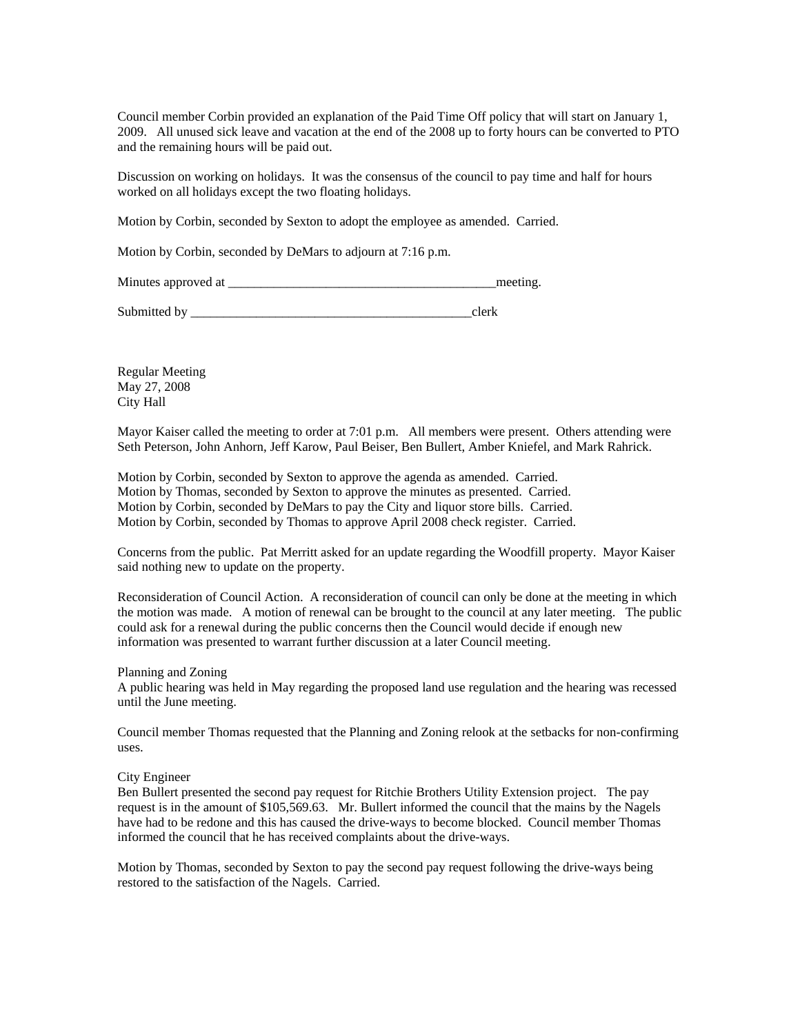Council member Corbin provided an explanation of the Paid Time Off policy that will start on January 1, 2009. All unused sick leave and vacation at the end of the 2008 up to forty hours can be converted to PTO and the remaining hours will be paid out.

Discussion on working on holidays. It was the consensus of the council to pay time and half for hours worked on all holidays except the two floating holidays.

Motion by Corbin, seconded by Sexton to adopt the employee as amended. Carried.

Motion by Corbin, seconded by DeMars to adjourn at 7:16 p.m.

Minutes approved at ________________________________________meeting.

Submitted by ___________________________________________clerk

Regular Meeting
May 27, 2008
City Hall

Mayor Kaiser called the meeting to order at 7:01 p.m. All members were present. Others attending were Seth Peterson, John Anhorn, Jeff Karow, Paul Beiser, Ben Bullert, Amber Kniefel, and Mark Rahrick.

Motion by Corbin, seconded by Sexton to approve the agenda as amended. Carried.
Motion by Thomas, seconded by Sexton to approve the minutes as presented. Carried.
Motion by Corbin, seconded by DeMars to pay the City and liquor store bills. Carried.
Motion by Corbin, seconded by Thomas to approve April 2008 check register. Carried.

Concerns from the public. Pat Merritt asked for an update regarding the Woodfill property. Mayor Kaiser said nothing new to update on the property.

Reconsideration of Council Action. A reconsideration of council can only be done at the meeting in which the motion was made. A motion of renewal can be brought to the council at any later meeting. The public could ask for a renewal during the public concerns then the Council would decide if enough new information was presented to warrant further discussion at a later Council meeting.

Planning and Zoning
A public hearing was held in May regarding the proposed land use regulation and the hearing was recessed until the June meeting.

Council member Thomas requested that the Planning and Zoning relook at the setbacks for non-confirming uses.

City Engineer
Ben Bullert presented the second pay request for Ritchie Brothers Utility Extension project. The pay request is in the amount of $105,569.63. Mr. Bullert informed the council that the mains by the Nagels have had to be redone and this has caused the drive-ways to become blocked. Council member Thomas informed the council that he has received complaints about the drive-ways.

Motion by Thomas, seconded by Sexton to pay the second pay request following the drive-ways being restored to the satisfaction of the Nagels. Carried.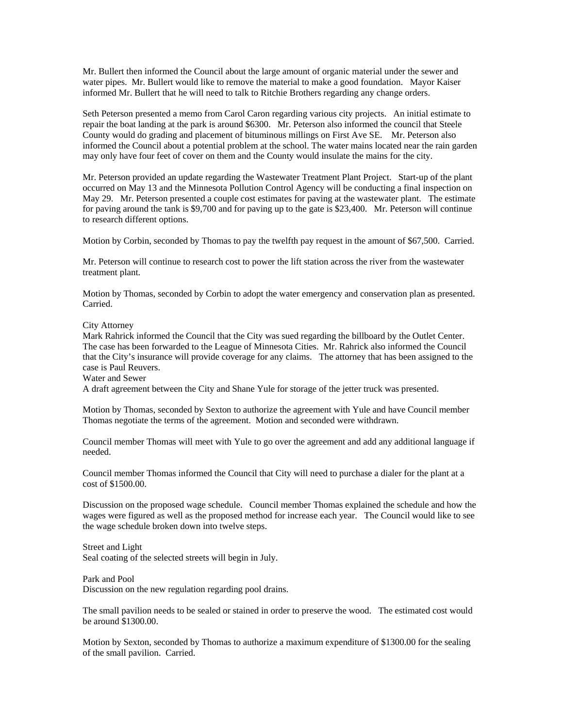Mr. Bullert then informed the Council about the large amount of organic material under the sewer and water pipes. Mr. Bullert would like to remove the material to make a good foundation. Mayor Kaiser informed Mr. Bullert that he will need to talk to Ritchie Brothers regarding any change orders.

Seth Peterson presented a memo from Carol Caron regarding various city projects. An initial estimate to repair the boat landing at the park is around $6300. Mr. Peterson also informed the council that Steele County would do grading and placement of bituminous millings on First Ave SE. Mr. Peterson also informed the Council about a potential problem at the school. The water mains located near the rain garden may only have four feet of cover on them and the County would insulate the mains for the city.

Mr. Peterson provided an update regarding the Wastewater Treatment Plant Project. Start-up of the plant occurred on May 13 and the Minnesota Pollution Control Agency will be conducting a final inspection on May 29. Mr. Peterson presented a couple cost estimates for paving at the wastewater plant. The estimate for paving around the tank is $9,700 and for paving up to the gate is $23,400. Mr. Peterson will continue to research different options.

Motion by Corbin, seconded by Thomas to pay the twelfth pay request in the amount of $67,500. Carried.

Mr. Peterson will continue to research cost to power the lift station across the river from the wastewater treatment plant.

Motion by Thomas, seconded by Corbin to adopt the water emergency and conservation plan as presented. Carried.

City Attorney
Mark Rahrick informed the Council that the City was sued regarding the billboard by the Outlet Center. The case has been forwarded to the League of Minnesota Cities. Mr. Rahrick also informed the Council that the City's insurance will provide coverage for any claims. The attorney that has been assigned to the case is Paul Reuvers.
Water and Sewer
A draft agreement between the City and Shane Yule for storage of the jetter truck was presented.

Motion by Thomas, seconded by Sexton to authorize the agreement with Yule and have Council member Thomas negotiate the terms of the agreement. Motion and seconded were withdrawn.

Council member Thomas will meet with Yule to go over the agreement and add any additional language if needed.

Council member Thomas informed the Council that City will need to purchase a dialer for the plant at a cost of $1500.00.

Discussion on the proposed wage schedule. Council member Thomas explained the schedule and how the wages were figured as well as the proposed method for increase each year. The Council would like to see the wage schedule broken down into twelve steps.

Street and Light
Seal coating of the selected streets will begin in July.

Park and Pool
Discussion on the new regulation regarding pool drains.

The small pavilion needs to be sealed or stained in order to preserve the wood. The estimated cost would be around $1300.00.

Motion by Sexton, seconded by Thomas to authorize a maximum expenditure of $1300.00 for the sealing of the small pavilion. Carried.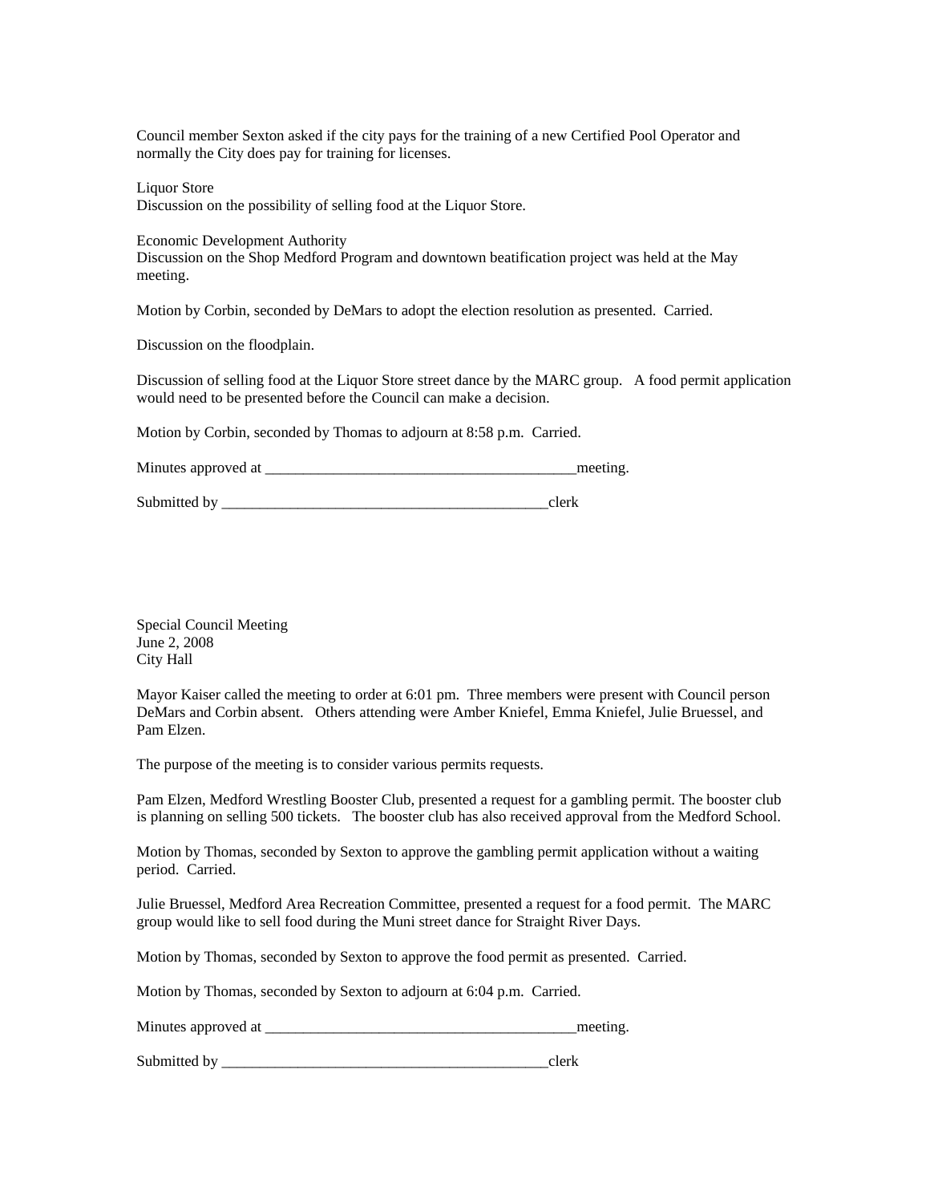Council member Sexton asked if the city pays for the training of a new Certified Pool Operator and normally the City does pay for training for licenses.

Liquor Store
Discussion on the possibility of selling food at the Liquor Store.

Economic Development Authority
Discussion on the Shop Medford Program and downtown beatification project was held at the May meeting.

Motion by Corbin, seconded by DeMars to adopt the election resolution as presented. Carried.

Discussion on the floodplain.

Discussion of selling food at the Liquor Store street dance by the MARC group. A food permit application would need to be presented before the Council can make a decision.

Motion by Corbin, seconded by Thomas to adjourn at 8:58 p.m. Carried.

Minutes approved at __________________________________________meeting.

Submitted by ____________________________________________clerk

Special Council Meeting
June 2, 2008
City Hall

Mayor Kaiser called the meeting to order at 6:01 pm. Three members were present with Council person DeMars and Corbin absent. Others attending were Amber Kniefel, Emma Kniefel, Julie Bruessel, and Pam Elzen.

The purpose of the meeting is to consider various permits requests.

Pam Elzen, Medford Wrestling Booster Club, presented a request for a gambling permit. The booster club is planning on selling 500 tickets. The booster club has also received approval from the Medford School.

Motion by Thomas, seconded by Sexton to approve the gambling permit application without a waiting period. Carried.

Julie Bruessel, Medford Area Recreation Committee, presented a request for a food permit. The MARC group would like to sell food during the Muni street dance for Straight River Days.

Motion by Thomas, seconded by Sexton to approve the food permit as presented. Carried.

Motion by Thomas, seconded by Sexton to adjourn at 6:04 p.m. Carried.

Minutes approved at __________________________________________meeting.

Submitted by ____________________________________________clerk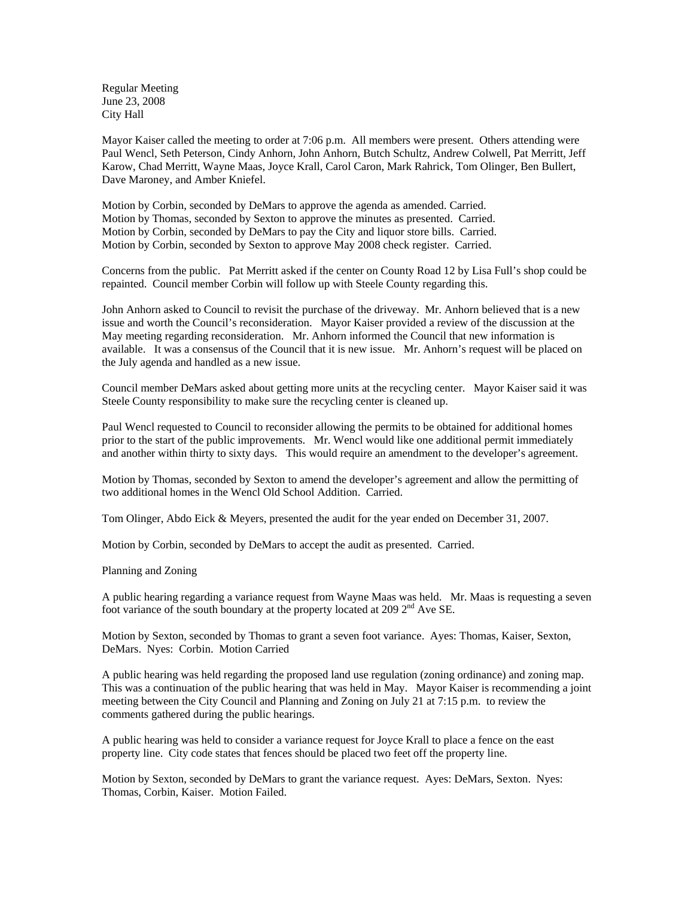Regular Meeting
June 23, 2008
City Hall

Mayor Kaiser called the meeting to order at 7:06 p.m. All members were present. Others attending were Paul Wencl, Seth Peterson, Cindy Anhorn, John Anhorn, Butch Schultz, Andrew Colwell, Pat Merritt, Jeff Karow, Chad Merritt, Wayne Maas, Joyce Krall, Carol Caron, Mark Rahrick, Tom Olinger, Ben Bullert, Dave Maroney, and Amber Kniefel.

Motion by Corbin, seconded by DeMars to approve the agenda as amended. Carried.
Motion by Thomas, seconded by Sexton to approve the minutes as presented. Carried.
Motion by Corbin, seconded by DeMars to pay the City and liquor store bills. Carried.
Motion by Corbin, seconded by Sexton to approve May 2008 check register. Carried.

Concerns from the public. Pat Merritt asked if the center on County Road 12 by Lisa Full's shop could be repainted. Council member Corbin will follow up with Steele County regarding this.

John Anhorn asked to Council to revisit the purchase of the driveway. Mr. Anhorn believed that is a new issue and worth the Council's reconsideration. Mayor Kaiser provided a review of the discussion at the May meeting regarding reconsideration. Mr. Anhorn informed the Council that new information is available. It was a consensus of the Council that it is new issue. Mr. Anhorn's request will be placed on the July agenda and handled as a new issue.

Council member DeMars asked about getting more units at the recycling center. Mayor Kaiser said it was Steele County responsibility to make sure the recycling center is cleaned up.

Paul Wencl requested to Council to reconsider allowing the permits to be obtained for additional homes prior to the start of the public improvements. Mr. Wencl would like one additional permit immediately and another within thirty to sixty days. This would require an amendment to the developer's agreement.

Motion by Thomas, seconded by Sexton to amend the developer's agreement and allow the permitting of two additional homes in the Wencl Old School Addition. Carried.

Tom Olinger, Abdo Eick & Meyers, presented the audit for the year ended on December 31, 2007.

Motion by Corbin, seconded by DeMars to accept the audit as presented. Carried.

Planning and Zoning

A public hearing regarding a variance request from Wayne Maas was held. Mr. Maas is requesting a seven foot variance of the south boundary at the property located at 209 2nd Ave SE.

Motion by Sexton, seconded by Thomas to grant a seven foot variance. Ayes: Thomas, Kaiser, Sexton, DeMars. Nyes: Corbin. Motion Carried

A public hearing was held regarding the proposed land use regulation (zoning ordinance) and zoning map. This was a continuation of the public hearing that was held in May. Mayor Kaiser is recommending a joint meeting between the City Council and Planning and Zoning on July 21 at 7:15 p.m. to review the comments gathered during the public hearings.

A public hearing was held to consider a variance request for Joyce Krall to place a fence on the east property line. City code states that fences should be placed two feet off the property line.

Motion by Sexton, seconded by DeMars to grant the variance request. Ayes: DeMars, Sexton. Nyes: Thomas, Corbin, Kaiser. Motion Failed.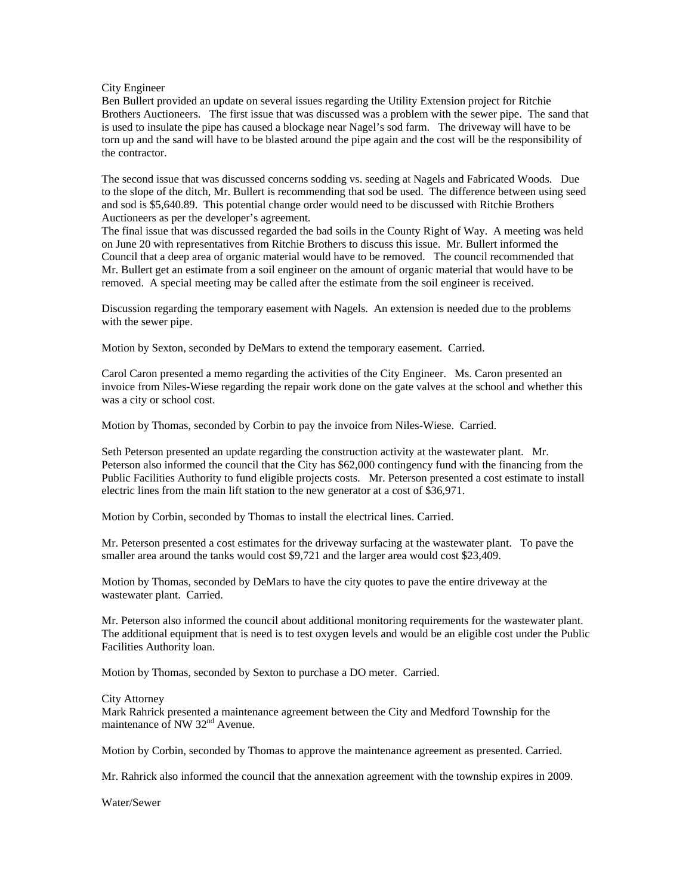City Engineer

Ben Bullert provided an update on several issues regarding the Utility Extension project for Ritchie Brothers Auctioneers. The first issue that was discussed was a problem with the sewer pipe. The sand that is used to insulate the pipe has caused a blockage near Nagel's sod farm. The driveway will have to be torn up and the sand will have to be blasted around the pipe again and the cost will be the responsibility of the contractor.

The second issue that was discussed concerns sodding vs. seeding at Nagels and Fabricated Woods. Due to the slope of the ditch, Mr. Bullert is recommending that sod be used. The difference between using seed and sod is $5,640.89. This potential change order would need to be discussed with Ritchie Brothers Auctioneers as per the developer's agreement.

The final issue that was discussed regarded the bad soils in the County Right of Way. A meeting was held on June 20 with representatives from Ritchie Brothers to discuss this issue. Mr. Bullert informed the Council that a deep area of organic material would have to be removed. The council recommended that Mr. Bullert get an estimate from a soil engineer on the amount of organic material that would have to be removed. A special meeting may be called after the estimate from the soil engineer is received.

Discussion regarding the temporary easement with Nagels. An extension is needed due to the problems with the sewer pipe.

Motion by Sexton, seconded by DeMars to extend the temporary easement. Carried.

Carol Caron presented a memo regarding the activities of the City Engineer. Ms. Caron presented an invoice from Niles-Wiese regarding the repair work done on the gate valves at the school and whether this was a city or school cost.

Motion by Thomas, seconded by Corbin to pay the invoice from Niles-Wiese. Carried.

Seth Peterson presented an update regarding the construction activity at the wastewater plant. Mr. Peterson also informed the council that the City has $62,000 contingency fund with the financing from the Public Facilities Authority to fund eligible projects costs. Mr. Peterson presented a cost estimate to install electric lines from the main lift station to the new generator at a cost of $36,971.

Motion by Corbin, seconded by Thomas to install the electrical lines. Carried.

Mr. Peterson presented a cost estimates for the driveway surfacing at the wastewater plant. To pave the smaller area around the tanks would cost $9,721 and the larger area would cost $23,409.

Motion by Thomas, seconded by DeMars to have the city quotes to pave the entire driveway at the wastewater plant. Carried.

Mr. Peterson also informed the council about additional monitoring requirements for the wastewater plant. The additional equipment that is need is to test oxygen levels and would be an eligible cost under the Public Facilities Authority loan.

Motion by Thomas, seconded by Sexton to purchase a DO meter. Carried.

City Attorney

Mark Rahrick presented a maintenance agreement between the City and Medford Township for the maintenance of NW 32nd Avenue.

Motion by Corbin, seconded by Thomas to approve the maintenance agreement as presented. Carried.

Mr. Rahrick also informed the council that the annexation agreement with the township expires in 2009.

Water/Sewer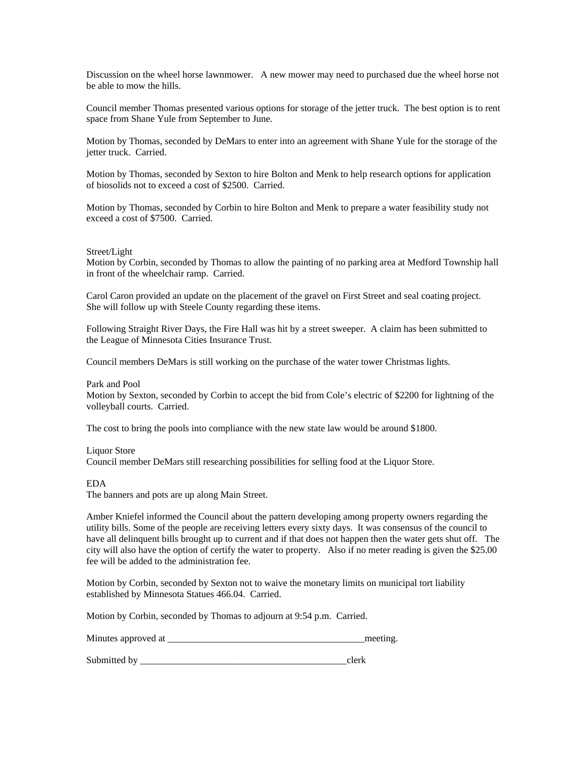Discussion on the wheel horse lawnmower. A new mower may need to purchased due the wheel horse not be able to mow the hills.

Council member Thomas presented various options for storage of the jetter truck. The best option is to rent space from Shane Yule from September to June.

Motion by Thomas, seconded by DeMars to enter into an agreement with Shane Yule for the storage of the jetter truck. Carried.

Motion by Thomas, seconded by Sexton to hire Bolton and Menk to help research options for application of biosolids not to exceed a cost of $2500. Carried.

Motion by Thomas, seconded by Corbin to hire Bolton and Menk to prepare a water feasibility study not exceed a cost of $7500. Carried.

Street/Light
Motion by Corbin, seconded by Thomas to allow the painting of no parking area at Medford Township hall in front of the wheelchair ramp. Carried.

Carol Caron provided an update on the placement of the gravel on First Street and seal coating project. She will follow up with Steele County regarding these items.

Following Straight River Days, the Fire Hall was hit by a street sweeper. A claim has been submitted to the League of Minnesota Cities Insurance Trust.

Council members DeMars is still working on the purchase of the water tower Christmas lights.

Park and Pool
Motion by Sexton, seconded by Corbin to accept the bid from Cole's electric of $2200 for lightning of the volleyball courts. Carried.

The cost to bring the pools into compliance with the new state law would be around $1800.

Liquor Store
Council member DeMars still researching possibilities for selling food at the Liquor Store.

EDA
The banners and pots are up along Main Street.

Amber Kniefel informed the Council about the pattern developing among property owners regarding the utility bills. Some of the people are receiving letters every sixty days. It was consensus of the council to have all delinquent bills brought up to current and if that does not happen then the water gets shut off. The city will also have the option of certify the water to property. Also if no meter reading is given the $25.00 fee will be added to the administration fee.

Motion by Corbin, seconded by Sexton not to waive the monetary limits on municipal tort liability established by Minnesota Statues 466.04. Carried.

Motion by Corbin, seconded by Thomas to adjourn at 9:54 p.m. Carried.

Minutes approved at __________________________________________meeting.

Submitted by ____________________________________________clerk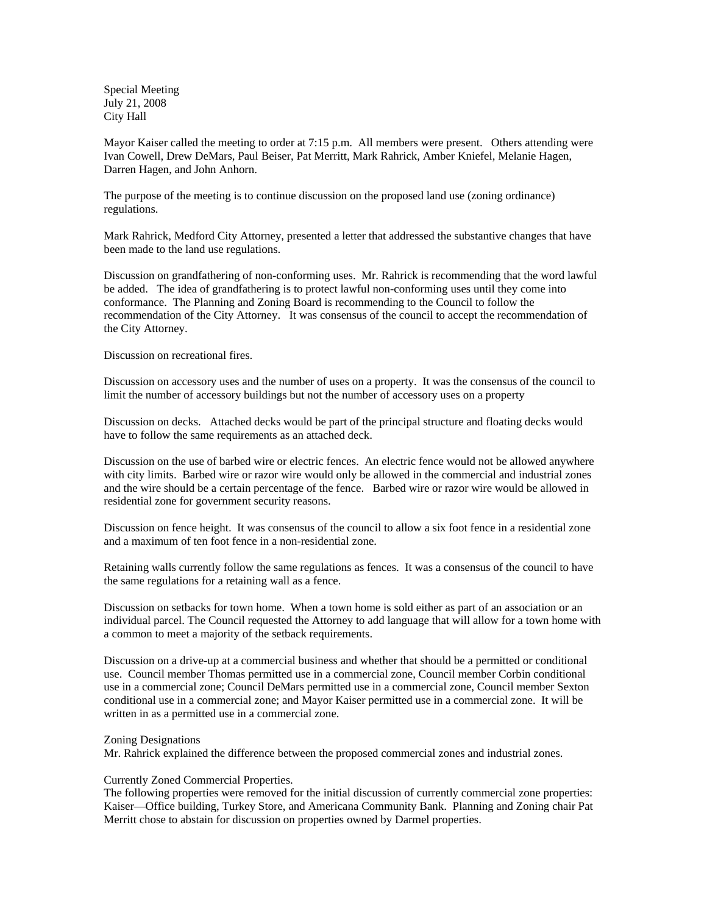Special Meeting
July 21, 2008
City Hall

Mayor Kaiser called the meeting to order at 7:15 p.m. All members were present. Others attending were Ivan Cowell, Drew DeMars, Paul Beiser, Pat Merritt, Mark Rahrick, Amber Kniefel, Melanie Hagen, Darren Hagen, and John Anhorn.

The purpose of the meeting is to continue discussion on the proposed land use (zoning ordinance) regulations.

Mark Rahrick, Medford City Attorney, presented a letter that addressed the substantive changes that have been made to the land use regulations.

Discussion on grandfathering of non-conforming uses. Mr. Rahrick is recommending that the word lawful be added. The idea of grandfathering is to protect lawful non-conforming uses until they come into conformance. The Planning and Zoning Board is recommending to the Council to follow the recommendation of the City Attorney. It was consensus of the council to accept the recommendation of the City Attorney.

Discussion on recreational fires.

Discussion on accessory uses and the number of uses on a property. It was the consensus of the council to limit the number of accessory buildings but not the number of accessory uses on a property

Discussion on decks. Attached decks would be part of the principal structure and floating decks would have to follow the same requirements as an attached deck.

Discussion on the use of barbed wire or electric fences. An electric fence would not be allowed anywhere with city limits. Barbed wire or razor wire would only be allowed in the commercial and industrial zones and the wire should be a certain percentage of the fence. Barbed wire or razor wire would be allowed in residential zone for government security reasons.

Discussion on fence height. It was consensus of the council to allow a six foot fence in a residential zone and a maximum of ten foot fence in a non-residential zone.

Retaining walls currently follow the same regulations as fences. It was a consensus of the council to have the same regulations for a retaining wall as a fence.

Discussion on setbacks for town home. When a town home is sold either as part of an association or an individual parcel. The Council requested the Attorney to add language that will allow for a town home with a common to meet a majority of the setback requirements.

Discussion on a drive-up at a commercial business and whether that should be a permitted or conditional use. Council member Thomas permitted use in a commercial zone, Council member Corbin conditional use in a commercial zone; Council DeMars permitted use in a commercial zone, Council member Sexton conditional use in a commercial zone; and Mayor Kaiser permitted use in a commercial zone. It will be written in as a permitted use in a commercial zone.

Zoning Designations
Mr. Rahrick explained the difference between the proposed commercial zones and industrial zones.

Currently Zoned Commercial Properties.
The following properties were removed for the initial discussion of currently commercial zone properties: Kaiser—Office building, Turkey Store, and Americana Community Bank. Planning and Zoning chair Pat Merritt chose to abstain for discussion on properties owned by Darmel properties.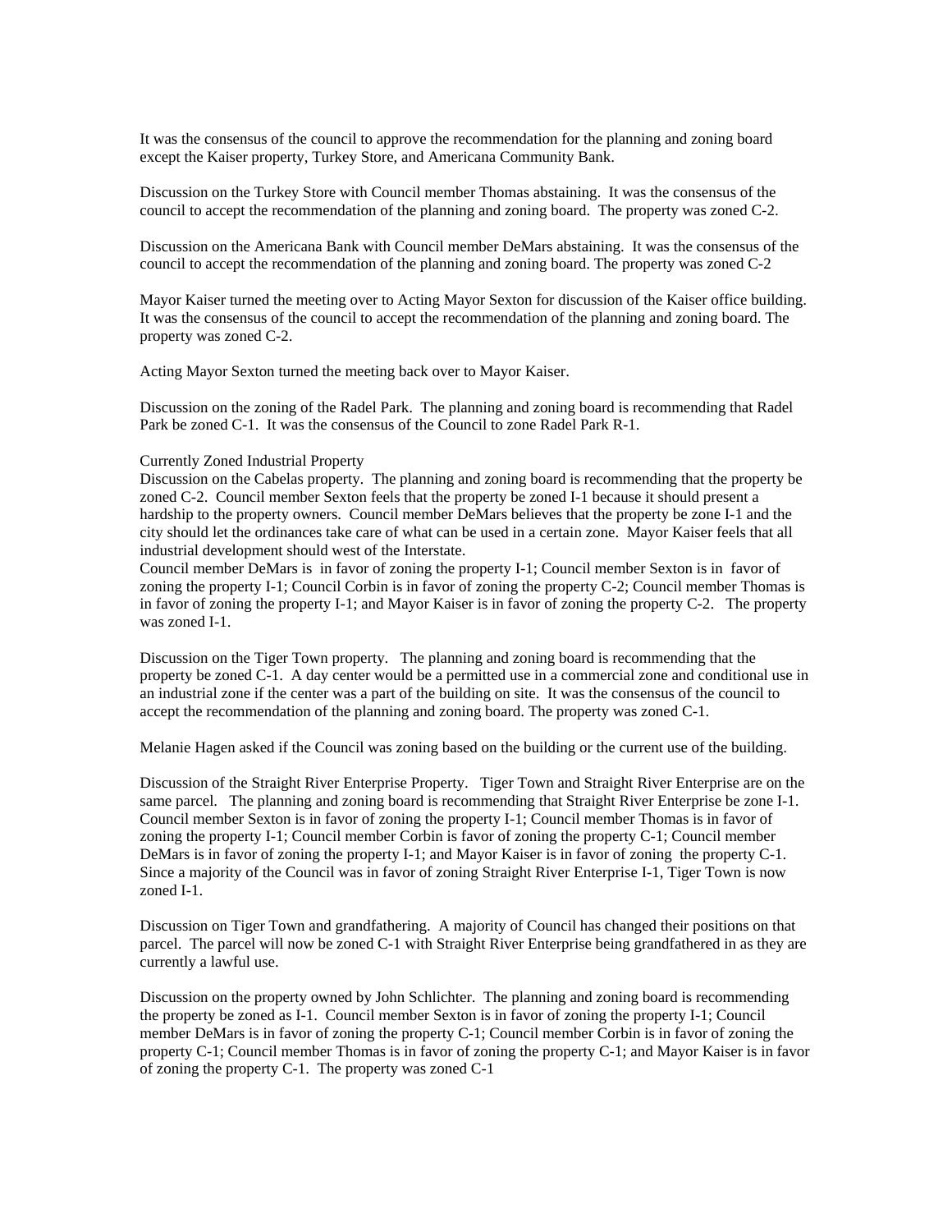It was the consensus of the council to approve the recommendation for the planning and zoning board except the Kaiser property, Turkey Store, and Americana Community Bank.

Discussion on the Turkey Store with Council member Thomas abstaining. It was the consensus of the council to accept the recommendation of the planning and zoning board. The property was zoned C-2.

Discussion on the Americana Bank with Council member DeMars abstaining. It was the consensus of the council to accept the recommendation of the planning and zoning board. The property was zoned C-2

Mayor Kaiser turned the meeting over to Acting Mayor Sexton for discussion of the Kaiser office building. It was the consensus of the council to accept the recommendation of the planning and zoning board. The property was zoned C-2.

Acting Mayor Sexton turned the meeting back over to Mayor Kaiser.

Discussion on the zoning of the Radel Park. The planning and zoning board is recommending that Radel Park be zoned C-1. It was the consensus of the Council to zone Radel Park R-1.

Currently Zoned Industrial Property

Discussion on the Cabelas property. The planning and zoning board is recommending that the property be zoned C-2. Council member Sexton feels that the property be zoned I-1 because it should present a hardship to the property owners. Council member DeMars believes that the property be zone I-1 and the city should let the ordinances take care of what can be used in a certain zone. Mayor Kaiser feels that all industrial development should west of the Interstate.

Council member DeMars is in favor of zoning the property I-1; Council member Sexton is in favor of zoning the property I-1; Council Corbin is in favor of zoning the property C-2; Council member Thomas is in favor of zoning the property I-1; and Mayor Kaiser is in favor of zoning the property C-2. The property was zoned I-1.

Discussion on the Tiger Town property. The planning and zoning board is recommending that the property be zoned C-1. A day center would be a permitted use in a commercial zone and conditional use in an industrial zone if the center was a part of the building on site. It was the consensus of the council to accept the recommendation of the planning and zoning board. The property was zoned C-1.

Melanie Hagen asked if the Council was zoning based on the building or the current use of the building.

Discussion of the Straight River Enterprise Property. Tiger Town and Straight River Enterprise are on the same parcel. The planning and zoning board is recommending that Straight River Enterprise be zone I-1. Council member Sexton is in favor of zoning the property I-1; Council member Thomas is in favor of zoning the property I-1; Council member Corbin is favor of zoning the property C-1; Council member DeMars is in favor of zoning the property I-1; and Mayor Kaiser is in favor of zoning the property C-1. Since a majority of the Council was in favor of zoning Straight River Enterprise I-1, Tiger Town is now zoned I-1.

Discussion on Tiger Town and grandfathering. A majority of Council has changed their positions on that parcel. The parcel will now be zoned C-1 with Straight River Enterprise being grandfathered in as they are currently a lawful use.

Discussion on the property owned by John Schlichter. The planning and zoning board is recommending the property be zoned as I-1. Council member Sexton is in favor of zoning the property I-1; Council member DeMars is in favor of zoning the property C-1; Council member Corbin is in favor of zoning the property C-1; Council member Thomas is in favor of zoning the property C-1; and Mayor Kaiser is in favor of zoning the property C-1. The property was zoned C-1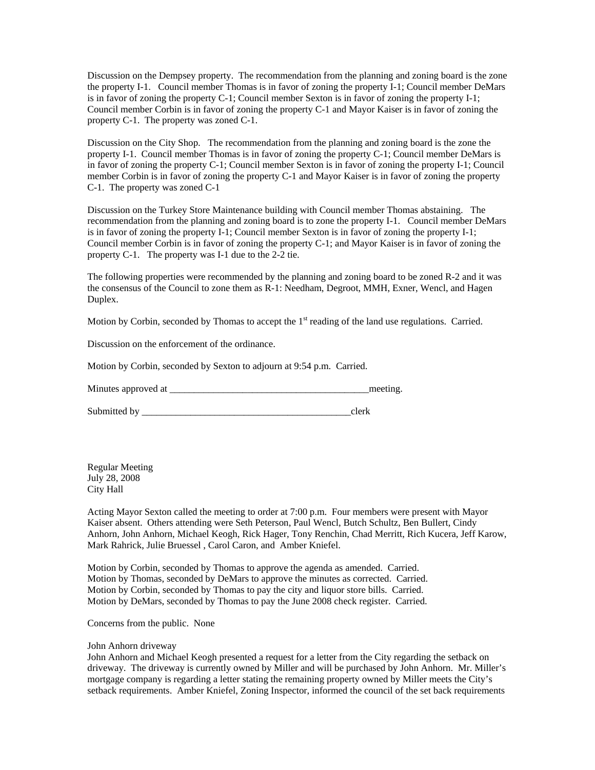Discussion on the Dempsey property. The recommendation from the planning and zoning board is the zone the property I-1. Council member Thomas is in favor of zoning the property I-1; Council member DeMars is in favor of zoning the property C-1; Council member Sexton is in favor of zoning the property I-1; Council member Corbin is in favor of zoning the property C-1 and Mayor Kaiser is in favor of zoning the property C-1. The property was zoned C-1.

Discussion on the City Shop. The recommendation from the planning and zoning board is the zone the property I-1. Council member Thomas is in favor of zoning the property C-1; Council member DeMars is in favor of zoning the property C-1; Council member Sexton is in favor of zoning the property I-1; Council member Corbin is in favor of zoning the property C-1 and Mayor Kaiser is in favor of zoning the property C-1. The property was zoned C-1

Discussion on the Turkey Store Maintenance building with Council member Thomas abstaining. The recommendation from the planning and zoning board is to zone the property I-1. Council member DeMars is in favor of zoning the property I-1; Council member Sexton is in favor of zoning the property I-1; Council member Corbin is in favor of zoning the property C-1; and Mayor Kaiser is in favor of zoning the property C-1. The property was I-1 due to the 2-2 tie.

The following properties were recommended by the planning and zoning board to be zoned R-2 and it was the consensus of the Council to zone them as R-1: Needham, Degroot, MMH, Exner, Wencl, and Hagen Duplex.

Motion by Corbin, seconded by Thomas to accept the 1st reading of the land use regulations. Carried.

Discussion on the enforcement of the ordinance.

Motion by Corbin, seconded by Sexton to adjourn at 9:54 p.m. Carried.

Minutes approved at ________________________________________meeting.

Submitted by ____________________________________________clerk

Regular Meeting
July 28, 2008
City Hall

Acting Mayor Sexton called the meeting to order at 7:00 p.m. Four members were present with Mayor Kaiser absent. Others attending were Seth Peterson, Paul Wencl, Butch Schultz, Ben Bullert, Cindy Anhorn, John Anhorn, Michael Keogh, Rick Hager, Tony Renchin, Chad Merritt, Rich Kucera, Jeff Karow, Mark Rahrick, Julie Bruessel , Carol Caron, and Amber Kniefel.

Motion by Corbin, seconded by Thomas to approve the agenda as amended. Carried.
Motion by Thomas, seconded by DeMars to approve the minutes as corrected. Carried.
Motion by Corbin, seconded by Thomas to pay the city and liquor store bills. Carried.
Motion by DeMars, seconded by Thomas to pay the June 2008 check register. Carried.

Concerns from the public. None

John Anhorn driveway
John Anhorn and Michael Keogh presented a request for a letter from the City regarding the setback on driveway. The driveway is currently owned by Miller and will be purchased by John Anhorn. Mr. Miller's mortgage company is regarding a letter stating the remaining property owned by Miller meets the City's setback requirements. Amber Kniefel, Zoning Inspector, informed the council of the set back requirements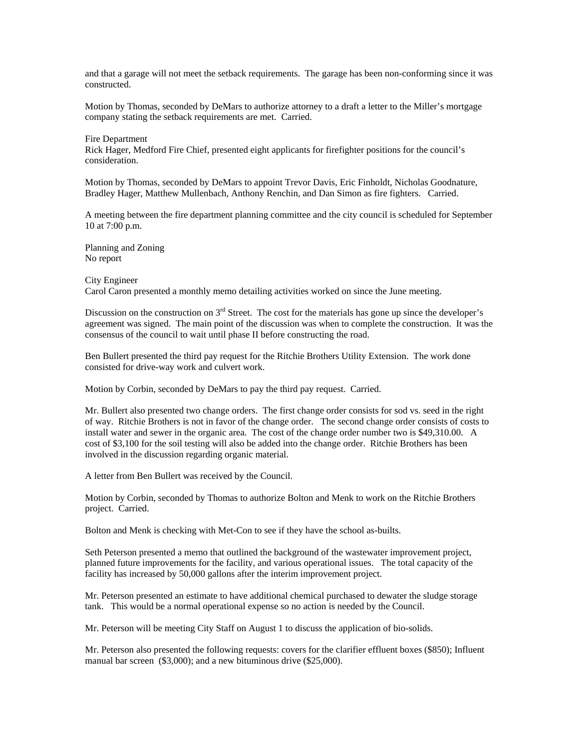and that a garage will not meet the setback requirements. The garage has been non-conforming since it was constructed.

Motion by Thomas, seconded by DeMars to authorize attorney to a draft a letter to the Miller's mortgage company stating the setback requirements are met. Carried.

Fire Department
Rick Hager, Medford Fire Chief, presented eight applicants for firefighter positions for the council's consideration.

Motion by Thomas, seconded by DeMars to appoint Trevor Davis, Eric Finholdt, Nicholas Goodnature, Bradley Hager, Matthew Mullenbach, Anthony Renchin, and Dan Simon as fire fighters. Carried.

A meeting between the fire department planning committee and the city council is scheduled for September 10 at 7:00 p.m.

Planning and Zoning
No report

City Engineer
Carol Caron presented a monthly memo detailing activities worked on since the June meeting.

Discussion on the construction on 3rd Street. The cost for the materials has gone up since the developer's agreement was signed. The main point of the discussion was when to complete the construction. It was the consensus of the council to wait until phase II before constructing the road.

Ben Bullert presented the third pay request for the Ritchie Brothers Utility Extension. The work done consisted for drive-way work and culvert work.

Motion by Corbin, seconded by DeMars to pay the third pay request. Carried.

Mr. Bullert also presented two change orders. The first change order consists for sod vs. seed in the right of way. Ritchie Brothers is not in favor of the change order. The second change order consists of costs to install water and sewer in the organic area. The cost of the change order number two is $49,310.00. A cost of $3,100 for the soil testing will also be added into the change order. Ritchie Brothers has been involved in the discussion regarding organic material.

A letter from Ben Bullert was received by the Council.

Motion by Corbin, seconded by Thomas to authorize Bolton and Menk to work on the Ritchie Brothers project. Carried.

Bolton and Menk is checking with Met-Con to see if they have the school as-builts.

Seth Peterson presented a memo that outlined the background of the wastewater improvement project, planned future improvements for the facility, and various operational issues. The total capacity of the facility has increased by 50,000 gallons after the interim improvement project.

Mr. Peterson presented an estimate to have additional chemical purchased to dewater the sludge storage tank. This would be a normal operational expense so no action is needed by the Council.

Mr. Peterson will be meeting City Staff on August 1 to discuss the application of bio-solids.

Mr. Peterson also presented the following requests: covers for the clarifier effluent boxes ($850); Influent manual bar screen ($3,000); and a new bituminous drive ($25,000).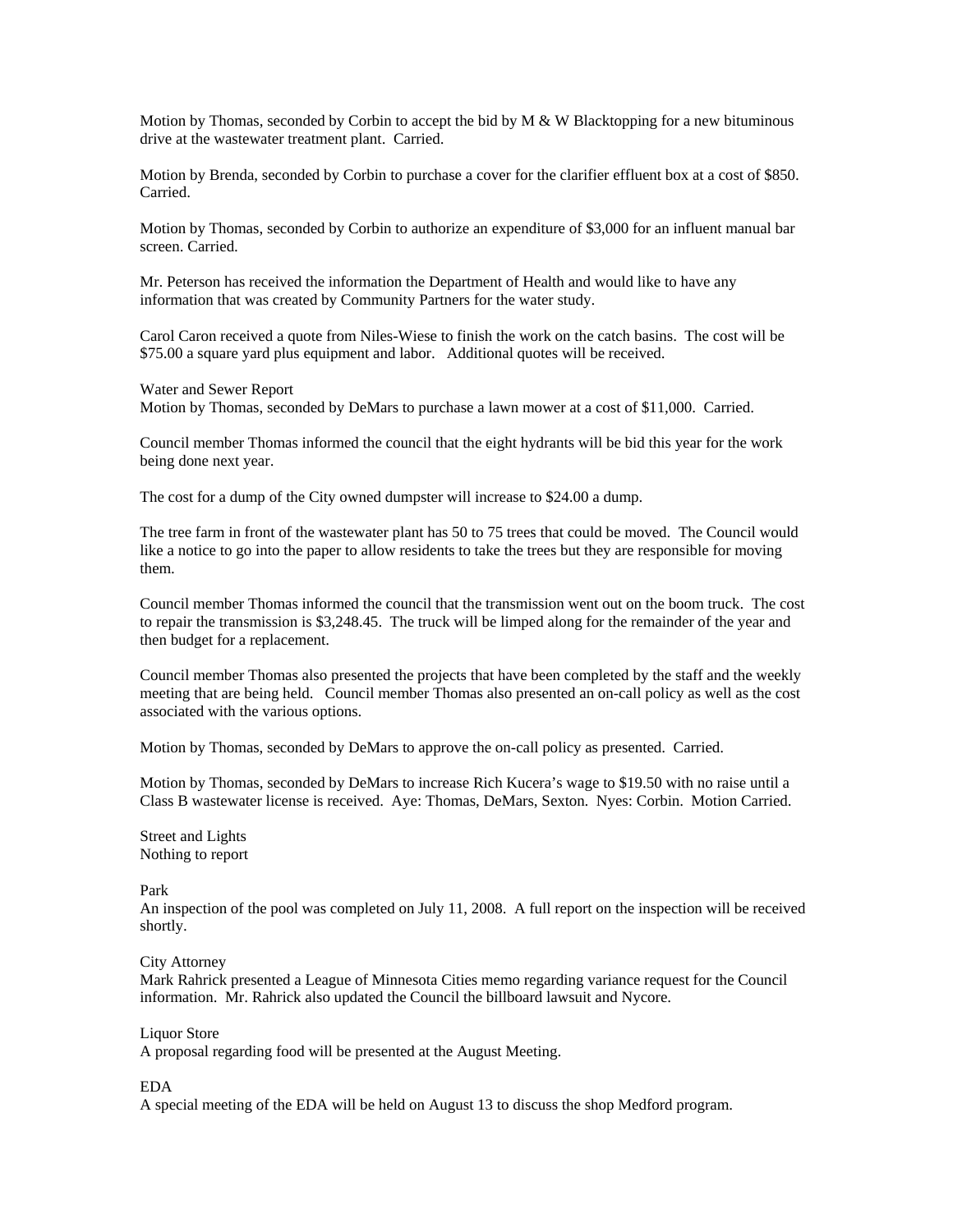Motion by Thomas, seconded by Corbin to accept the bid by M & W Blacktopping for a new bituminous drive at the wastewater treatment plant. Carried.

Motion by Brenda, seconded by Corbin to purchase a cover for the clarifier effluent box at a cost of $850. Carried.

Motion by Thomas, seconded by Corbin to authorize an expenditure of $3,000 for an influent manual bar screen. Carried.

Mr. Peterson has received the information the Department of Health and would like to have any information that was created by Community Partners for the water study.

Carol Caron received a quote from Niles-Wiese to finish the work on the catch basins. The cost will be $75.00 a square yard plus equipment and labor. Additional quotes will be received.

Water and Sewer Report
Motion by Thomas, seconded by DeMars to purchase a lawn mower at a cost of $11,000. Carried.

Council member Thomas informed the council that the eight hydrants will be bid this year for the work being done next year.

The cost for a dump of the City owned dumpster will increase to $24.00 a dump.

The tree farm in front of the wastewater plant has 50 to 75 trees that could be moved. The Council would like a notice to go into the paper to allow residents to take the trees but they are responsible for moving them.

Council member Thomas informed the council that the transmission went out on the boom truck. The cost to repair the transmission is $3,248.45. The truck will be limped along for the remainder of the year and then budget for a replacement.

Council member Thomas also presented the projects that have been completed by the staff and the weekly meeting that are being held. Council member Thomas also presented an on-call policy as well as the cost associated with the various options.

Motion by Thomas, seconded by DeMars to approve the on-call policy as presented. Carried.

Motion by Thomas, seconded by DeMars to increase Rich Kucera's wage to $19.50 with no raise until a Class B wastewater license is received. Aye: Thomas, DeMars, Sexton. Nyes: Corbin. Motion Carried.

Street and Lights
Nothing to report

Park
An inspection of the pool was completed on July 11, 2008. A full report on the inspection will be received shortly.

City Attorney
Mark Rahrick presented a League of Minnesota Cities memo regarding variance request for the Council information. Mr. Rahrick also updated the Council the billboard lawsuit and Nycore.

Liquor Store
A proposal regarding food will be presented at the August Meeting.

EDA
A special meeting of the EDA will be held on August 13 to discuss the shop Medford program.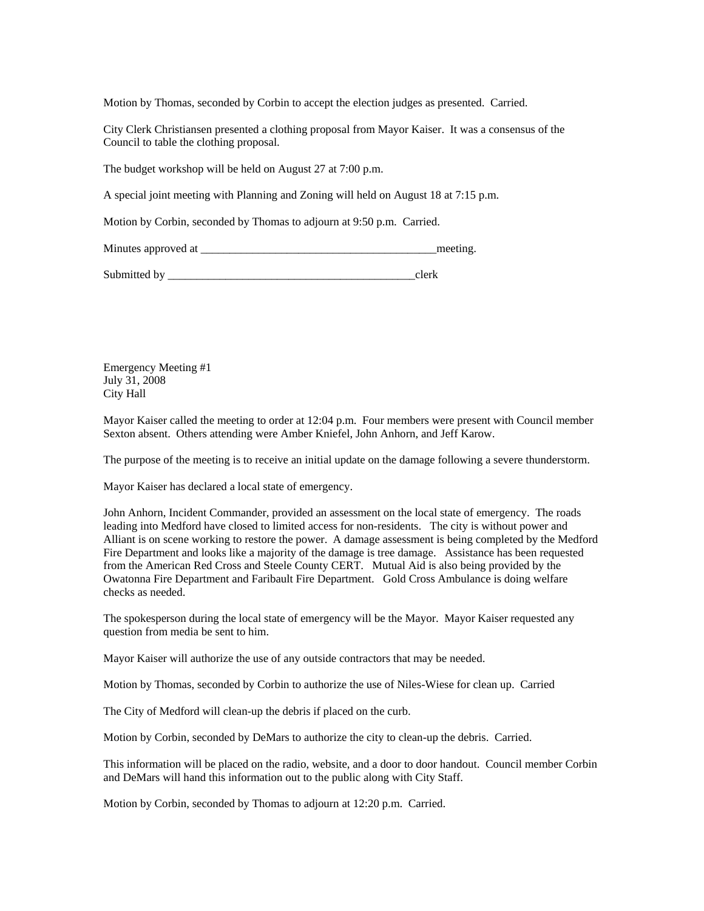Motion by Thomas, seconded by Corbin to accept the election judges as presented. Carried.

City Clerk Christiansen presented a clothing proposal from Mayor Kaiser. It was a consensus of the Council to table the clothing proposal.

The budget workshop will be held on August 27 at 7:00 p.m.

A special joint meeting with Planning and Zoning will held on August 18 at 7:15 p.m.

Motion by Corbin, seconded by Thomas to adjourn at 9:50 p.m. Carried.

Minutes approved at ________________________________________meeting.

Submitted by __________________________________________clerk

Emergency Meeting #1
July 31, 2008
City Hall

Mayor Kaiser called the meeting to order at 12:04 p.m. Four members were present with Council member Sexton absent. Others attending were Amber Kniefel, John Anhorn, and Jeff Karow.

The purpose of the meeting is to receive an initial update on the damage following a severe thunderstorm.

Mayor Kaiser has declared a local state of emergency.

John Anhorn, Incident Commander, provided an assessment on the local state of emergency. The roads leading into Medford have closed to limited access for non-residents. The city is without power and Alliant is on scene working to restore the power. A damage assessment is being completed by the Medford Fire Department and looks like a majority of the damage is tree damage. Assistance has been requested from the American Red Cross and Steele County CERT. Mutual Aid is also being provided by the Owatonna Fire Department and Faribault Fire Department. Gold Cross Ambulance is doing welfare checks as needed.

The spokesperson during the local state of emergency will be the Mayor. Mayor Kaiser requested any question from media be sent to him.

Mayor Kaiser will authorize the use of any outside contractors that may be needed.

Motion by Thomas, seconded by Corbin to authorize the use of Niles-Wiese for clean up. Carried

The City of Medford will clean-up the debris if placed on the curb.

Motion by Corbin, seconded by DeMars to authorize the city to clean-up the debris. Carried.

This information will be placed on the radio, website, and a door to door handout. Council member Corbin and DeMars will hand this information out to the public along with City Staff.

Motion by Corbin, seconded by Thomas to adjourn at 12:20 p.m. Carried.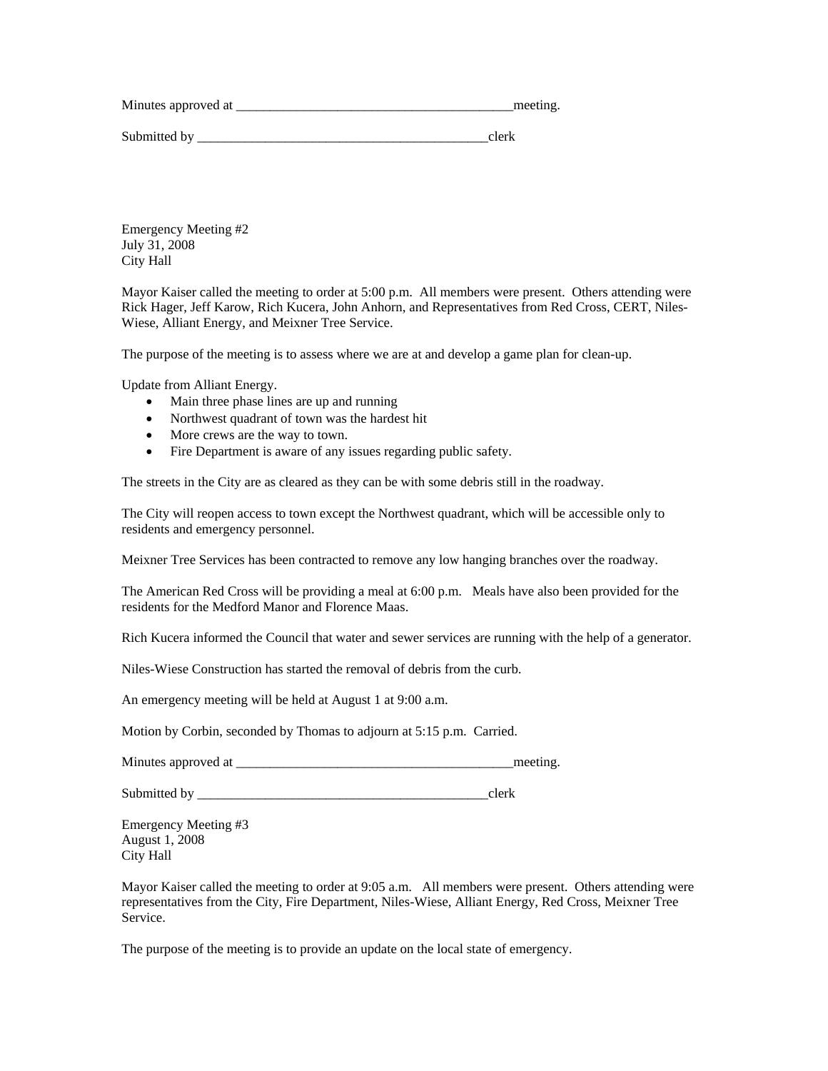Minutes approved at ________________________________________meeting.

Submitted by ___________________________________________clerk

Emergency Meeting #2
July 31, 2008
City Hall

Mayor Kaiser called the meeting to order at 5:00 p.m. All members were present. Others attending were Rick Hager, Jeff Karow, Rich Kucera, John Anhorn, and Representatives from Red Cross, CERT, Niles-Wiese, Alliant Energy, and Meixner Tree Service.

The purpose of the meeting is to assess where we are at and develop a game plan for clean-up.

Update from Alliant Energy.

- Main three phase lines are up and running
- Northwest quadrant of town was the hardest hit
- More crews are the way to town.
- Fire Department is aware of any issues regarding public safety.

The streets in the City are as cleared as they can be with some debris still in the roadway.

The City will reopen access to town except the Northwest quadrant, which will be accessible only to residents and emergency personnel.

Meixner Tree Services has been contracted to remove any low hanging branches over the roadway.

The American Red Cross will be providing a meal at 6:00 p.m. Meals have also been provided for the residents for the Medford Manor and Florence Maas.

Rich Kucera informed the Council that water and sewer services are running with the help of a generator.

Niles-Wiese Construction has started the removal of debris from the curb.

An emergency meeting will be held at August 1 at 9:00 a.m.

Motion by Corbin, seconded by Thomas to adjourn at 5:15 p.m. Carried.

Minutes approved at ________________________________________meeting.

Submitted by ___________________________________________clerk

Emergency Meeting #3
August 1, 2008
City Hall

Mayor Kaiser called the meeting to order at 9:05 a.m. All members were present. Others attending were representatives from the City, Fire Department, Niles-Wiese, Alliant Energy, Red Cross, Meixner Tree Service.

The purpose of the meeting is to provide an update on the local state of emergency.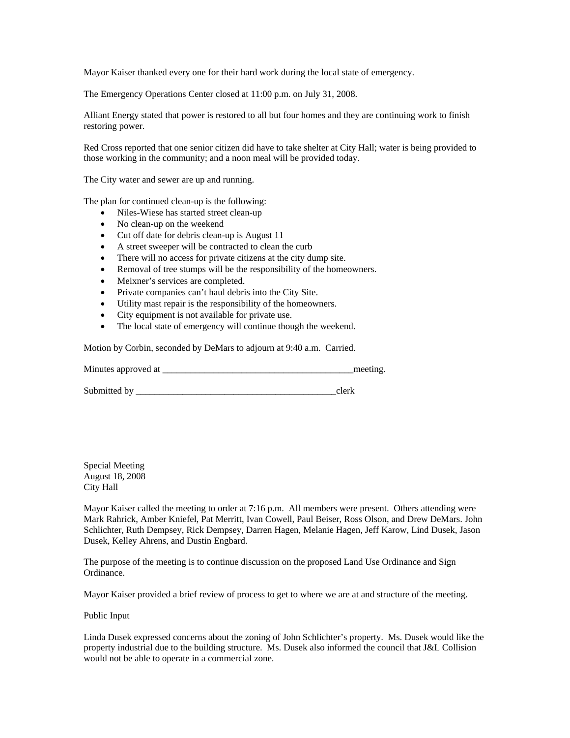Mayor Kaiser thanked every one for their hard work during the local state of emergency.

The Emergency Operations Center closed at 11:00 p.m. on July 31, 2008.

Alliant Energy stated that power is restored to all but four homes and they are continuing work to finish restoring power.

Red Cross reported that one senior citizen did have to take shelter at City Hall; water is being provided to those working in the community; and a noon meal will be provided today.

The City water and sewer are up and running.

The plan for continued clean-up is the following:

- Niles-Wiese has started street clean-up
- No clean-up on the weekend
- Cut off date for debris clean-up is August 11
- A street sweeper will be contracted to clean the curb
- There will no access for private citizens at the city dump site.
- Removal of tree stumps will be the responsibility of the homeowners.
- Meixner's services are completed.
- Private companies can't haul debris into the City Site.
- Utility mast repair is the responsibility of the homeowners.
- City equipment is not available for private use.
- The local state of emergency will continue though the weekend.

Motion by Corbin, seconded by DeMars to adjourn at 9:40 a.m. Carried.

Minutes approved at ________________________________________meeting.

Submitted by ___________________________________________clerk

Special Meeting
August 18, 2008
City Hall

Mayor Kaiser called the meeting to order at 7:16 p.m. All members were present. Others attending were Mark Rahrick, Amber Kniefel, Pat Merritt, Ivan Cowell, Paul Beiser, Ross Olson, and Drew DeMars. John Schlichter, Ruth Dempsey, Rick Dempsey, Darren Hagen, Melanie Hagen, Jeff Karow, Lind Dusek, Jason Dusek, Kelley Ahrens, and Dustin Engbard.

The purpose of the meeting is to continue discussion on the proposed Land Use Ordinance and Sign Ordinance.

Mayor Kaiser provided a brief review of process to get to where we are at and structure of the meeting.

Public Input

Linda Dusek expressed concerns about the zoning of John Schlichter's property. Ms. Dusek would like the property industrial due to the building structure. Ms. Dusek also informed the council that J&L Collision would not be able to operate in a commercial zone.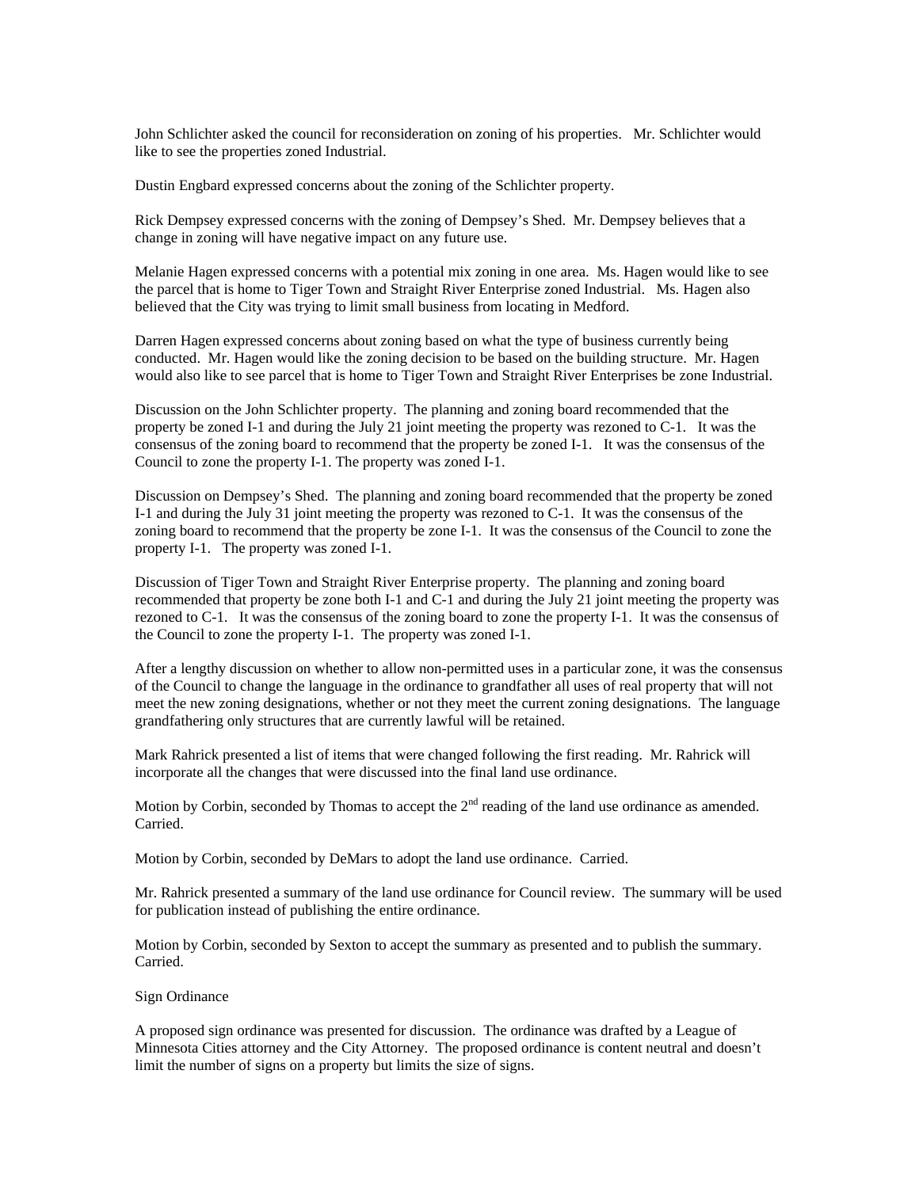John Schlichter asked the council for reconsideration on zoning of his properties.   Mr. Schlichter would like to see the properties zoned Industrial.

Dustin Engbard expressed concerns about the zoning of the Schlichter property.

Rick Dempsey expressed concerns with the zoning of Dempsey's Shed.  Mr. Dempsey believes that a change in zoning will have negative impact on any future use.

Melanie Hagen expressed concerns with a potential mix zoning in one area.  Ms. Hagen would like to see the parcel that is home to Tiger Town and Straight River Enterprise zoned Industrial.   Ms. Hagen also believed that the City was trying to limit small business from locating in Medford.

Darren Hagen expressed concerns about zoning based on what the type of business currently being conducted.  Mr. Hagen would like the zoning decision to be based on the building structure.  Mr. Hagen would also like to see parcel that is home to Tiger Town and Straight River Enterprises be zone Industrial.

Discussion on the John Schlichter property.  The planning and zoning board recommended that the property be zoned I-1 and during the July 21 joint meeting the property was rezoned to C-1.   It was the consensus of the zoning board to recommend that the property be zoned I-1.   It was the consensus of the Council to zone the property I-1. The property was zoned I-1.

Discussion on Dempsey's Shed.  The planning and zoning board recommended that the property be zoned I-1 and during the July 31 joint meeting the property was rezoned to C-1.  It was the consensus of the zoning board to recommend that the property be zone I-1.  It was the consensus of the Council to zone the property I-1.   The property was zoned I-1.

Discussion of Tiger Town and Straight River Enterprise property.  The planning and zoning board recommended that property be zone both I-1 and C-1 and during the July 21 joint meeting the property was rezoned to C-1.   It was the consensus of the zoning board to zone the property I-1.  It was the consensus of the Council to zone the property I-1.  The property was zoned I-1.

After a lengthy discussion on whether to allow non-permitted uses in a particular zone, it was the consensus of the Council to change the language in the ordinance to grandfather all uses of real property that will not meet the new zoning designations, whether or not they meet the current zoning designations.  The language grandfathering only structures that are currently lawful will be retained.

Mark Rahrick presented a list of items that were changed following the first reading.  Mr. Rahrick will incorporate all the changes that were discussed into the final land use ordinance.

Motion by Corbin, seconded by Thomas to accept the 2nd reading of the land use ordinance as amended.  Carried.

Motion by Corbin, seconded by DeMars to adopt the land use ordinance.  Carried.

Mr. Rahrick presented a summary of the land use ordinance for Council review.  The summary will be used for publication instead of publishing the entire ordinance.

Motion by Corbin, seconded by Sexton to accept the summary as presented and to publish the summary.  Carried.

Sign Ordinance

A proposed sign ordinance was presented for discussion.  The ordinance was drafted by a League of Minnesota Cities attorney and the City Attorney.  The proposed ordinance is content neutral and doesn't limit the number of signs on a property but limits the size of signs.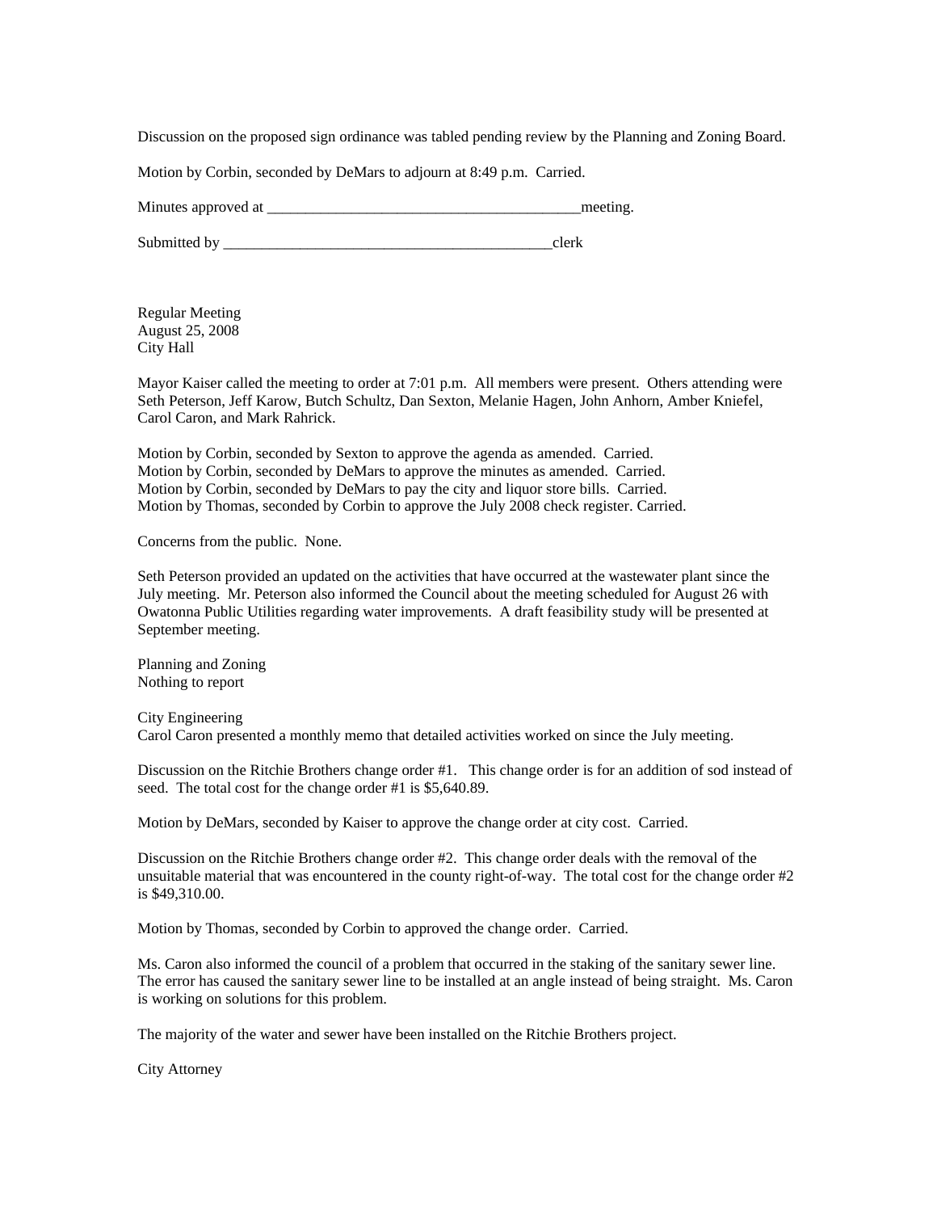Discussion on the proposed sign ordinance was tabled pending review by the Planning and Zoning Board.

Motion by Corbin, seconded by DeMars to adjourn at 8:49 p.m. Carried.

Minutes approved at ________________________________________meeting.

Submitted by ____________________________________________clerk

Regular Meeting
August 25, 2008
City Hall

Mayor Kaiser called the meeting to order at 7:01 p.m. All members were present. Others attending were Seth Peterson, Jeff Karow, Butch Schultz, Dan Sexton, Melanie Hagen, John Anhorn, Amber Kniefel, Carol Caron, and Mark Rahrick.

Motion by Corbin, seconded by Sexton to approve the agenda as amended. Carried.
Motion by Corbin, seconded by DeMars to approve the minutes as amended. Carried.
Motion by Corbin, seconded by DeMars to pay the city and liquor store bills. Carried.
Motion by Thomas, seconded by Corbin to approve the July 2008 check register. Carried.

Concerns from the public. None.

Seth Peterson provided an updated on the activities that have occurred at the wastewater plant since the July meeting. Mr. Peterson also informed the Council about the meeting scheduled for August 26 with Owatonna Public Utilities regarding water improvements. A draft feasibility study will be presented at September meeting.

Planning and Zoning
Nothing to report

City Engineering
Carol Caron presented a monthly memo that detailed activities worked on since the July meeting.

Discussion on the Ritchie Brothers change order #1. This change order is for an addition of sod instead of seed. The total cost for the change order #1 is $5,640.89.

Motion by DeMars, seconded by Kaiser to approve the change order at city cost. Carried.

Discussion on the Ritchie Brothers change order #2. This change order deals with the removal of the unsuitable material that was encountered in the county right-of-way. The total cost for the change order #2 is $49,310.00.

Motion by Thomas, seconded by Corbin to approved the change order. Carried.

Ms. Caron also informed the council of a problem that occurred in the staking of the sanitary sewer line. The error has caused the sanitary sewer line to be installed at an angle instead of being straight. Ms. Caron is working on solutions for this problem.

The majority of the water and sewer have been installed on the Ritchie Brothers project.

City Attorney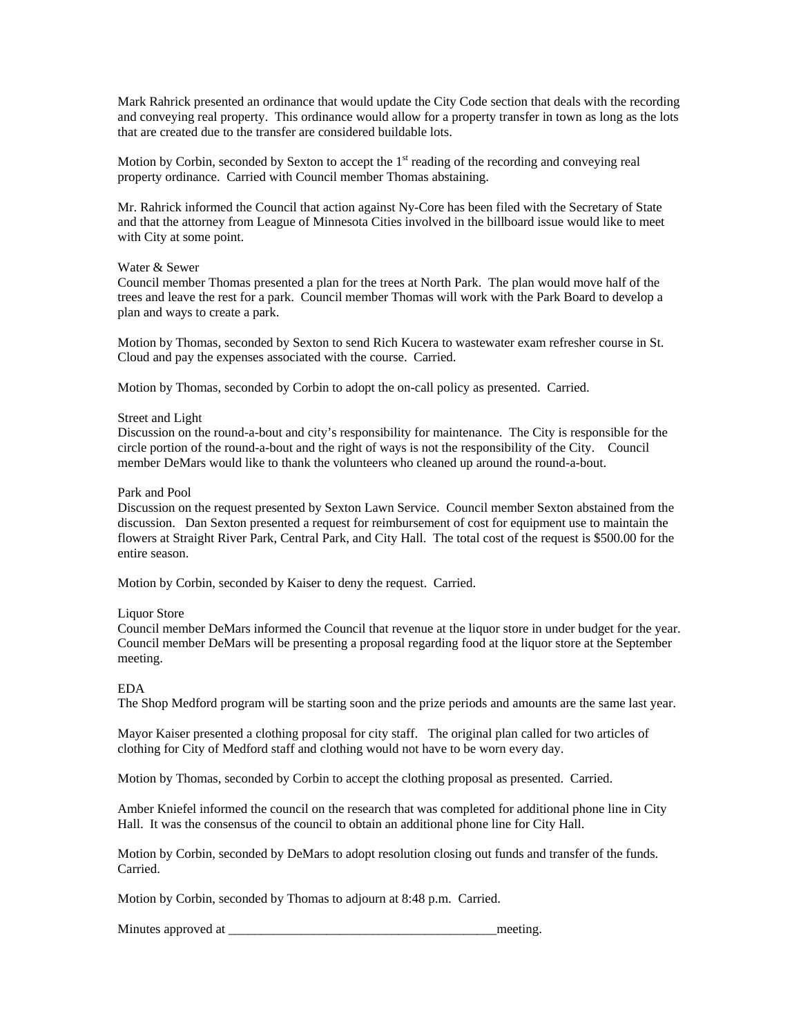Mark Rahrick presented an ordinance that would update the City Code section that deals with the recording and conveying real property. This ordinance would allow for a property transfer in town as long as the lots that are created due to the transfer are considered buildable lots.

Motion by Corbin, seconded by Sexton to accept the 1st reading of the recording and conveying real property ordinance. Carried with Council member Thomas abstaining.

Mr. Rahrick informed the Council that action against Ny-Core has been filed with the Secretary of State and that the attorney from League of Minnesota Cities involved in the billboard issue would like to meet with City at some point.

Water & Sewer
Council member Thomas presented a plan for the trees at North Park. The plan would move half of the trees and leave the rest for a park. Council member Thomas will work with the Park Board to develop a plan and ways to create a park.

Motion by Thomas, seconded by Sexton to send Rich Kucera to wastewater exam refresher course in St. Cloud and pay the expenses associated with the course. Carried.

Motion by Thomas, seconded by Corbin to adopt the on-call policy as presented. Carried.

Street and Light
Discussion on the round-a-bout and city's responsibility for maintenance. The City is responsible for the circle portion of the round-a-bout and the right of ways is not the responsibility of the City. Council member DeMars would like to thank the volunteers who cleaned up around the round-a-bout.

Park and Pool
Discussion on the request presented by Sexton Lawn Service. Council member Sexton abstained from the discussion. Dan Sexton presented a request for reimbursement of cost for equipment use to maintain the flowers at Straight River Park, Central Park, and City Hall. The total cost of the request is $500.00 for the entire season.

Motion by Corbin, seconded by Kaiser to deny the request. Carried.

Liquor Store
Council member DeMars informed the Council that revenue at the liquor store in under budget for the year. Council member DeMars will be presenting a proposal regarding food at the liquor store at the September meeting.

EDA
The Shop Medford program will be starting soon and the prize periods and amounts are the same last year.

Mayor Kaiser presented a clothing proposal for city staff. The original plan called for two articles of clothing for City of Medford staff and clothing would not have to be worn every day.

Motion by Thomas, seconded by Corbin to accept the clothing proposal as presented. Carried.

Amber Kniefel informed the council on the research that was completed for additional phone line in City Hall. It was the consensus of the council to obtain an additional phone line for City Hall.

Motion by Corbin, seconded by DeMars to adopt resolution closing out funds and transfer of the funds. Carried.

Motion by Corbin, seconded by Thomas to adjourn at 8:48 p.m. Carried.

Minutes approved at _________________________________________meeting.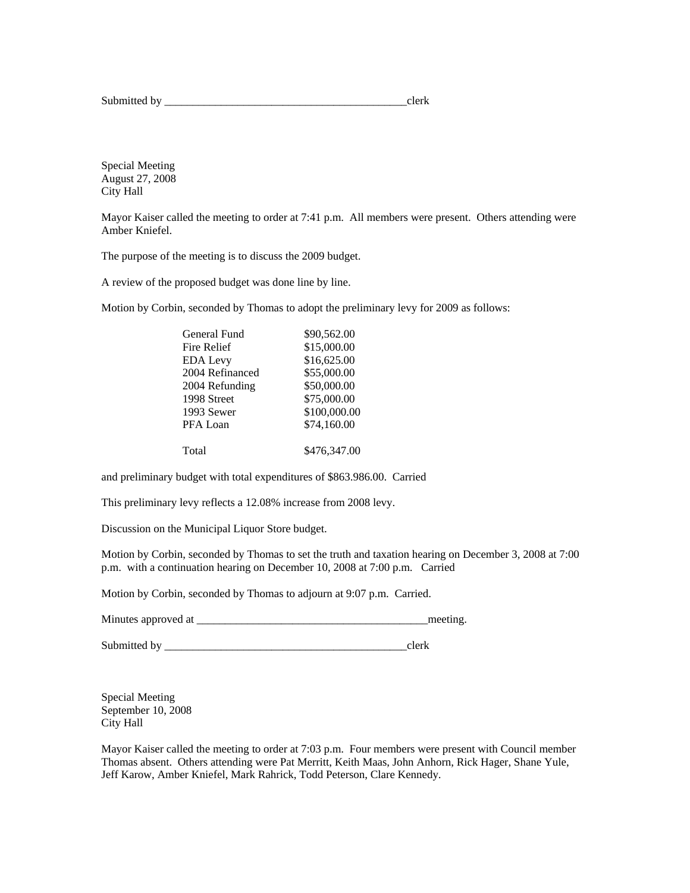Submitted by ___________________________________________clerk

Special Meeting
August 27, 2008
City Hall

Mayor Kaiser called the meeting to order at 7:41 p.m. All members were present. Others attending were Amber Kniefel.

The purpose of the meeting is to discuss the 2009 budget.

A review of the proposed budget was done line by line.

Motion by Corbin, seconded by Thomas to adopt the preliminary levy for 2009 as follows:

| | |
|---|---|
| General Fund | $90,562.00 |
| Fire Relief | $15,000.00 |
| EDA Levy | $16,625.00 |
| 2004 Refinanced | $55,000.00 |
| 2004 Refunding | $50,000.00 |
| 1998 Street | $75,000.00 |
| 1993 Sewer | $100,000.00 |
| PFA Loan | $74,160.00 |
| Total | $476,347.00 |

and preliminary budget with total expenditures of $863.986.00. Carried

This preliminary levy reflects a 12.08% increase from 2008 levy.

Discussion on the Municipal Liquor Store budget.

Motion by Corbin, seconded by Thomas to set the truth and taxation hearing on December 3, 2008 at 7:00 p.m. with a continuation hearing on December 10, 2008 at 7:00 p.m. Carried

Motion by Corbin, seconded by Thomas to adjourn at 9:07 p.m. Carried.

Minutes approved at ________________________________________meeting.

Submitted by ___________________________________________clerk

Special Meeting
September 10, 2008
City Hall

Mayor Kaiser called the meeting to order at 7:03 p.m. Four members were present with Council member Thomas absent. Others attending were Pat Merritt, Keith Maas, John Anhorn, Rick Hager, Shane Yule, Jeff Karow, Amber Kniefel, Mark Rahrick, Todd Peterson, Clare Kennedy.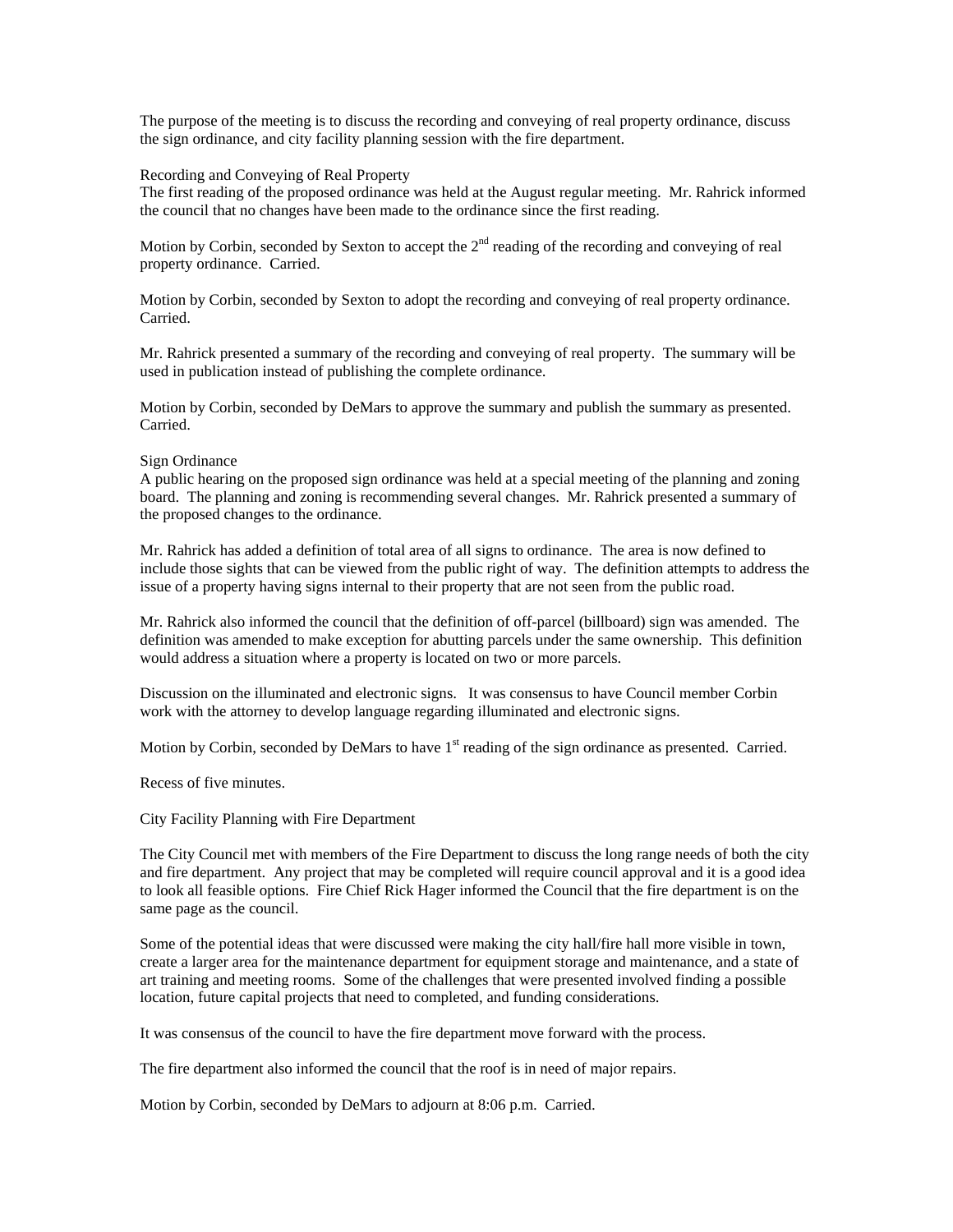The purpose of the meeting is to discuss the recording and conveying of real property ordinance, discuss the sign ordinance, and city facility planning session with the fire department.

Recording and Conveying of Real Property
The first reading of the proposed ordinance was held at the August regular meeting. Mr. Rahrick informed the council that no changes have been made to the ordinance since the first reading.

Motion by Corbin, seconded by Sexton to accept the 2nd reading of the recording and conveying of real property ordinance. Carried.

Motion by Corbin, seconded by Sexton to adopt the recording and conveying of real property ordinance. Carried.

Mr. Rahrick presented a summary of the recording and conveying of real property. The summary will be used in publication instead of publishing the complete ordinance.

Motion by Corbin, seconded by DeMars to approve the summary and publish the summary as presented. Carried.

Sign Ordinance
A public hearing on the proposed sign ordinance was held at a special meeting of the planning and zoning board. The planning and zoning is recommending several changes. Mr. Rahrick presented a summary of the proposed changes to the ordinance.

Mr. Rahrick has added a definition of total area of all signs to ordinance. The area is now defined to include those sights that can be viewed from the public right of way. The definition attempts to address the issue of a property having signs internal to their property that are not seen from the public road.

Mr. Rahrick also informed the council that the definition of off-parcel (billboard) sign was amended. The definition was amended to make exception for abutting parcels under the same ownership. This definition would address a situation where a property is located on two or more parcels.

Discussion on the illuminated and electronic signs. It was consensus to have Council member Corbin work with the attorney to develop language regarding illuminated and electronic signs.

Motion by Corbin, seconded by DeMars to have 1st reading of the sign ordinance as presented. Carried.

Recess of five minutes.

City Facility Planning with Fire Department

The City Council met with members of the Fire Department to discuss the long range needs of both the city and fire department. Any project that may be completed will require council approval and it is a good idea to look all feasible options. Fire Chief Rick Hager informed the Council that the fire department is on the same page as the council.

Some of the potential ideas that were discussed were making the city hall/fire hall more visible in town, create a larger area for the maintenance department for equipment storage and maintenance, and a state of art training and meeting rooms. Some of the challenges that were presented involved finding a possible location, future capital projects that need to completed, and funding considerations.

It was consensus of the council to have the fire department move forward with the process.

The fire department also informed the council that the roof is in need of major repairs.

Motion by Corbin, seconded by DeMars to adjourn at 8:06 p.m. Carried.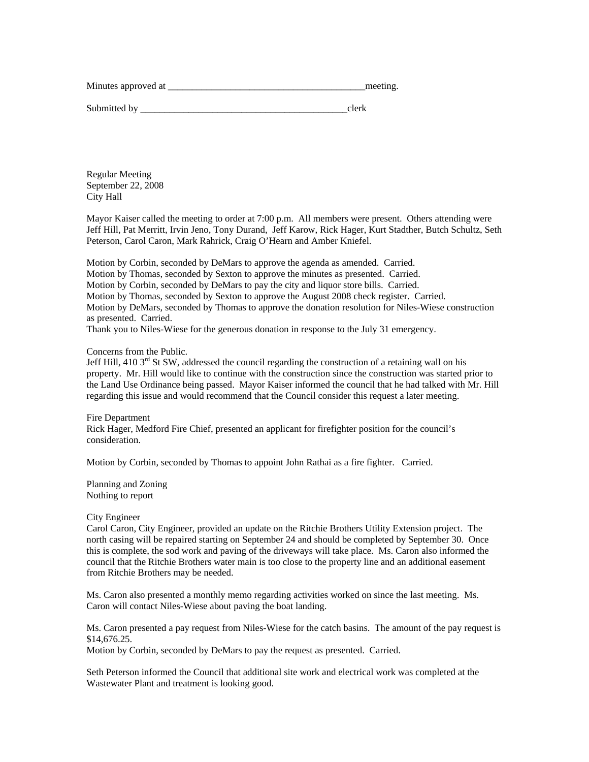Minutes approved at _________________________________________meeting.

Submitted by ____________________________________________clerk

Regular Meeting
September 22, 2008
City Hall

Mayor Kaiser called the meeting to order at 7:00 p.m. All members were present. Others attending were Jeff Hill, Pat Merritt, Irvin Jeno, Tony Durand, Jeff Karow, Rick Hager, Kurt Stadther, Butch Schultz, Seth Peterson, Carol Caron, Mark Rahrick, Craig O'Hearn and Amber Kniefel.

Motion by Corbin, seconded by DeMars to approve the agenda as amended. Carried.
Motion by Thomas, seconded by Sexton to approve the minutes as presented. Carried.
Motion by Corbin, seconded by DeMars to pay the city and liquor store bills. Carried.
Motion by Thomas, seconded by Sexton to approve the August 2008 check register. Carried.
Motion by DeMars, seconded by Thomas to approve the donation resolution for Niles-Wiese construction as presented. Carried.
Thank you to Niles-Wiese for the generous donation in response to the July 31 emergency.

Concerns from the Public.
Jeff Hill, 410 3rd St SW, addressed the council regarding the construction of a retaining wall on his property. Mr. Hill would like to continue with the construction since the construction was started prior to the Land Use Ordinance being passed. Mayor Kaiser informed the council that he had talked with Mr. Hill regarding this issue and would recommend that the Council consider this request a later meeting.

Fire Department
Rick Hager, Medford Fire Chief, presented an applicant for firefighter position for the council's consideration.

Motion by Corbin, seconded by Thomas to appoint John Rathai as a fire fighter. Carried.

Planning and Zoning
Nothing to report

City Engineer
Carol Caron, City Engineer, provided an update on the Ritchie Brothers Utility Extension project. The north casing will be repaired starting on September 24 and should be completed by September 30. Once this is complete, the sod work and paving of the driveways will take place. Ms. Caron also informed the council that the Ritchie Brothers water main is too close to the property line and an additional easement from Ritchie Brothers may be needed.

Ms. Caron also presented a monthly memo regarding activities worked on since the last meeting. Ms. Caron will contact Niles-Wiese about paving the boat landing.

Ms. Caron presented a pay request from Niles-Wiese for the catch basins. The amount of the pay request is $14,676.25.
Motion by Corbin, seconded by DeMars to pay the request as presented. Carried.

Seth Peterson informed the Council that additional site work and electrical work was completed at the Wastewater Plant and treatment is looking good.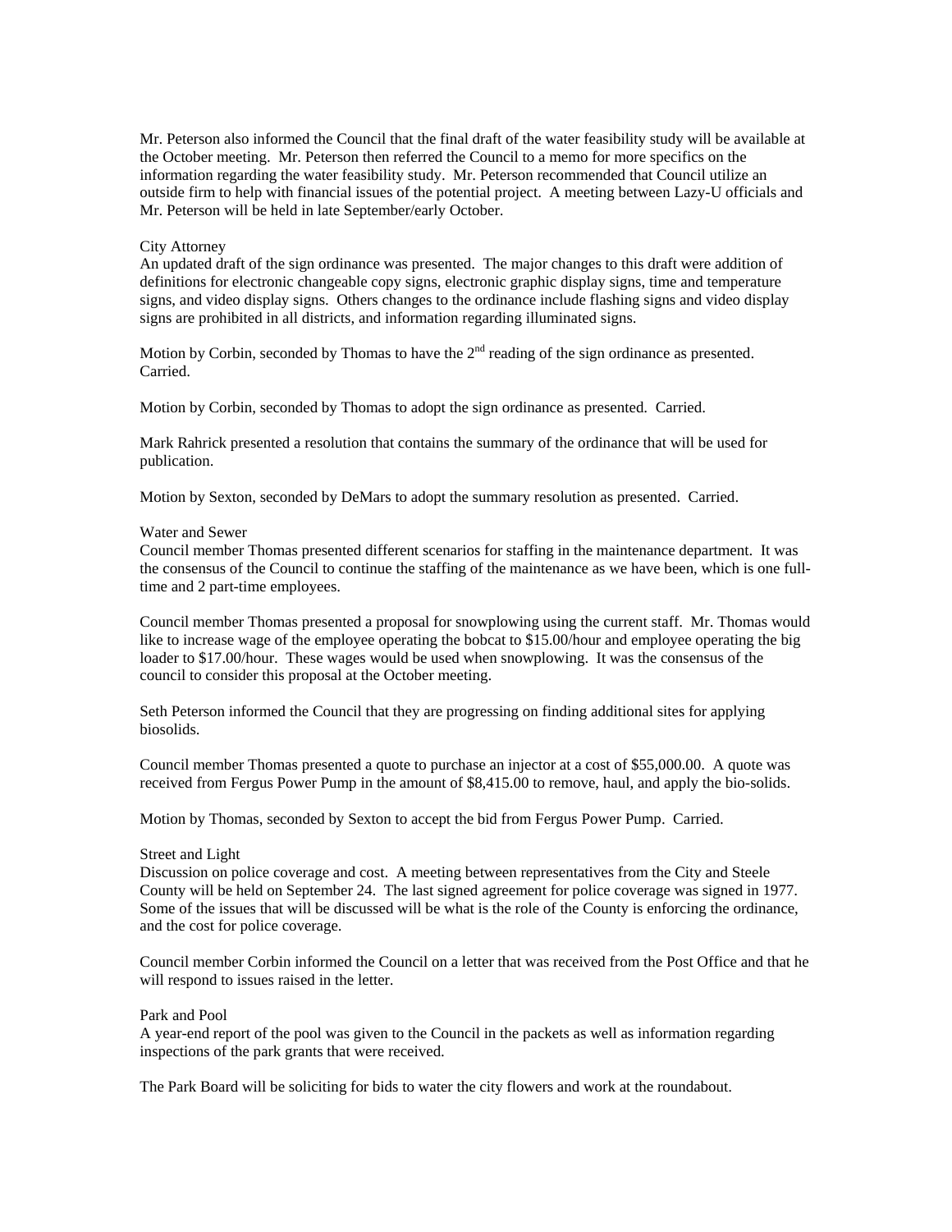Mr. Peterson also informed the Council that the final draft of the water feasibility study will be available at the October meeting. Mr. Peterson then referred the Council to a memo for more specifics on the information regarding the water feasibility study. Mr. Peterson recommended that Council utilize an outside firm to help with financial issues of the potential project. A meeting between Lazy-U officials and Mr. Peterson will be held in late September/early October.

City Attorney
An updated draft of the sign ordinance was presented. The major changes to this draft were addition of definitions for electronic changeable copy signs, electronic graphic display signs, time and temperature signs, and video display signs. Others changes to the ordinance include flashing signs and video display signs are prohibited in all districts, and information regarding illuminated signs.

Motion by Corbin, seconded by Thomas to have the 2nd reading of the sign ordinance as presented. Carried.

Motion by Corbin, seconded by Thomas to adopt the sign ordinance as presented. Carried.

Mark Rahrick presented a resolution that contains the summary of the ordinance that will be used for publication.

Motion by Sexton, seconded by DeMars to adopt the summary resolution as presented. Carried.

Water and Sewer
Council member Thomas presented different scenarios for staffing in the maintenance department. It was the consensus of the Council to continue the staffing of the maintenance as we have been, which is one full-time and 2 part-time employees.

Council member Thomas presented a proposal for snowplowing using the current staff. Mr. Thomas would like to increase wage of the employee operating the bobcat to $15.00/hour and employee operating the big loader to $17.00/hour. These wages would be used when snowplowing. It was the consensus of the council to consider this proposal at the October meeting.

Seth Peterson informed the Council that they are progressing on finding additional sites for applying biosolids.

Council member Thomas presented a quote to purchase an injector at a cost of $55,000.00. A quote was received from Fergus Power Pump in the amount of $8,415.00 to remove, haul, and apply the bio-solids.

Motion by Thomas, seconded by Sexton to accept the bid from Fergus Power Pump. Carried.

Street and Light
Discussion on police coverage and cost. A meeting between representatives from the City and Steele County will be held on September 24. The last signed agreement for police coverage was signed in 1977. Some of the issues that will be discussed will be what is the role of the County is enforcing the ordinance, and the cost for police coverage.

Council member Corbin informed the Council on a letter that was received from the Post Office and that he will respond to issues raised in the letter.

Park and Pool
A year-end report of the pool was given to the Council in the packets as well as information regarding inspections of the park grants that were received.

The Park Board will be soliciting for bids to water the city flowers and work at the roundabout.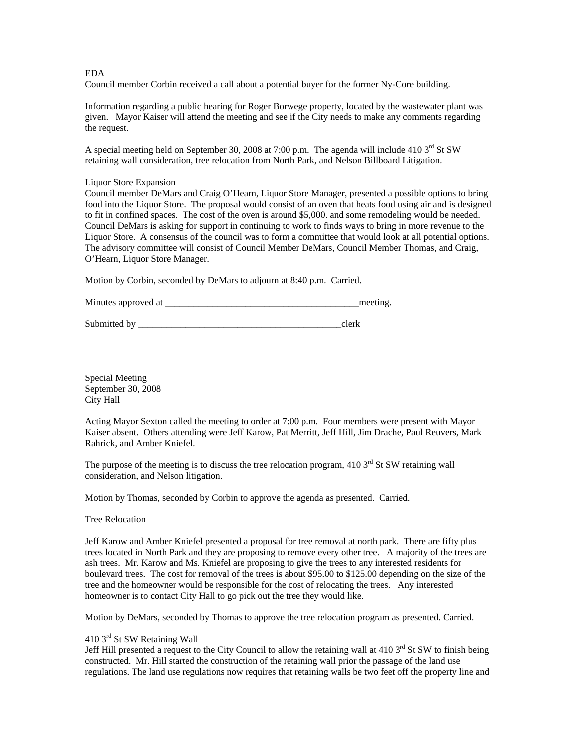EDA

Council member Corbin received a call about a potential buyer for the former Ny-Core building.

Information regarding a public hearing for Roger Borwege property, located by the wastewater plant was given. Mayor Kaiser will attend the meeting and see if the City needs to make any comments regarding the request.

A special meeting held on September 30, 2008 at 7:00 p.m. The agenda will include 410 3rd St SW retaining wall consideration, tree relocation from North Park, and Nelson Billboard Litigation.

Liquor Store Expansion

Council member DeMars and Craig O'Hearn, Liquor Store Manager, presented a possible options to bring food into the Liquor Store. The proposal would consist of an oven that heats food using air and is designed to fit in confined spaces. The cost of the oven is around $5,000. and some remodeling would be needed. Council DeMars is asking for support in continuing to work to finds ways to bring in more revenue to the Liquor Store. A consensus of the council was to form a committee that would look at all potential options. The advisory committee will consist of Council Member DeMars, Council Member Thomas, and Craig, O'Hearn, Liquor Store Manager.

Motion by Corbin, seconded by DeMars to adjourn at 8:40 p.m. Carried.

Minutes approved at __________________________________________meeting.

Submitted by ____________________________________________clerk

Special Meeting
September 30, 2008
City Hall

Acting Mayor Sexton called the meeting to order at 7:00 p.m. Four members were present with Mayor Kaiser absent. Others attending were Jeff Karow, Pat Merritt, Jeff Hill, Jim Drache, Paul Reuvers, Mark Rahrick, and Amber Kniefel.

The purpose of the meeting is to discuss the tree relocation program, 410 3rd St SW retaining wall consideration, and Nelson litigation.

Motion by Thomas, seconded by Corbin to approve the agenda as presented. Carried.

Tree Relocation

Jeff Karow and Amber Kniefel presented a proposal for tree removal at north park. There are fifty plus trees located in North Park and they are proposing to remove every other tree. A majority of the trees are ash trees. Mr. Karow and Ms. Kniefel are proposing to give the trees to any interested residents for boulevard trees. The cost for removal of the trees is about $95.00 to $125.00 depending on the size of the tree and the homeowner would be responsible for the cost of relocating the trees. Any interested homeowner is to contact City Hall to go pick out the tree they would like.

Motion by DeMars, seconded by Thomas to approve the tree relocation program as presented. Carried.

410 3rd St SW Retaining Wall

Jeff Hill presented a request to the City Council to allow the retaining wall at 410 3rd St SW to finish being constructed. Mr. Hill started the construction of the retaining wall prior the passage of the land use regulations. The land use regulations now requires that retaining walls be two feet off the property line and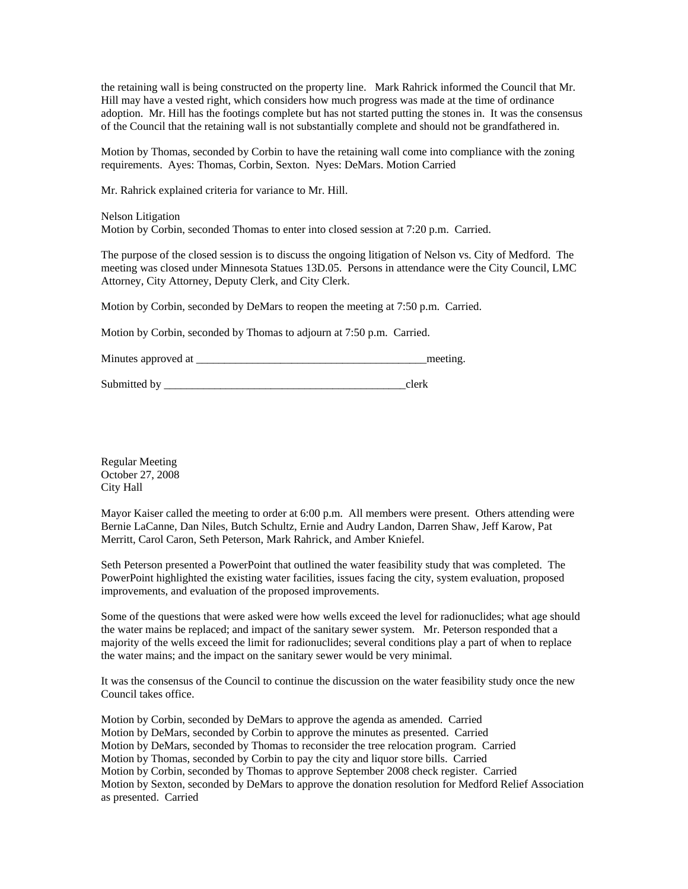the retaining wall is being constructed on the property line. Mark Rahrick informed the Council that Mr. Hill may have a vested right, which considers how much progress was made at the time of ordinance adoption. Mr. Hill has the footings complete but has not started putting the stones in. It was the consensus of the Council that the retaining wall is not substantially complete and should not be grandfathered in.

Motion by Thomas, seconded by Corbin to have the retaining wall come into compliance with the zoning requirements. Ayes: Thomas, Corbin, Sexton. Nyes: DeMars. Motion Carried

Mr. Rahrick explained criteria for variance to Mr. Hill.

Nelson Litigation
Motion by Corbin, seconded Thomas to enter into closed session at 7:20 p.m. Carried.

The purpose of the closed session is to discuss the ongoing litigation of Nelson vs. City of Medford. The meeting was closed under Minnesota Statues 13D.05. Persons in attendance were the City Council, LMC Attorney, City Attorney, Deputy Clerk, and City Clerk.

Motion by Corbin, seconded by DeMars to reopen the meeting at 7:50 p.m. Carried.

Motion by Corbin, seconded by Thomas to adjourn at 7:50 p.m. Carried.

Minutes approved at __________________________________________meeting.

Submitted by ____________________________________________clerk

Regular Meeting
October 27, 2008
City Hall

Mayor Kaiser called the meeting to order at 6:00 p.m. All members were present. Others attending were Bernie LaCanne, Dan Niles, Butch Schultz, Ernie and Audry Landon, Darren Shaw, Jeff Karow, Pat Merritt, Carol Caron, Seth Peterson, Mark Rahrick, and Amber Kniefel.

Seth Peterson presented a PowerPoint that outlined the water feasibility study that was completed. The PowerPoint highlighted the existing water facilities, issues facing the city, system evaluation, proposed improvements, and evaluation of the proposed improvements.

Some of the questions that were asked were how wells exceed the level for radionuclides; what age should the water mains be replaced; and impact of the sanitary sewer system. Mr. Peterson responded that a majority of the wells exceed the limit for radionuclides; several conditions play a part of when to replace the water mains; and the impact on the sanitary sewer would be very minimal.

It was the consensus of the Council to continue the discussion on the water feasibility study once the new Council takes office.

Motion by Corbin, seconded by DeMars to approve the agenda as amended. Carried
Motion by DeMars, seconded by Corbin to approve the minutes as presented. Carried
Motion by DeMars, seconded by Thomas to reconsider the tree relocation program. Carried
Motion by Thomas, seconded by Corbin to pay the city and liquor store bills. Carried
Motion by Corbin, seconded by Thomas to approve September 2008 check register. Carried
Motion by Sexton, seconded by DeMars to approve the donation resolution for Medford Relief Association as presented. Carried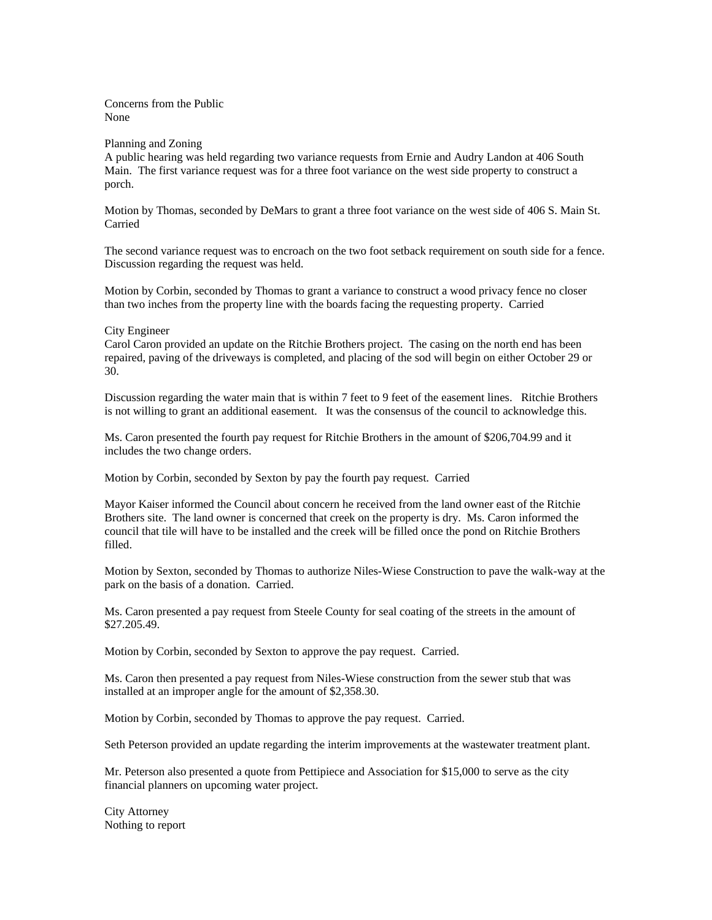Concerns from the Public
None

Planning and Zoning
A public hearing was held regarding two variance requests from Ernie and Audry Landon at 406 South Main. The first variance request was for a three foot variance on the west side property to construct a porch.

Motion by Thomas, seconded by DeMars to grant a three foot variance on the west side of 406 S. Main St. Carried

The second variance request was to encroach on the two foot setback requirement on south side for a fence. Discussion regarding the request was held.

Motion by Corbin, seconded by Thomas to grant a variance to construct a wood privacy fence no closer than two inches from the property line with the boards facing the requesting property. Carried

City Engineer
Carol Caron provided an update on the Ritchie Brothers project. The casing on the north end has been repaired, paving of the driveways is completed, and placing of the sod will begin on either October 29 or 30.

Discussion regarding the water main that is within 7 feet to 9 feet of the easement lines. Ritchie Brothers is not willing to grant an additional easement. It was the consensus of the council to acknowledge this.

Ms. Caron presented the fourth pay request for Ritchie Brothers in the amount of $206,704.99 and it includes the two change orders.

Motion by Corbin, seconded by Sexton by pay the fourth pay request. Carried

Mayor Kaiser informed the Council about concern he received from the land owner east of the Ritchie Brothers site. The land owner is concerned that creek on the property is dry. Ms. Caron informed the council that tile will have to be installed and the creek will be filled once the pond on Ritchie Brothers filled.

Motion by Sexton, seconded by Thomas to authorize Niles-Wiese Construction to pave the walk-way at the park on the basis of a donation. Carried.

Ms. Caron presented a pay request from Steele County for seal coating of the streets in the amount of $27.205.49.

Motion by Corbin, seconded by Sexton to approve the pay request. Carried.

Ms. Caron then presented a pay request from Niles-Wiese construction from the sewer stub that was installed at an improper angle for the amount of $2,358.30.

Motion by Corbin, seconded by Thomas to approve the pay request. Carried.

Seth Peterson provided an update regarding the interim improvements at the wastewater treatment plant.

Mr. Peterson also presented a quote from Pettipiece and Association for $15,000 to serve as the city financial planners on upcoming water project.

City Attorney
Nothing to report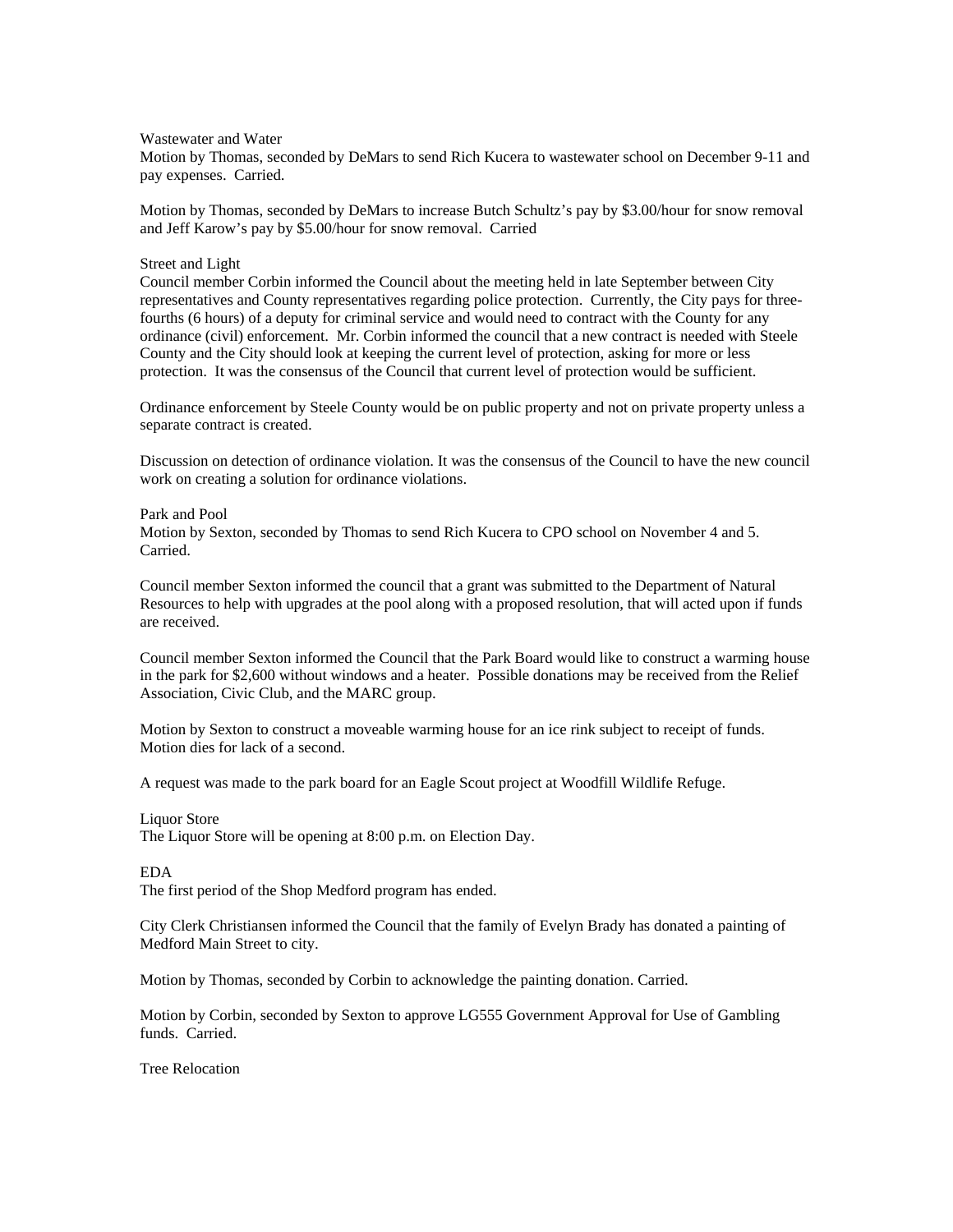Wastewater and Water

Motion by Thomas, seconded by DeMars to send Rich Kucera to wastewater school on December 9-11 and pay expenses. Carried.

Motion by Thomas, seconded by DeMars to increase Butch Schultz's pay by $3.00/hour for snow removal and Jeff Karow's pay by $5.00/hour for snow removal. Carried

Street and Light

Council member Corbin informed the Council about the meeting held in late September between City representatives and County representatives regarding police protection. Currently, the City pays for three-fourths (6 hours) of a deputy for criminal service and would need to contract with the County for any ordinance (civil) enforcement. Mr. Corbin informed the council that a new contract is needed with Steele County and the City should look at keeping the current level of protection, asking for more or less protection. It was the consensus of the Council that current level of protection would be sufficient.

Ordinance enforcement by Steele County would be on public property and not on private property unless a separate contract is created.

Discussion on detection of ordinance violation. It was the consensus of the Council to have the new council work on creating a solution for ordinance violations.

Park and Pool

Motion by Sexton, seconded by Thomas to send Rich Kucera to CPO school on November 4 and 5. Carried.

Council member Sexton informed the council that a grant was submitted to the Department of Natural Resources to help with upgrades at the pool along with a proposed resolution, that will acted upon if funds are received.

Council member Sexton informed the Council that the Park Board would like to construct a warming house in the park for $2,600 without windows and a heater. Possible donations may be received from the Relief Association, Civic Club, and the MARC group.

Motion by Sexton to construct a moveable warming house for an ice rink subject to receipt of funds. Motion dies for lack of a second.

A request was made to the park board for an Eagle Scout project at Woodfill Wildlife Refuge.

Liquor Store

The Liquor Store will be opening at 8:00 p.m. on Election Day.

EDA

The first period of the Shop Medford program has ended.

City Clerk Christiansen informed the Council that the family of Evelyn Brady has donated a painting of Medford Main Street to city.

Motion by Thomas, seconded by Corbin to acknowledge the painting donation. Carried.

Motion by Corbin, seconded by Sexton to approve LG555 Government Approval for Use of Gambling funds. Carried.

Tree Relocation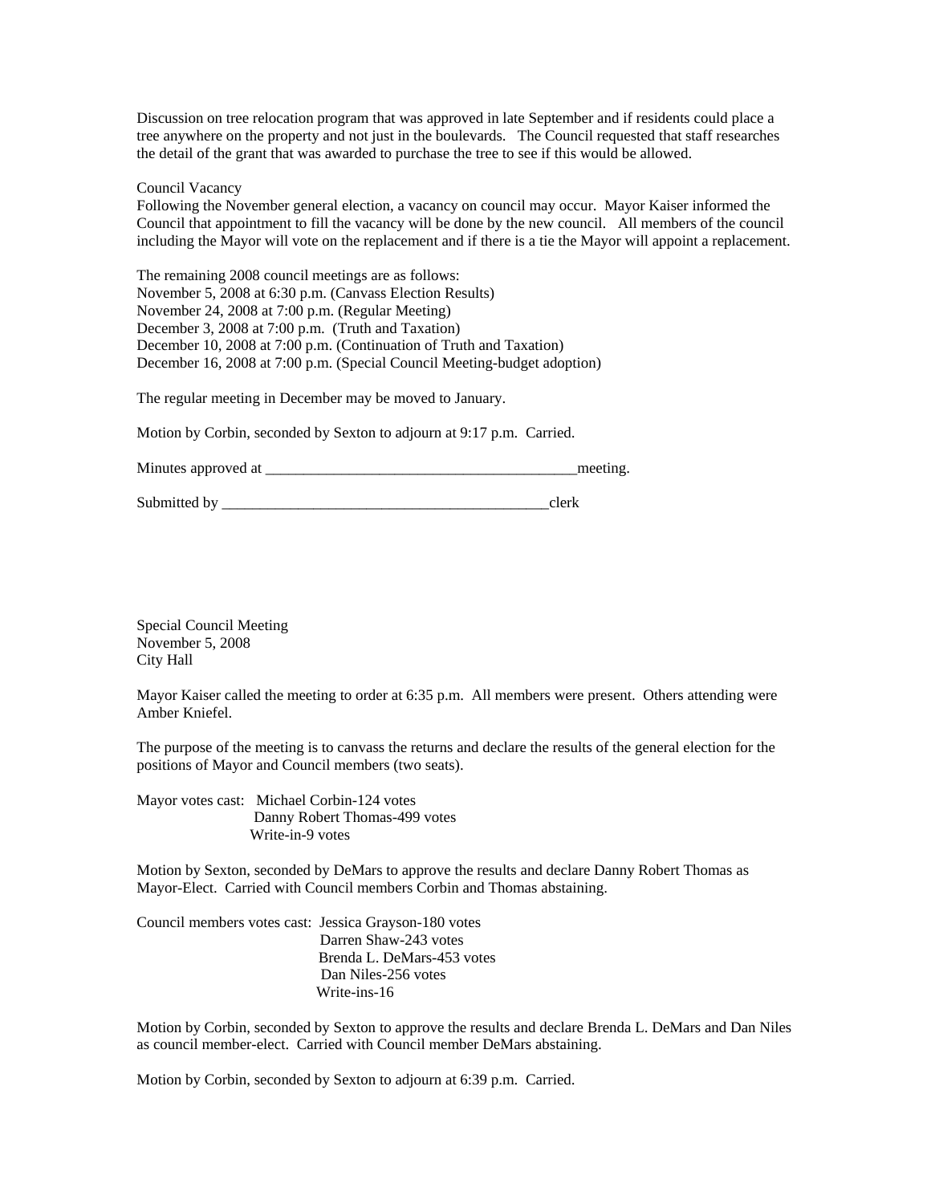Discussion on tree relocation program that was approved in late September and if residents could place a tree anywhere on the property and not just in the boulevards. The Council requested that staff researches the detail of the grant that was awarded to purchase the tree to see if this would be allowed.

Council Vacancy

Following the November general election, a vacancy on council may occur. Mayor Kaiser informed the Council that appointment to fill the vacancy will be done by the new council. All members of the council including the Mayor will vote on the replacement and if there is a tie the Mayor will appoint a replacement.

The remaining 2008 council meetings are as follows:

November 5, 2008 at 6:30 p.m. (Canvass Election Results)
November 24, 2008 at 7:00 p.m. (Regular Meeting)
December 3, 2008 at 7:00 p.m. (Truth and Taxation)
December 10, 2008 at 7:00 p.m. (Continuation of Truth and Taxation)
December 16, 2008 at 7:00 p.m. (Special Council Meeting-budget adoption)

The regular meeting in December may be moved to January.

Motion by Corbin, seconded by Sexton to adjourn at 9:17 p.m. Carried.

Minutes approved at ___________________________________________meeting.

Submitted by _____________________________________________clerk

Special Council Meeting
November 5, 2008
City Hall

Mayor Kaiser called the meeting to order at 6:35 p.m. All members were present. Others attending were Amber Kniefel.

The purpose of the meeting is to canvass the returns and declare the results of the general election for the positions of Mayor and Council members (two seats).

Mayor votes cast: Michael Corbin-124 votes
Danny Robert Thomas-499 votes
Write-in-9 votes

Motion by Sexton, seconded by DeMars to approve the results and declare Danny Robert Thomas as Mayor-Elect. Carried with Council members Corbin and Thomas abstaining.

Council members votes cast: Jessica Grayson-180 votes
Darren Shaw-243 votes
Brenda L. DeMars-453 votes
Dan Niles-256 votes
Write-ins-16

Motion by Corbin, seconded by Sexton to approve the results and declare Brenda L. DeMars and Dan Niles as council member-elect. Carried with Council member DeMars abstaining.

Motion by Corbin, seconded by Sexton to adjourn at 6:39 p.m. Carried.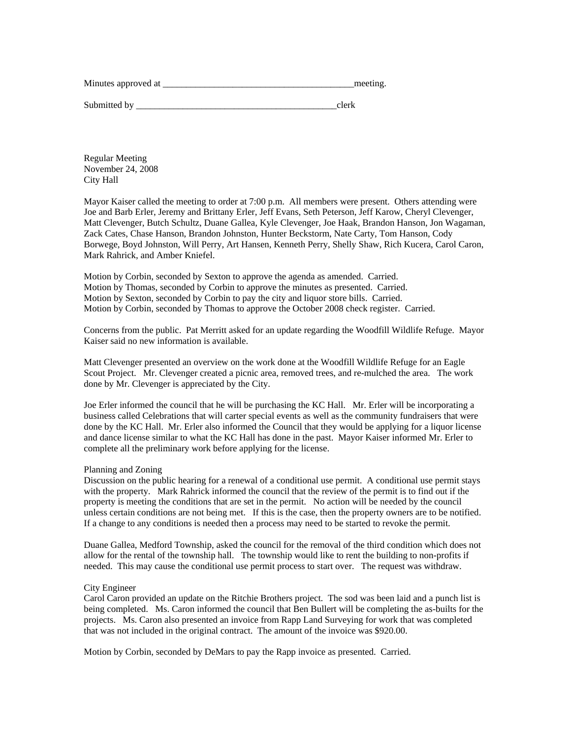Minutes approved at ________________________________________meeting.

Submitted by ___________________________________________clerk

Regular Meeting
November 24, 2008
City Hall

Mayor Kaiser called the meeting to order at 7:00 p.m. All members were present. Others attending were Joe and Barb Erler, Jeremy and Brittany Erler, Jeff Evans, Seth Peterson, Jeff Karow, Cheryl Clevenger, Matt Clevenger, Butch Schultz, Duane Gallea, Kyle Clevenger, Joe Haak, Brandon Hanson, Jon Wagaman, Zack Cates, Chase Hanson, Brandon Johnston, Hunter Beckstorm, Nate Carty, Tom Hanson, Cody Borwege, Boyd Johnston, Will Perry, Art Hansen, Kenneth Perry, Shelly Shaw, Rich Kucera, Carol Caron, Mark Rahrick, and Amber Kniefel.

Motion by Corbin, seconded by Sexton to approve the agenda as amended. Carried.
Motion by Thomas, seconded by Corbin to approve the minutes as presented. Carried.
Motion by Sexton, seconded by Corbin to pay the city and liquor store bills. Carried.
Motion by Corbin, seconded by Thomas to approve the October 2008 check register. Carried.

Concerns from the public. Pat Merritt asked for an update regarding the Woodfill Wildlife Refuge. Mayor Kaiser said no new information is available.

Matt Clevenger presented an overview on the work done at the Woodfill Wildlife Refuge for an Eagle Scout Project. Mr. Clevenger created a picnic area, removed trees, and re-mulched the area. The work done by Mr. Clevenger is appreciated by the City.

Joe Erler informed the council that he will be purchasing the KC Hall. Mr. Erler will be incorporating a business called Celebrations that will carter special events as well as the community fundraisers that were done by the KC Hall. Mr. Erler also informed the Council that they would be applying for a liquor license and dance license similar to what the KC Hall has done in the past. Mayor Kaiser informed Mr. Erler to complete all the preliminary work before applying for the license.

Planning and Zoning
Discussion on the public hearing for a renewal of a conditional use permit. A conditional use permit stays with the property. Mark Rahrick informed the council that the review of the permit is to find out if the property is meeting the conditions that are set in the permit. No action will be needed by the council unless certain conditions are not being met. If this is the case, then the property owners are to be notified. If a change to any conditions is needed then a process may need to be started to revoke the permit.

Duane Gallea, Medford Township, asked the council for the removal of the third condition which does not allow for the rental of the township hall. The township would like to rent the building to non-profits if needed. This may cause the conditional use permit process to start over. The request was withdraw.

City Engineer
Carol Caron provided an update on the Ritchie Brothers project. The sod was been laid and a punch list is being completed. Ms. Caron informed the council that Ben Bullert will be completing the as-builts for the projects. Ms. Caron also presented an invoice from Rapp Land Surveying for work that was completed that was not included in the original contract. The amount of the invoice was $920.00.

Motion by Corbin, seconded by DeMars to pay the Rapp invoice as presented. Carried.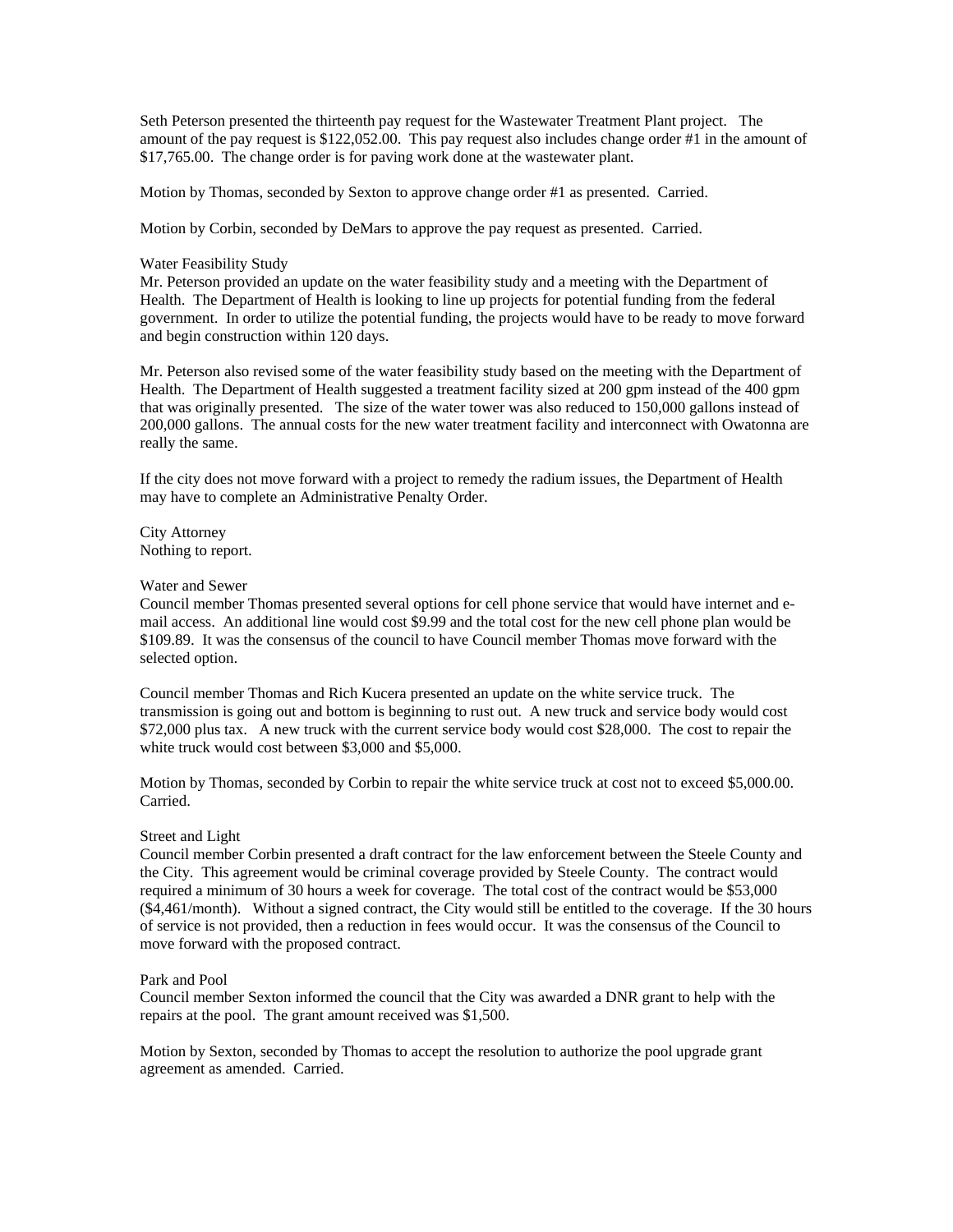Seth Peterson presented the thirteenth pay request for the Wastewater Treatment Plant project. The amount of the pay request is $122,052.00. This pay request also includes change order #1 in the amount of $17,765.00. The change order is for paving work done at the wastewater plant.

Motion by Thomas, seconded by Sexton to approve change order #1 as presented. Carried.

Motion by Corbin, seconded by DeMars to approve the pay request as presented. Carried.

Water Feasibility Study
Mr. Peterson provided an update on the water feasibility study and a meeting with the Department of Health. The Department of Health is looking to line up projects for potential funding from the federal government. In order to utilize the potential funding, the projects would have to be ready to move forward and begin construction within 120 days.

Mr. Peterson also revised some of the water feasibility study based on the meeting with the Department of Health. The Department of Health suggested a treatment facility sized at 200 gpm instead of the 400 gpm that was originally presented. The size of the water tower was also reduced to 150,000 gallons instead of 200,000 gallons. The annual costs for the new water treatment facility and interconnect with Owatonna are really the same.

If the city does not move forward with a project to remedy the radium issues, the Department of Health may have to complete an Administrative Penalty Order.

City Attorney
Nothing to report.

Water and Sewer
Council member Thomas presented several options for cell phone service that would have internet and e-mail access. An additional line would cost $9.99 and the total cost for the new cell phone plan would be $109.89. It was the consensus of the council to have Council member Thomas move forward with the selected option.

Council member Thomas and Rich Kucera presented an update on the white service truck. The transmission is going out and bottom is beginning to rust out. A new truck and service body would cost $72,000 plus tax. A new truck with the current service body would cost $28,000. The cost to repair the white truck would cost between $3,000 and $5,000.

Motion by Thomas, seconded by Corbin to repair the white service truck at cost not to exceed $5,000.00. Carried.

Street and Light
Council member Corbin presented a draft contract for the law enforcement between the Steele County and the City. This agreement would be criminal coverage provided by Steele County. The contract would required a minimum of 30 hours a week for coverage. The total cost of the contract would be $53,000 ($4,461/month). Without a signed contract, the City would still be entitled to the coverage. If the 30 hours of service is not provided, then a reduction in fees would occur. It was the consensus of the Council to move forward with the proposed contract.

Park and Pool
Council member Sexton informed the council that the City was awarded a DNR grant to help with the repairs at the pool. The grant amount received was $1,500.

Motion by Sexton, seconded by Thomas to accept the resolution to authorize the pool upgrade grant agreement as amended. Carried.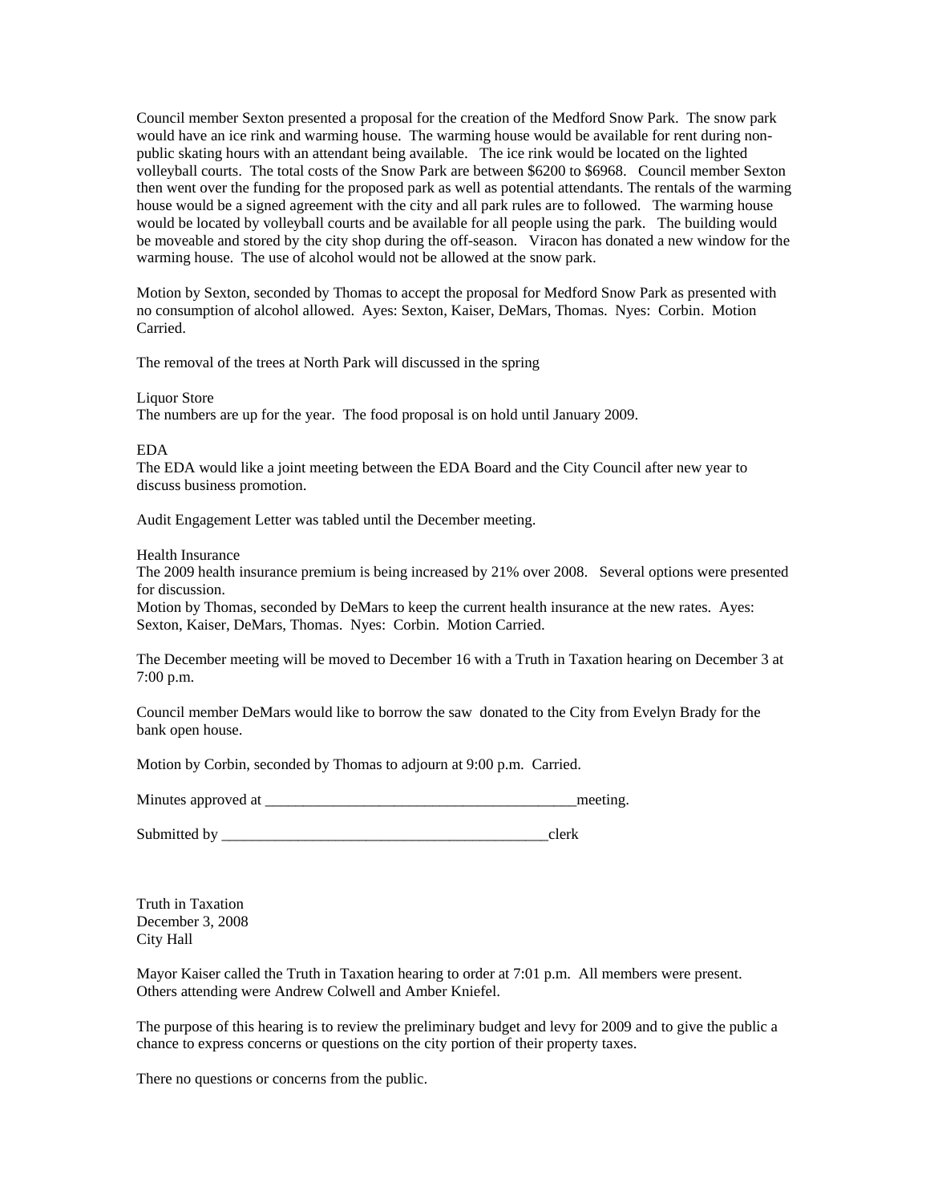Council member Sexton presented a proposal for the creation of the Medford Snow Park. The snow park would have an ice rink and warming house. The warming house would be available for rent during non-public skating hours with an attendant being available. The ice rink would be located on the lighted volleyball courts. The total costs of the Snow Park are between $6200 to $6968. Council member Sexton then went over the funding for the proposed park as well as potential attendants. The rentals of the warming house would be a signed agreement with the city and all park rules are to followed. The warming house would be located by volleyball courts and be available for all people using the park. The building would be moveable and stored by the city shop during the off-season. Viracon has donated a new window for the warming house. The use of alcohol would not be allowed at the snow park.

Motion by Sexton, seconded by Thomas to accept the proposal for Medford Snow Park as presented with no consumption of alcohol allowed. Ayes: Sexton, Kaiser, DeMars, Thomas. Nyes: Corbin. Motion Carried.

The removal of the trees at North Park will discussed in the spring

Liquor Store
The numbers are up for the year. The food proposal is on hold until January 2009.

EDA
The EDA would like a joint meeting between the EDA Board and the City Council after new year to discuss business promotion.

Audit Engagement Letter was tabled until the December meeting.

Health Insurance
The 2009 health insurance premium is being increased by 21% over 2008. Several options were presented for discussion.
Motion by Thomas, seconded by DeMars to keep the current health insurance at the new rates. Ayes: Sexton, Kaiser, DeMars, Thomas. Nyes: Corbin. Motion Carried.

The December meeting will be moved to December 16 with a Truth in Taxation hearing on December 3 at 7:00 p.m.

Council member DeMars would like to borrow the saw donated to the City from Evelyn Brady for the bank open house.

Motion by Corbin, seconded by Thomas to adjourn at 9:00 p.m. Carried.

Minutes approved at ________________________________________meeting.

Submitted by ___________________________________________clerk

Truth in Taxation
December 3, 2008
City Hall

Mayor Kaiser called the Truth in Taxation hearing to order at 7:01 p.m. All members were present. Others attending were Andrew Colwell and Amber Kniefel.

The purpose of this hearing is to review the preliminary budget and levy for 2009 and to give the public a chance to express concerns or questions on the city portion of their property taxes.

There no questions or concerns from the public.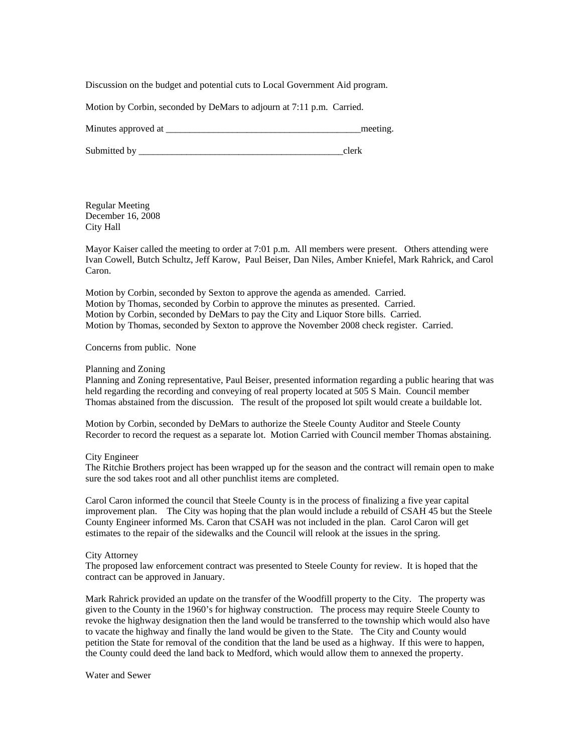Discussion on the budget and potential cuts to Local Government Aid program.

Motion by Corbin, seconded by DeMars to adjourn at 7:11 p.m. Carried.

Minutes approved at _________________________________________meeting.

Submitted by ___________________________________________clerk

Regular Meeting
December 16, 2008
City Hall

Mayor Kaiser called the meeting to order at 7:01 p.m. All members were present. Others attending were Ivan Cowell, Butch Schultz, Jeff Karow, Paul Beiser, Dan Niles, Amber Kniefel, Mark Rahrick, and Carol Caron.

Motion by Corbin, seconded by Sexton to approve the agenda as amended. Carried.
Motion by Thomas, seconded by Corbin to approve the minutes as presented. Carried.
Motion by Corbin, seconded by DeMars to pay the City and Liquor Store bills. Carried.
Motion by Thomas, seconded by Sexton to approve the November 2008 check register. Carried.

Concerns from public. None

Planning and Zoning
Planning and Zoning representative, Paul Beiser, presented information regarding a public hearing that was held regarding the recording and conveying of real property located at 505 S Main. Council member Thomas abstained from the discussion. The result of the proposed lot spilt would create a buildable lot.

Motion by Corbin, seconded by DeMars to authorize the Steele County Auditor and Steele County Recorder to record the request as a separate lot. Motion Carried with Council member Thomas abstaining.

City Engineer
The Ritchie Brothers project has been wrapped up for the season and the contract will remain open to make sure the sod takes root and all other punchlist items are completed.

Carol Caron informed the council that Steele County is in the process of finalizing a five year capital improvement plan. The City was hoping that the plan would include a rebuild of CSAH 45 but the Steele County Engineer informed Ms. Caron that CSAH was not included in the plan. Carol Caron will get estimates to the repair of the sidewalks and the Council will relook at the issues in the spring.

City Attorney
The proposed law enforcement contract was presented to Steele County for review. It is hoped that the contract can be approved in January.

Mark Rahrick provided an update on the transfer of the Woodfill property to the City. The property was given to the County in the 1960's for highway construction. The process may require Steele County to revoke the highway designation then the land would be transferred to the township which would also have to vacate the highway and finally the land would be given to the State. The City and County would petition the State for removal of the condition that the land be used as a highway. If this were to happen, the County could deed the land back to Medford, which would allow them to annexed the property.

Water and Sewer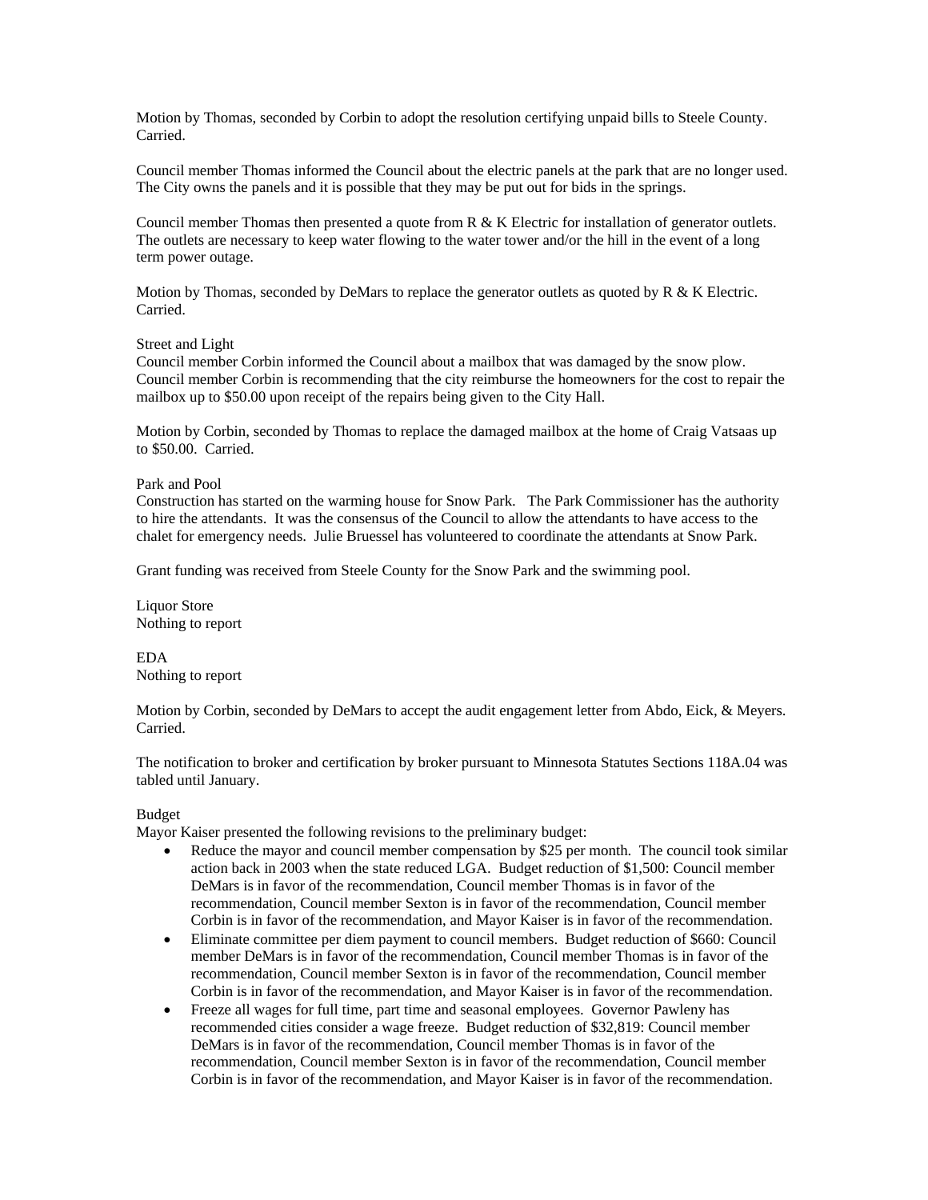Motion by Thomas, seconded by Corbin to adopt the resolution certifying unpaid bills to Steele County. Carried.

Council member Thomas informed the Council about the electric panels at the park that are no longer used. The City owns the panels and it is possible that they may be put out for bids in the springs.

Council member Thomas then presented a quote from R & K Electric for installation of generator outlets. The outlets are necessary to keep water flowing to the water tower and/or the hill in the event of a long term power outage.

Motion by Thomas, seconded by DeMars to replace the generator outlets as quoted by R & K Electric. Carried.

Street and Light

Council member Corbin informed the Council about a mailbox that was damaged by the snow plow. Council member Corbin is recommending that the city reimburse the homeowners for the cost to repair the mailbox up to $50.00 upon receipt of the repairs being given to the City Hall.

Motion by Corbin, seconded by Thomas to replace the damaged mailbox at the home of Craig Vatsaas up to $50.00. Carried.

Park and Pool

Construction has started on the warming house for Snow Park. The Park Commissioner has the authority to hire the attendants. It was the consensus of the Council to allow the attendants to have access to the chalet for emergency needs. Julie Bruessel has volunteered to coordinate the attendants at Snow Park.

Grant funding was received from Steele County for the Snow Park and the swimming pool.

Liquor Store

Nothing to report

EDA

Nothing to report

Motion by Corbin, seconded by DeMars to accept the audit engagement letter from Abdo, Eick, & Meyers. Carried.

The notification to broker and certification by broker pursuant to Minnesota Statutes Sections 118A.04 was tabled until January.

Budget

Mayor Kaiser presented the following revisions to the preliminary budget:

- Reduce the mayor and council member compensation by $25 per month. The council took similar action back in 2003 when the state reduced LGA. Budget reduction of $1,500: Council member DeMars is in favor of the recommendation, Council member Thomas is in favor of the recommendation, Council member Sexton is in favor of the recommendation, Council member Corbin is in favor of the recommendation, and Mayor Kaiser is in favor of the recommendation.
- Eliminate committee per diem payment to council members. Budget reduction of $660: Council member DeMars is in favor of the recommendation, Council member Thomas is in favor of the recommendation, Council member Sexton is in favor of the recommendation, Council member Corbin is in favor of the recommendation, and Mayor Kaiser is in favor of the recommendation.
- Freeze all wages for full time, part time and seasonal employees. Governor Pawleny has recommended cities consider a wage freeze. Budget reduction of $32,819: Council member DeMars is in favor of the recommendation, Council member Thomas is in favor of the recommendation, Council member Sexton is in favor of the recommendation, Council member Corbin is in favor of the recommendation, and Mayor Kaiser is in favor of the recommendation.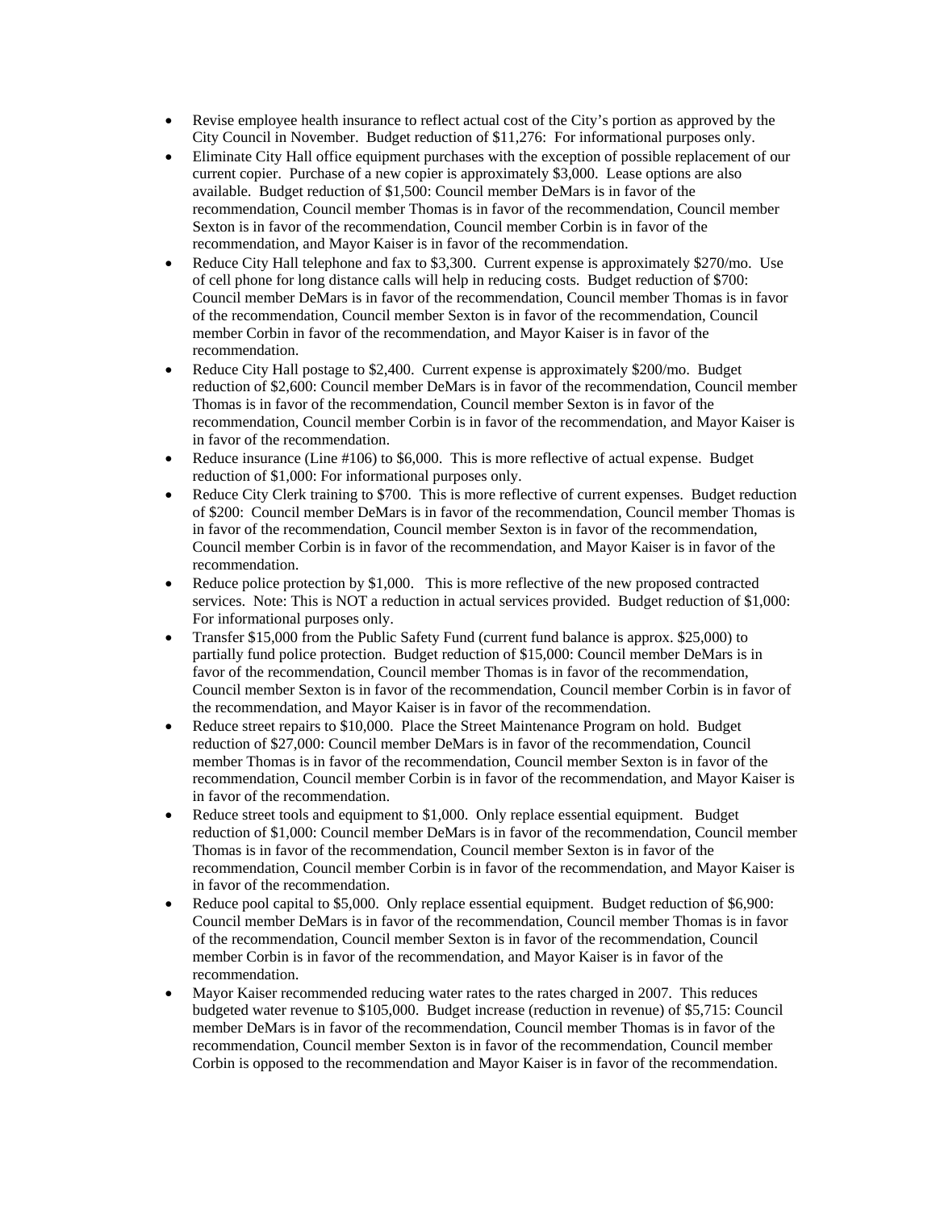- Revise employee health insurance to reflect actual cost of the City's portion as approved by the City Council in November. Budget reduction of $11,276: For informational purposes only.
- Eliminate City Hall office equipment purchases with the exception of possible replacement of our current copier. Purchase of a new copier is approximately $3,000. Lease options are also available. Budget reduction of $1,500: Council member DeMars is in favor of the recommendation, Council member Thomas is in favor of the recommendation, Council member Sexton is in favor of the recommendation, Council member Corbin is in favor of the recommendation, and Mayor Kaiser is in favor of the recommendation.
- Reduce City Hall telephone and fax to $3,300. Current expense is approximately $270/mo. Use of cell phone for long distance calls will help in reducing costs. Budget reduction of $700: Council member DeMars is in favor of the recommendation, Council member Thomas is in favor of the recommendation, Council member Sexton is in favor of the recommendation, Council member Corbin in favor of the recommendation, and Mayor Kaiser is in favor of the recommendation.
- Reduce City Hall postage to $2,400. Current expense is approximately $200/mo. Budget reduction of $2,600: Council member DeMars is in favor of the recommendation, Council member Thomas is in favor of the recommendation, Council member Sexton is in favor of the recommendation, Council member Corbin is in favor of the recommendation, and Mayor Kaiser is in favor of the recommendation.
- Reduce insurance (Line #106) to $6,000. This is more reflective of actual expense. Budget reduction of $1,000: For informational purposes only.
- Reduce City Clerk training to $700. This is more reflective of current expenses. Budget reduction of $200: Council member DeMars is in favor of the recommendation, Council member Thomas is in favor of the recommendation, Council member Sexton is in favor of the recommendation, Council member Corbin is in favor of the recommendation, and Mayor Kaiser is in favor of the recommendation.
- Reduce police protection by $1,000. This is more reflective of the new proposed contracted services. Note: This is NOT a reduction in actual services provided. Budget reduction of $1,000: For informational purposes only.
- Transfer $15,000 from the Public Safety Fund (current fund balance is approx. $25,000) to partially fund police protection. Budget reduction of $15,000: Council member DeMars is in favor of the recommendation, Council member Thomas is in favor of the recommendation, Council member Sexton is in favor of the recommendation, Council member Corbin is in favor of the recommendation, and Mayor Kaiser is in favor of the recommendation.
- Reduce street repairs to $10,000. Place the Street Maintenance Program on hold. Budget reduction of $27,000: Council member DeMars is in favor of the recommendation, Council member Thomas is in favor of the recommendation, Council member Sexton is in favor of the recommendation, Council member Corbin is in favor of the recommendation, and Mayor Kaiser is in favor of the recommendation.
- Reduce street tools and equipment to $1,000. Only replace essential equipment. Budget reduction of $1,000: Council member DeMars is in favor of the recommendation, Council member Thomas is in favor of the recommendation, Council member Sexton is in favor of the recommendation, Council member Corbin is in favor of the recommendation, and Mayor Kaiser is in favor of the recommendation.
- Reduce pool capital to $5,000. Only replace essential equipment. Budget reduction of $6,900: Council member DeMars is in favor of the recommendation, Council member Thomas is in favor of the recommendation, Council member Sexton is in favor of the recommendation, Council member Corbin is in favor of the recommendation, and Mayor Kaiser is in favor of the recommendation.
- Mayor Kaiser recommended reducing water rates to the rates charged in 2007. This reduces budgeted water revenue to $105,000. Budget increase (reduction in revenue) of $5,715: Council member DeMars is in favor of the recommendation, Council member Thomas is in favor of the recommendation, Council member Sexton is in favor of the recommendation, Council member Corbin is opposed to the recommendation and Mayor Kaiser is in favor of the recommendation.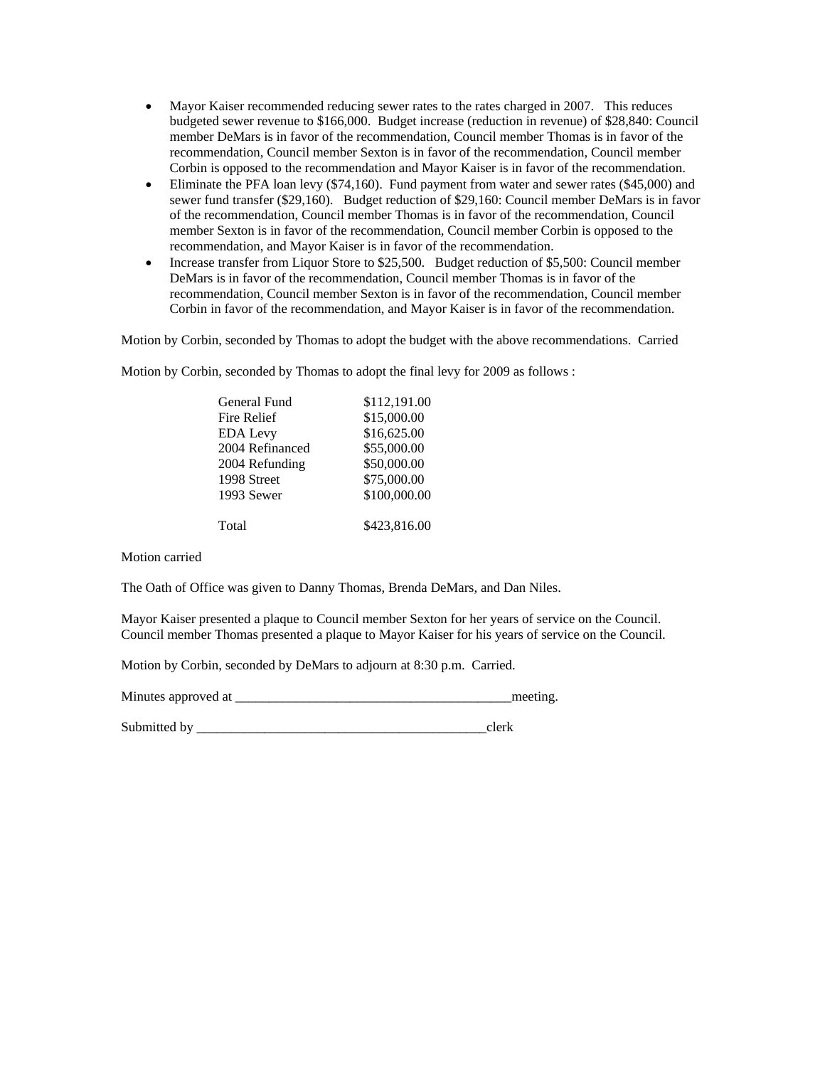- Mayor Kaiser recommended reducing sewer rates to the rates charged in 2007. This reduces budgeted sewer revenue to $166,000. Budget increase (reduction in revenue) of $28,840: Council member DeMars is in favor of the recommendation, Council member Thomas is in favor of the recommendation, Council member Sexton is in favor of the recommendation, Council member Corbin is opposed to the recommendation and Mayor Kaiser is in favor of the recommendation.
- Eliminate the PFA loan levy ($74,160). Fund payment from water and sewer rates ($45,000) and sewer fund transfer ($29,160). Budget reduction of $29,160: Council member DeMars is in favor of the recommendation, Council member Thomas is in favor of the recommendation, Council member Sexton is in favor of the recommendation, Council member Corbin is opposed to the recommendation, and Mayor Kaiser is in favor of the recommendation.
- Increase transfer from Liquor Store to $25,500. Budget reduction of $5,500: Council member DeMars is in favor of the recommendation, Council member Thomas is in favor of the recommendation, Council member Sexton is in favor of the recommendation, Council member Corbin in favor of the recommendation, and Mayor Kaiser is in favor of the recommendation.

Motion by Corbin, seconded by Thomas to adopt the budget with the above recommendations. Carried

Motion by Corbin, seconded by Thomas to adopt the final levy for 2009 as follows :

| | |
|---|---|
| General Fund | $112,191.00 |
| Fire Relief | $15,000.00 |
| EDA Levy | $16,625.00 |
| 2004 Refinanced | $55,000.00 |
| 2004 Refunding | $50,000.00 |
| 1998 Street | $75,000.00 |
| 1993 Sewer | $100,000.00 |
| Total | $423,816.00 |

Motion carried

The Oath of Office was given to Danny Thomas, Brenda DeMars, and Dan Niles.

Mayor Kaiser presented a plaque to Council member Sexton for her years of service on the Council. Council member Thomas presented a plaque to Mayor Kaiser for his years of service on the Council.

Motion by Corbin, seconded by DeMars to adjourn at 8:30 p.m. Carried.

Minutes approved at __________________________________________meeting.

Submitted by ____________________________________________clerk